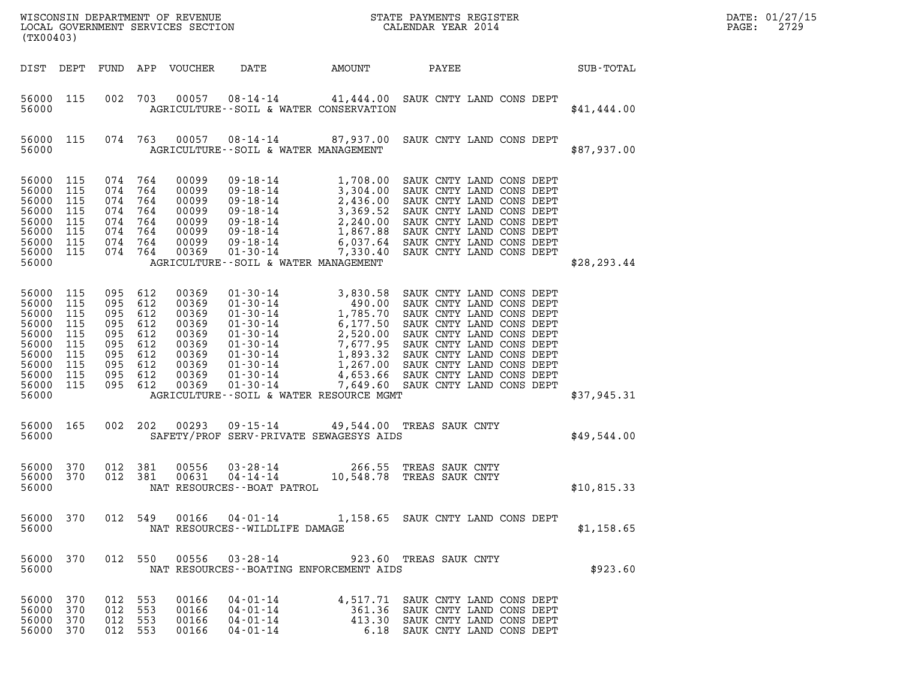WISCONSIN DEPARTMENT OF REVENUE
LOCAL GOVERNMENT SERVICES SECTION
(TX00403)

STATE PAYMENTS REGISTER
CALENDAR YEAR 2014

DATE: 01/27/15
PAGE: 2729

| DIST | DEPT | FUND | APP | VOUCHER | DATE | AMOUNT | PAYEE | SUB-TOTAL |
|---|---|---|---|---|---|---|---|---|
| 56000 | 115 | 002 | 703 | 00057 | 08-14-14 | 41,444.00 | SAUK CNTY LAND CONS DEPT | |
| 56000 | | | | | AGRICULTURE--SOIL & WATER CONSERVATION | | | $41,444.00 |
| 56000 | 115 | 074 | 763 | 00057 | 08-14-14 | 87,937.00 | SAUK CNTY LAND CONS DEPT | |
| 56000 | | | | | AGRICULTURE--SOIL & WATER MANAGEMENT | | | $87,937.00 |
| 56000 | 115 | 074 | 764 | 00099 | 09-18-14 | 1,708.00 | SAUK CNTY LAND CONS DEPT | |
| 56000 | 115 | 074 | 764 | 00099 | 09-18-14 | 3,304.00 | SAUK CNTY LAND CONS DEPT | |
| 56000 | 115 | 074 | 764 | 00099 | 09-18-14 | 2,436.00 | SAUK CNTY LAND CONS DEPT | |
| 56000 | 115 | 074 | 764 | 00099 | 09-18-14 | 3,369.52 | SAUK CNTY LAND CONS DEPT | |
| 56000 | 115 | 074 | 764 | 00099 | 09-18-14 | 2,240.00 | SAUK CNTY LAND CONS DEPT | |
| 56000 | 115 | 074 | 764 | 00099 | 09-18-14 | 1,867.88 | SAUK CNTY LAND CONS DEPT | |
| 56000 | 115 | 074 | 764 | 00099 | 09-18-14 | 6,037.64 | SAUK CNTY LAND CONS DEPT | |
| 56000 | 115 | 074 | 764 | 00369 | 01-30-14 | 7,330.40 | SAUK CNTY LAND CONS DEPT | |
| 56000 | | | | | AGRICULTURE--SOIL & WATER MANAGEMENT | | | $28,293.44 |
| 56000 | 115 | 095 | 612 | 00369 | 01-30-14 | 3,830.58 | SAUK CNTY LAND CONS DEPT | |
| 56000 | 115 | 095 | 612 | 00369 | 01-30-14 | 490.00 | SAUK CNTY LAND CONS DEPT | |
| 56000 | 115 | 095 | 612 | 00369 | 01-30-14 | 1,785.70 | SAUK CNTY LAND CONS DEPT | |
| 56000 | 115 | 095 | 612 | 00369 | 01-30-14 | 6,177.50 | SAUK CNTY LAND CONS DEPT | |
| 56000 | 115 | 095 | 612 | 00369 | 01-30-14 | 2,520.00 | SAUK CNTY LAND CONS DEPT | |
| 56000 | 115 | 095 | 612 | 00369 | 01-30-14 | 7,677.95 | SAUK CNTY LAND CONS DEPT | |
| 56000 | 115 | 095 | 612 | 00369 | 01-30-14 | 1,893.32 | SAUK CNTY LAND CONS DEPT | |
| 56000 | 115 | 095 | 612 | 00369 | 01-30-14 | 1,267.00 | SAUK CNTY LAND CONS DEPT | |
| 56000 | 115 | 095 | 612 | 00369 | 01-30-14 | 4,653.66 | SAUK CNTY LAND CONS DEPT | |
| 56000 | 115 | 095 | 612 | 00369 | 01-30-14 | 7,649.60 | SAUK CNTY LAND CONS DEPT | |
| 56000 | | | | | AGRICULTURE--SOIL & WATER RESOURCE MGMT | | | $37,945.31 |
| 56000 | 165 | 002 | 202 | 00293 | 09-15-14 | 49,544.00 | TREAS SAUK CNTY | |
| 56000 | | | | | SAFETY/PROF SERV-PRIVATE SEWAGESYS AIDS | | | $49,544.00 |
| 56000 | 370 | 012 | 381 | 00556 | 03-28-14 | 266.55 | TREAS SAUK CNTY | |
| 56000 | 370 | 012 | 381 | 00631 | 04-14-14 | 10,548.78 | TREAS SAUK CNTY | |
| 56000 | | | | | NAT RESOURCES--BOAT PATROL | | | $10,815.33 |
| 56000 | 370 | 012 | 549 | 00166 | 04-01-14 | 1,158.65 | SAUK CNTY LAND CONS DEPT | |
| 56000 | | | | | NAT RESOURCES--WILDLIFE DAMAGE | | | $1,158.65 |
| 56000 | 370 | 012 | 550 | 00556 | 03-28-14 | 923.60 | TREAS SAUK CNTY | |
| 56000 | | | | | NAT RESOURCES--BOATING ENFORCEMENT AIDS | | | $923.60 |
| 56000 | 370 | 012 | 553 | 00166 | 04-01-14 | 4,517.71 | SAUK CNTY LAND CONS DEPT | |
| 56000 | 370 | 012 | 553 | 00166 | 04-01-14 | 361.36 | SAUK CNTY LAND CONS DEPT | |
| 56000 | 370 | 012 | 553 | 00166 | 04-01-14 | 413.30 | SAUK CNTY LAND CONS DEPT | |
| 56000 | 370 | 012 | 553 | 00166 | 04-01-14 | 6.18 | SAUK CNTY LAND CONS DEPT | |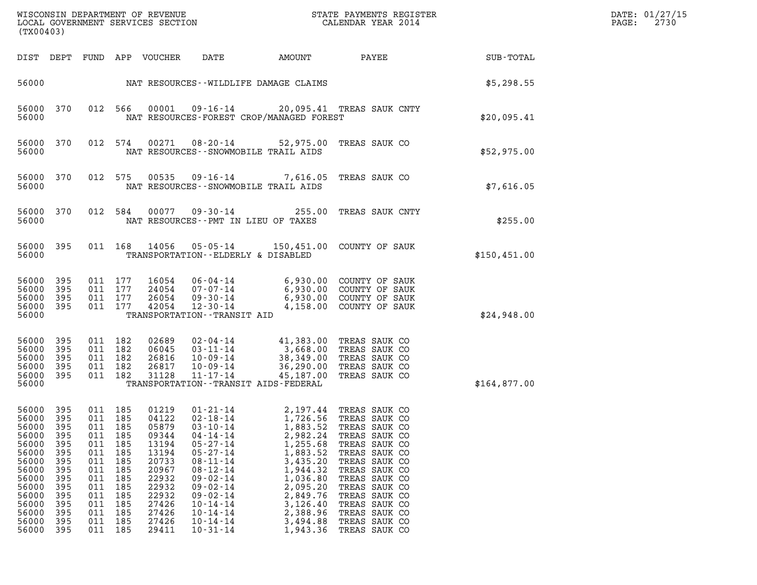WISCONSIN DEPARTMENT OF REVENUE
LOCAL GOVERNMENT SERVICES SECTION
(TX00403)

STATE PAYMENTS REGISTER
CALENDAR YEAR 2014

DATE: 01/27/15
PAGE: 2730

| DIST | DEPT | FUND | APP | VOUCHER | DATE | AMOUNT | PAYEE | SUB-TOTAL |
|---|---|---|---|---|---|---|---|---|
| 56000 | | | | | NAT RESOURCES--WILDLIFE DAMAGE CLAIMS | | | $5,298.55 |
| 56000 | 370 | 012 | 566 | 00001 | 09-16-14 | 20,095.41 | TREAS SAUK CNTY | |
| 56000 | | | | | NAT RESOURCES-FOREST CROP/MANAGED FOREST | | | $20,095.41 |
| 56000 | 370 | 012 | 574 | 00271 | 08-20-14 | 52,975.00 | TREAS SAUK CO | |
| 56000 | | | | | NAT RESOURCES--SNOWMOBILE TRAIL AIDS | | | $52,975.00 |
| 56000 | 370 | 012 | 575 | 00535 | 09-16-14 | 7,616.05 | TREAS SAUK CO | |
| 56000 | | | | | NAT RESOURCES--SNOWMOBILE TRAIL AIDS | | | $7,616.05 |
| 56000 | 370 | 012 | 584 | 00077 | 09-30-14 | 255.00 | TREAS SAUK CNTY | |
| 56000 | | | | | NAT RESOURCES--PMT IN LIEU OF TAXES | | | $255.00 |
| 56000 | 395 | 011 | 168 | 14056 | 05-05-14 | 150,451.00 | COUNTY OF SAUK | |
| 56000 | | | | | TRANSPORTATION--ELDERLY & DISABLED | | | $150,451.00 |
| 56000 | 395 | 011 | 177 | 16054 | 06-04-14 | 6,930.00 | COUNTY OF SAUK | |
| 56000 | 395 | 011 | 177 | 24054 | 07-07-14 | 6,930.00 | COUNTY OF SAUK | |
| 56000 | 395 | 011 | 177 | 26054 | 09-30-14 | 6,930.00 | COUNTY OF SAUK | |
| 56000 | 395 | 011 | 177 | 42054 | 12-30-14 | 4,158.00 | COUNTY OF SAUK | |
| 56000 | | | | | TRANSPORTATION--TRANSIT AID | | | $24,948.00 |
| 56000 | 395 | 011 | 182 | 02689 | 02-04-14 | 41,383.00 | TREAS SAUK CO | |
| 56000 | 395 | 011 | 182 | 06045 | 03-11-14 | 3,668.00 | TREAS SAUK CO | |
| 56000 | 395 | 011 | 182 | 26816 | 10-09-14 | 38,349.00 | TREAS SAUK CO | |
| 56000 | 395 | 011 | 182 | 26817 | 10-09-14 | 36,290.00 | TREAS SAUK CO | |
| 56000 | 395 | 011 | 182 | 31128 | 11-17-14 | 45,187.00 | TREAS SAUK CO | |
| 56000 | | | | | TRANSPORTATION--TRANSIT AIDS-FEDERAL | | | $164,877.00 |
| 56000 | 395 | 011 | 185 | 01219 | 01-21-14 | 2,197.44 | TREAS SAUK CO | |
| 56000 | 395 | 011 | 185 | 04122 | 02-18-14 | 1,726.56 | TREAS SAUK CO | |
| 56000 | 395 | 011 | 185 | 05879 | 03-10-14 | 1,883.52 | TREAS SAUK CO | |
| 56000 | 395 | 011 | 185 | 09344 | 04-14-14 | 2,982.24 | TREAS SAUK CO | |
| 56000 | 395 | 011 | 185 | 13194 | 05-27-14 | 1,255.68 | TREAS SAUK CO | |
| 56000 | 395 | 011 | 185 | 13194 | 05-27-14 | 1,883.52 | TREAS SAUK CO | |
| 56000 | 395 | 011 | 185 | 20733 | 08-11-14 | 3,435.20 | TREAS SAUK CO | |
| 56000 | 395 | 011 | 185 | 20967 | 08-12-14 | 1,944.32 | TREAS SAUK CO | |
| 56000 | 395 | 011 | 185 | 22932 | 09-02-14 | 1,036.80 | TREAS SAUK CO | |
| 56000 | 395 | 011 | 185 | 22932 | 09-02-14 | 2,095.20 | TREAS SAUK CO | |
| 56000 | 395 | 011 | 185 | 22932 | 09-02-14 | 2,849.76 | TREAS SAUK CO | |
| 56000 | 395 | 011 | 185 | 27426 | 10-14-14 | 3,126.40 | TREAS SAUK CO | |
| 56000 | 395 | 011 | 185 | 27426 | 10-14-14 | 2,388.96 | TREAS SAUK CO | |
| 56000 | 395 | 011 | 185 | 27426 | 10-14-14 | 3,494.88 | TREAS SAUK CO | |
| 56000 | 395 | 011 | 185 | 29411 | 10-31-14 | 1,943.36 | TREAS SAUK CO | |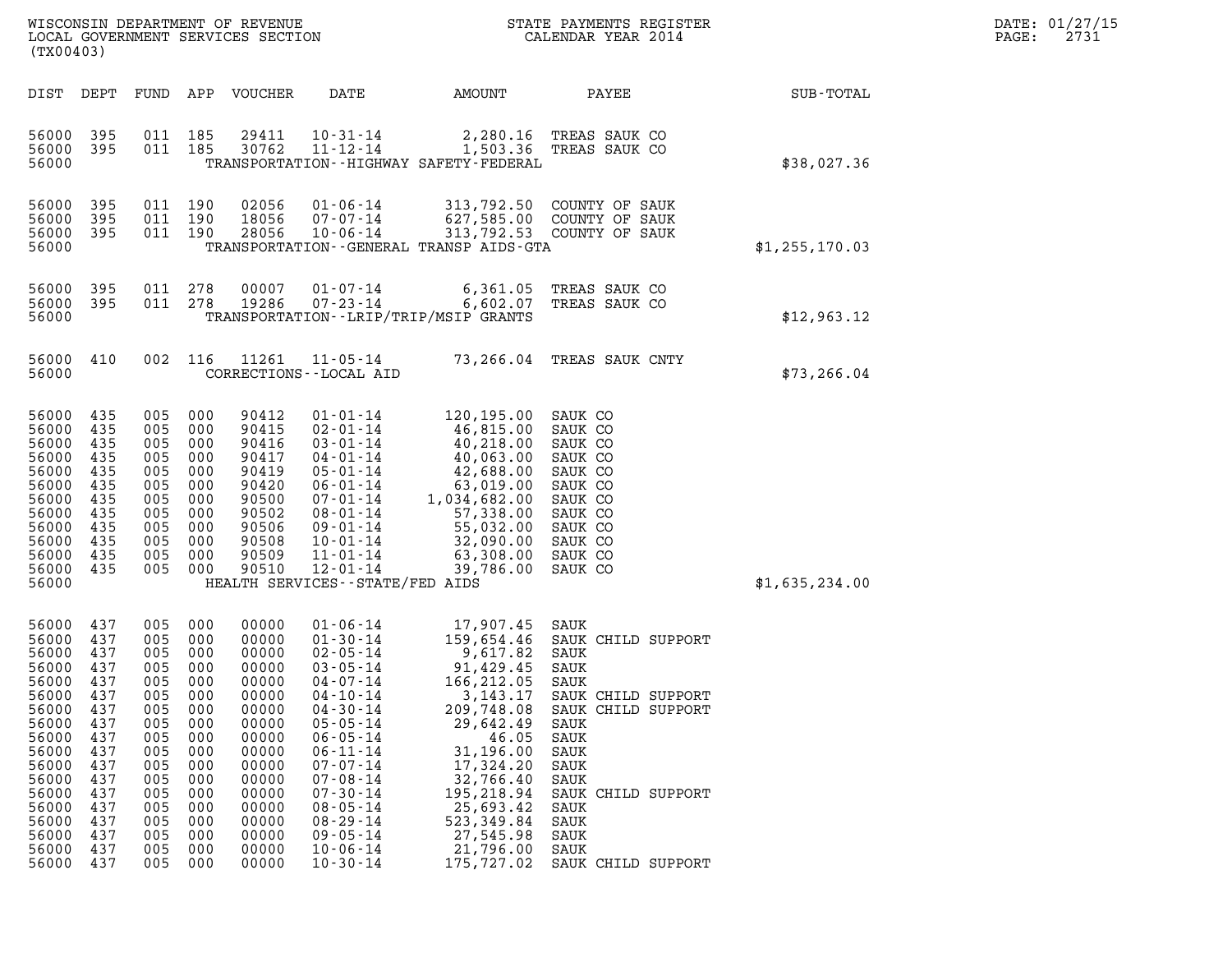WISCONSIN DEPARTMENT OF REVENUE
LOCAL GOVERNMENT SERVICES SECTION
(TX00403)

STATE PAYMENTS REGISTER
CALENDAR YEAR 2014

DATE: 01/27/15

| DIST | DEPT | FUND | APP | VOUCHER | DATE | AMOUNT | PAYEE | SUB-TOTAL |
|---|---|---|---|---|---|---|---|---|
| 56000 | 395 | 011 | 185 | 29411 | 10-31-14 | 2,280.16 | TREAS SAUK CO | |
| 56000 | 395 | 011 | 185 | 30762 | 11-12-14 | 1,503.36 | TREAS SAUK CO | |
| 56000 | | | | | TRANSPORTATION--HIGHWAY SAFETY-FEDERAL | | | $38,027.36 |
| 56000 | 395 | 011 | 190 | 02056 | 01-06-14 | 313,792.50 | COUNTY OF SAUK | |
| 56000 | 395 | 011 | 190 | 18056 | 07-07-14 | 627,585.00 | COUNTY OF SAUK | |
| 56000 | 395 | 011 | 190 | 28056 | 10-06-14 | 313,792.53 | COUNTY OF SAUK | |
| 56000 | | | | | TRANSPORTATION--GENERAL TRANSP AIDS-GTA | | | $1,255,170.03 |
| 56000 | 395 | 011 | 278 | 00007 | 01-07-14 | 6,361.05 | TREAS SAUK CO | |
| 56000 | 395 | 011 | 278 | 19286 | 07-23-14 | 6,602.07 | TREAS SAUK CO | |
| 56000 | | | | | TRANSPORTATION--LRIP/TRIP/MSIP GRANTS | | | $12,963.12 |
| 56000 | 410 | 002 | 116 | 11261 | 11-05-14 | 73,266.04 | TREAS SAUK CNTY | |
| 56000 | | | | | CORRECTIONS--LOCAL AID | | | $73,266.04 |
| 56000 | 435 | 005 | 000 | 90412 | 01-01-14 | 120,195.00 | SAUK CO | |
| 56000 | 435 | 005 | 000 | 90415 | 02-01-14 | 46,815.00 | SAUK CO | |
| 56000 | 435 | 005 | 000 | 90416 | 03-01-14 | 40,218.00 | SAUK CO | |
| 56000 | 435 | 005 | 000 | 90417 | 04-01-14 | 40,063.00 | SAUK CO | |
| 56000 | 435 | 005 | 000 | 90419 | 05-01-14 | 42,688.00 | SAUK CO | |
| 56000 | 435 | 005 | 000 | 90420 | 06-01-14 | 63,019.00 | SAUK CO | |
| 56000 | 435 | 005 | 000 | 90500 | 07-01-14 | 1,034,682.00 | SAUK CO | |
| 56000 | 435 | 005 | 000 | 90502 | 08-01-14 | 57,338.00 | SAUK CO | |
| 56000 | 435 | 005 | 000 | 90506 | 09-01-14 | 55,032.00 | SAUK CO | |
| 56000 | 435 | 005 | 000 | 90508 | 10-01-14 | 32,090.00 | SAUK CO | |
| 56000 | 435 | 005 | 000 | 90509 | 11-01-14 | 63,308.00 | SAUK CO | |
| 56000 | 435 | 005 | 000 | 90510 | 12-01-14 | 39,786.00 | SAUK CO | |
| 56000 | | | | | HEALTH SERVICES--STATE/FED AIDS | | | $1,635,234.00 |
| 56000 | 437 | 005 | 000 | 00000 | 01-06-14 | 17,907.45 | SAUK | |
| 56000 | 437 | 005 | 000 | 00000 | 01-30-14 | 159,654.46 | SAUK CHILD SUPPORT | |
| 56000 | 437 | 005 | 000 | 00000 | 02-05-14 | 9,617.82 | SAUK | |
| 56000 | 437 | 005 | 000 | 00000 | 03-05-14 | 91,429.45 | SAUK | |
| 56000 | 437 | 005 | 000 | 00000 | 04-07-14 | 166,212.05 | SAUK | |
| 56000 | 437 | 005 | 000 | 00000 | 04-10-14 | 3,143.17 | SAUK CHILD SUPPORT | |
| 56000 | 437 | 005 | 000 | 00000 | 04-30-14 | 209,748.08 | SAUK CHILD SUPPORT | |
| 56000 | 437 | 005 | 000 | 00000 | 05-05-14 | 29,642.49 | SAUK | |
| 56000 | 437 | 005 | 000 | 00000 | 06-05-14 | 46.05 | SAUK | |
| 56000 | 437 | 005 | 000 | 00000 | 06-11-14 | 31,196.00 | SAUK | |
| 56000 | 437 | 005 | 000 | 00000 | 07-07-14 | 17,324.20 | SAUK | |
| 56000 | 437 | 005 | 000 | 00000 | 07-08-14 | 32,766.40 | SAUK | |
| 56000 | 437 | 005 | 000 | 00000 | 07-30-14 | 195,218.94 | SAUK CHILD SUPPORT | |
| 56000 | 437 | 005 | 000 | 00000 | 08-05-14 | 25,693.42 | SAUK | |
| 56000 | 437 | 005 | 000 | 00000 | 08-29-14 | 523,349.84 | SAUK | |
| 56000 | 437 | 005 | 000 | 00000 | 09-05-14 | 27,545.98 | SAUK | |
| 56000 | 437 | 005 | 000 | 00000 | 10-06-14 | 21,796.00 | SAUK | |
| 56000 | 437 | 005 | 000 | 00000 | 10-30-14 | 175,727.02 | SAUK CHILD SUPPORT | |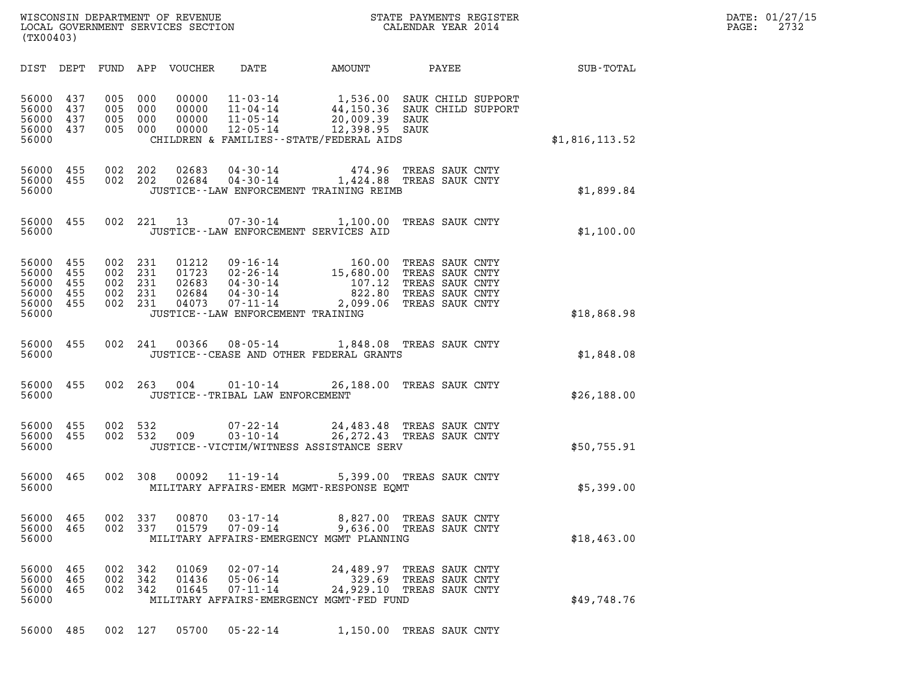WISCONSIN DEPARTMENT OF REVENUE
LOCAL GOVERNMENT SERVICES SECTION
(TX00403)

STATE PAYMENTS REGISTER
CALENDAR YEAR 2014

DATE: 01/27/15
PAGE: 2732

| DIST | DEPT | FUND | APP | VOUCHER | DATE | AMOUNT | PAYEE | SUB-TOTAL |
|---|---|---|---|---|---|---|---|---|
| 56000 | 437 | 005 | 000 | 00000 | 11-03-14 | 1,536.00 | SAUK CHILD SUPPORT | |
| 56000 | 437 | 005 | 000 | 00000 | 11-04-14 | 44,150.36 | SAUK CHILD SUPPORT | |
| 56000 | 437 | 005 | 000 | 00000 | 11-05-14 | 20,009.39 | SAUK | |
| 56000 | 437 | 005 | 000 | 00000 | 12-05-14 | 12,398.95 | SAUK | |
| 56000 | | | | | | CHILDREN & FAMILIES--STATE/FEDERAL AIDS | | $1,816,113.52 |
| 56000 | 455 | 002 | 202 | 02683 | 04-30-14 | 474.96 | TREAS SAUK CNTY | |
| 56000 | 455 | 002 | 202 | 02684 | 04-30-14 | 1,424.88 | TREAS SAUK CNTY | |
| 56000 | | | | | | JUSTICE--LAW ENFORCEMENT TRAINING REIMB | | $1,899.84 |
| 56000 | 455 | 002 | 221 | 13 | 07-30-14 | 1,100.00 | TREAS SAUK CNTY | |
| 56000 | | | | | | JUSTICE--LAW ENFORCEMENT SERVICES AID | | $1,100.00 |
| 56000 | 455 | 002 | 231 | 01212 | 09-16-14 | 160.00 | TREAS SAUK CNTY | |
| 56000 | 455 | 002 | 231 | 01723 | 02-26-14 | 15,680.00 | TREAS SAUK CNTY | |
| 56000 | 455 | 002 | 231 | 02683 | 04-30-14 | 107.12 | TREAS SAUK CNTY | |
| 56000 | 455 | 002 | 231 | 02684 | 04-30-14 | 822.80 | TREAS SAUK CNTY | |
| 56000 | 455 | 002 | 231 | 04073 | 07-11-14 | 2,099.06 | TREAS SAUK CNTY | |
| 56000 | | | | | | JUSTICE--LAW ENFORCEMENT TRAINING | | $18,868.98 |
| 56000 | 455 | 002 | 241 | 00366 | 08-05-14 | 1,848.08 | TREAS SAUK CNTY | |
| 56000 | | | | | | JUSTICE--CEASE AND OTHER FEDERAL GRANTS | | $1,848.08 |
| 56000 | 455 | 002 | 263 | 004 | 01-10-14 | 26,188.00 | TREAS SAUK CNTY | |
| 56000 | | | | | | JUSTICE--TRIBAL LAW ENFORCEMENT | | $26,188.00 |
| 56000 | 455 | 002 | 532 | | 07-22-14 | 24,483.48 | TREAS SAUK CNTY | |
| 56000 | 455 | 002 | 532 | 009 | 03-10-14 | 26,272.43 | TREAS SAUK CNTY | |
| 56000 | | | | | | JUSTICE--VICTIM/WITNESS ASSISTANCE SERV | | $50,755.91 |
| 56000 | 465 | 002 | 308 | 00092 | 11-19-14 | 5,399.00 | TREAS SAUK CNTY | |
| 56000 | | | | | | MILITARY AFFAIRS-EMER MGMT-RESPONSE EQMT | | $5,399.00 |
| 56000 | 465 | 002 | 337 | 00870 | 03-17-14 | 8,827.00 | TREAS SAUK CNTY | |
| 56000 | 465 | 002 | 337 | 01579 | 07-09-14 | 9,636.00 | TREAS SAUK CNTY | |
| 56000 | | | | | | MILITARY AFFAIRS-EMERGENCY MGMT PLANNING | | $18,463.00 |
| 56000 | 465 | 002 | 342 | 01069 | 02-07-14 | 24,489.97 | TREAS SAUK CNTY | |
| 56000 | 465 | 002 | 342 | 01436 | 05-06-14 | 329.69 | TREAS SAUK CNTY | |
| 56000 | 465 | 002 | 342 | 01645 | 07-11-14 | 24,929.10 | TREAS SAUK CNTY | |
| 56000 | | | | | | MILITARY AFFAIRS-EMERGENCY MGMT-FED FUND | | $49,748.76 |
| 56000 | 485 | 002 | 127 | 05700 | 05-22-14 | 1,150.00 | TREAS SAUK CNTY | |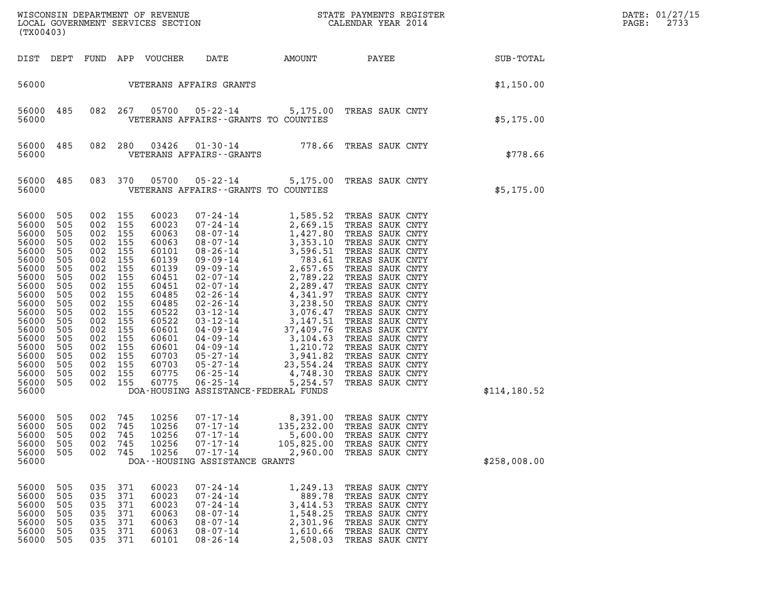WISCONSIN DEPARTMENT OF REVENUE
LOCAL GOVERNMENT SERVICES SECTION
(TX00403)

STATE PAYMENTS REGISTER
CALENDAR YEAR 2014

DATE: 01/27/15

| DIST | DEPT | FUND | APP | VOUCHER | DATE | AMOUNT | PAYEE | SUB-TOTAL |
|---|---|---|---|---|---|---|---|---|
| 56000 | | | | VETERANS AFFAIRS GRANTS | | | | $1,150.00 |
| 56000 | 485 | 082 | 267 | 05700 | 05-22-14 | 5,175.00 | TREAS SAUK CNTY | |
| 56000 | | | | VETERANS AFFAIRS--GRANTS TO COUNTIES | | | | $5,175.00 |
| 56000 | 485 | 082 | 280 | 03426 | 01-30-14 | 778.66 | TREAS SAUK CNTY | |
| 56000 | | | | VETERANS AFFAIRS--GRANTS | | | | $778.66 |
| 56000 | 485 | 083 | 370 | 05700 | 05-22-14 | 5,175.00 | TREAS SAUK CNTY | |
| 56000 | | | | VETERANS AFFAIRS--GRANTS TO COUNTIES | | | | $5,175.00 |
| 56000 | 505 | 002 | 155 | 60023 | 07-24-14 | 1,585.52 | TREAS SAUK CNTY | |
| 56000 | 505 | 002 | 155 | 60023 | 07-24-14 | 2,669.15 | TREAS SAUK CNTY | |
| 56000 | 505 | 002 | 155 | 60063 | 08-07-14 | 1,427.80 | TREAS SAUK CNTY | |
| 56000 | 505 | 002 | 155 | 60063 | 08-07-14 | 3,353.10 | TREAS SAUK CNTY | |
| 56000 | 505 | 002 | 155 | 60101 | 08-26-14 | 3,596.51 | TREAS SAUK CNTY | |
| 56000 | 505 | 002 | 155 | 60139 | 09-09-14 | 783.61 | TREAS SAUK CNTY | |
| 56000 | 505 | 002 | 155 | 60139 | 09-09-14 | 2,657.65 | TREAS SAUK CNTY | |
| 56000 | 505 | 002 | 155 | 60451 | 02-07-14 | 2,789.22 | TREAS SAUK CNTY | |
| 56000 | 505 | 002 | 155 | 60451 | 02-07-14 | 2,289.47 | TREAS SAUK CNTY | |
| 56000 | 505 | 002 | 155 | 60485 | 02-26-14 | 4,341.97 | TREAS SAUK CNTY | |
| 56000 | 505 | 002 | 155 | 60485 | 02-26-14 | 3,238.50 | TREAS SAUK CNTY | |
| 56000 | 505 | 002 | 155 | 60522 | 03-12-14 | 3,076.47 | TREAS SAUK CNTY | |
| 56000 | 505 | 002 | 155 | 60522 | 03-12-14 | 3,147.51 | TREAS SAUK CNTY | |
| 56000 | 505 | 002 | 155 | 60601 | 04-09-14 | 37,409.76 | TREAS SAUK CNTY | |
| 56000 | 505 | 002 | 155 | 60601 | 04-09-14 | 3,104.63 | TREAS SAUK CNTY | |
| 56000 | 505 | 002 | 155 | 60601 | 04-09-14 | 1,210.72 | TREAS SAUK CNTY | |
| 56000 | 505 | 002 | 155 | 60703 | 05-27-14 | 3,941.82 | TREAS SAUK CNTY | |
| 56000 | 505 | 002 | 155 | 60703 | 05-27-14 | 23,554.24 | TREAS SAUK CNTY | |
| 56000 | 505 | 002 | 155 | 60775 | 06-25-14 | 4,748.30 | TREAS SAUK CNTY | |
| 56000 | 505 | 002 | 155 | 60775 | 06-25-14 | 5,254.57 | TREAS SAUK CNTY | |
| 56000 | | | | DOA-HOUSING ASSISTANCE-FEDERAL FUNDS | | | | $114,180.52 |
| 56000 | 505 | 002 | 745 | 10256 | 07-17-14 | 8,391.00 | TREAS SAUK CNTY | |
| 56000 | 505 | 002 | 745 | 10256 | 07-17-14 | 135,232.00 | TREAS SAUK CNTY | |
| 56000 | 505 | 002 | 745 | 10256 | 07-17-14 | 5,600.00 | TREAS SAUK CNTY | |
| 56000 | 505 | 002 | 745 | 10256 | 07-17-14 | 105,825.00 | TREAS SAUK CNTY | |
| 56000 | 505 | 002 | 745 | 10256 | 07-17-14 | 2,960.00 | TREAS SAUK CNTY | |
| 56000 | | | | DOA--HOUSING ASSISTANCE GRANTS | | | | $258,008.00 |
| 56000 | 505 | 035 | 371 | 60023 | 07-24-14 | 1,249.13 | TREAS SAUK CNTY | |
| 56000 | 505 | 035 | 371 | 60023 | 07-24-14 | 889.78 | TREAS SAUK CNTY | |
| 56000 | 505 | 035 | 371 | 60023 | 07-24-14 | 3,414.53 | TREAS SAUK CNTY | |
| 56000 | 505 | 035 | 371 | 60063 | 08-07-14 | 1,548.25 | TREAS SAUK CNTY | |
| 56000 | 505 | 035 | 371 | 60063 | 08-07-14 | 2,301.96 | TREAS SAUK CNTY | |
| 56000 | 505 | 035 | 371 | 60063 | 08-07-14 | 1,610.66 | TREAS SAUK CNTY | |
| 56000 | 505 | 035 | 371 | 60101 | 08-26-14 | 2,508.03 | TREAS SAUK CNTY | |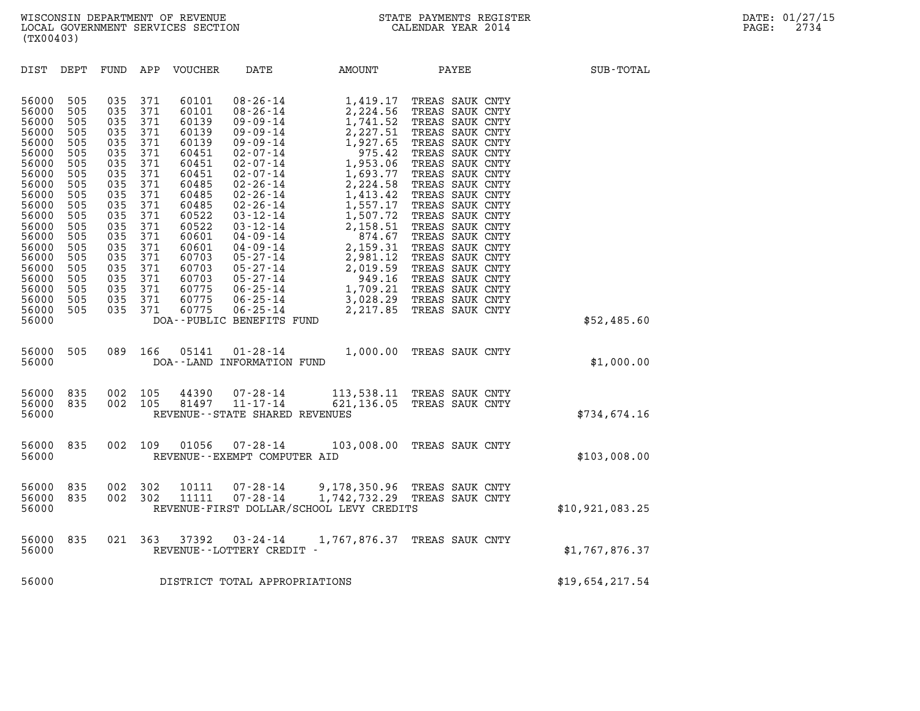WISCONSIN DEPARTMENT OF REVENUE
LOCAL GOVERNMENT SERVICES SECTION
(TX00403)

STATE PAYMENTS REGISTER
CALENDAR YEAR 2014

DATE: 01/27/15
PAGE: 2734

| DIST | DEPT | FUND | APP | VOUCHER | DATE | AMOUNT | PAYEE | SUB-TOTAL |
|---|---|---|---|---|---|---|---|---|
| 56000 | 505 | 035 | 371 | 60101 | 08-26-14 | 1,419.17 | TREAS SAUK CNTY | |
| 56000 | 505 | 035 | 371 | 60101 | 08-26-14 | 2,224.56 | TREAS SAUK CNTY | |
| 56000 | 505 | 035 | 371 | 60139 | 09-09-14 | 1,741.52 | TREAS SAUK CNTY | |
| 56000 | 505 | 035 | 371 | 60139 | 09-09-14 | 2,227.51 | TREAS SAUK CNTY | |
| 56000 | 505 | 035 | 371 | 60139 | 09-09-14 | 1,927.65 | TREAS SAUK CNTY | |
| 56000 | 505 | 035 | 371 | 60451 | 02-07-14 | 975.42 | TREAS SAUK CNTY | |
| 56000 | 505 | 035 | 371 | 60451 | 02-07-14 | 1,953.06 | TREAS SAUK CNTY | |
| 56000 | 505 | 035 | 371 | 60451 | 02-07-14 | 1,693.77 | TREAS SAUK CNTY | |
| 56000 | 505 | 035 | 371 | 60485 | 02-26-14 | 2,224.58 | TREAS SAUK CNTY | |
| 56000 | 505 | 035 | 371 | 60485 | 02-26-14 | 1,413.42 | TREAS SAUK CNTY | |
| 56000 | 505 | 035 | 371 | 60485 | 02-26-14 | 1,557.17 | TREAS SAUK CNTY | |
| 56000 | 505 | 035 | 371 | 60522 | 03-12-14 | 1,507.72 | TREAS SAUK CNTY | |
| 56000 | 505 | 035 | 371 | 60522 | 03-12-14 | 2,158.51 | TREAS SAUK CNTY | |
| 56000 | 505 | 035 | 371 | 60601 | 04-09-14 | 874.67 | TREAS SAUK CNTY | |
| 56000 | 505 | 035 | 371 | 60601 | 04-09-14 | 2,159.31 | TREAS SAUK CNTY | |
| 56000 | 505 | 035 | 371 | 60703 | 05-27-14 | 2,981.12 | TREAS SAUK CNTY | |
| 56000 | 505 | 035 | 371 | 60703 | 05-27-14 | 2,019.59 | TREAS SAUK CNTY | |
| 56000 | 505 | 035 | 371 | 60703 | 05-27-14 | 949.16 | TREAS SAUK CNTY | |
| 56000 | 505 | 035 | 371 | 60775 | 06-25-14 | 1,709.21 | TREAS SAUK CNTY | |
| 56000 | 505 | 035 | 371 | 60775 | 06-25-14 | 3,028.29 | TREAS SAUK CNTY | |
| 56000 | 505 | 035 | 371 | 60775 | 06-25-14 | 2,217.85 | TREAS SAUK CNTY | |
| 56000 | | | | DOA--PUBLIC BENEFITS FUND | | | | $52,485.60 |
| 56000 | 505 | 089 | 166 | 05141 | 01-28-14 | 1,000.00 | TREAS SAUK CNTY | |
| 56000 | | | | DOA--LAND INFORMATION FUND | | | | $1,000.00 |
| 56000 | 835 | 002 | 105 | 44390 | 07-28-14 | 113,538.11 | TREAS SAUK CNTY | |
| 56000 | 835 | 002 | 105 | 81497 | 11-17-14 | 621,136.05 | TREAS SAUK CNTY | |
| 56000 | | | | REVENUE--STATE SHARED REVENUES | | | | $734,674.16 |
| 56000 | 835 | 002 | 109 | 01056 | 07-28-14 | 103,008.00 | TREAS SAUK CNTY | |
| 56000 | | | | REVENUE--EXEMPT COMPUTER AID | | | | $103,008.00 |
| 56000 | 835 | 002 | 302 | 10111 | 07-28-14 | 9,178,350.96 | TREAS SAUK CNTY | |
| 56000 | 835 | 002 | 302 | 11111 | 07-28-14 | 1,742,732.29 | TREAS SAUK CNTY | |
| 56000 | | | | REVENUE-FIRST DOLLAR/SCHOOL LEVY CREDITS | | | | $10,921,083.25 |
| 56000 | 835 | 021 | 363 | 37392 | 03-24-14 | 1,767,876.37 | TREAS SAUK CNTY | |
| 56000 | | | | REVENUE--LOTTERY CREDIT - | | | | $1,767,876.37 |
| 56000 | | | | DISTRICT TOTAL APPROPRIATIONS | | | | $19,654,217.54 |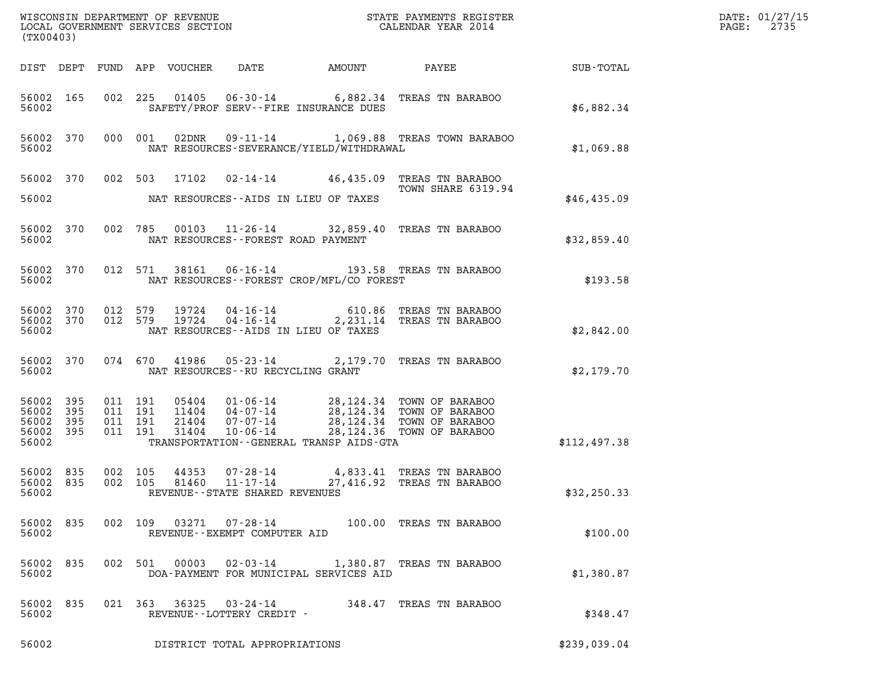WISCONSIN DEPARTMENT OF REVENUE
LOCAL GOVERNMENT SERVICES SECTION
(TX00403)

STATE PAYMENTS REGISTER
CALENDAR YEAR 2014

DATE: 01/27/15

| DIST | DEPT | FUND | APP | VOUCHER | DATE | AMOUNT | PAYEE | SUB-TOTAL |
|---|---|---|---|---|---|---|---|---|
| 56002 | 165 | 002 | 225 | 01405 | 06-30-14 | 6,882.34 | TREAS TN BARABOO | |
| 56002 | | | | | SAFETY/PROF SERV--FIRE INSURANCE DUES | | | $6,882.34 |
| 56002 | 370 | 000 | 001 | 02DNR | 09-11-14 | 1,069.88 | TREAS TOWN BARABOO | |
| 56002 | | | | | NAT RESOURCES-SEVERANCE/YIELD/WITHDRAWAL | | | $1,069.88 |
| 56002 | 370 | 002 | 503 | 17102 | 02-14-14 | 46,435.09 | TREAS TN BARABOO TOWN SHARE 6319.94 | |
| 56002 | | | | | NAT RESOURCES--AIDS IN LIEU OF TAXES | | | $46,435.09 |
| 56002 | 370 | 002 | 785 | 00103 | 11-26-14 | 32,859.40 | TREAS TN BARABOO | |
| 56002 | | | | | NAT RESOURCES--FOREST ROAD PAYMENT | | | $32,859.40 |
| 56002 | 370 | 012 | 571 | 38161 | 06-16-14 | 193.58 | TREAS TN BARABOO | |
| 56002 | | | | | NAT RESOURCES--FOREST CROP/MFL/CO FOREST | | | $193.58 |
| 56002 | 370 | 012 | 579 | 19724 | 04-16-14 | 610.86 | TREAS TN BARABOO | |
| 56002 | 370 | 012 | 579 | 19724 | 04-16-14 | 2,231.14 | TREAS TN BARABOO | |
| 56002 | | | | | NAT RESOURCES--AIDS IN LIEU OF TAXES | | | $2,842.00 |
| 56002 | 370 | 074 | 670 | 41986 | 05-23-14 | 2,179.70 | TREAS TN BARABOO | |
| 56002 | | | | | NAT RESOURCES--RU RECYCLING GRANT | | | $2,179.70 |
| 56002 | 395 | 011 | 191 | 05404 | 01-06-14 | 28,124.34 | TOWN OF BARABOO | |
| 56002 | 395 | 011 | 191 | 11404 | 04-07-14 | 28,124.34 | TOWN OF BARABOO | |
| 56002 | 395 | 011 | 191 | 21404 | 07-07-14 | 28,124.34 | TOWN OF BARABOO | |
| 56002 | 395 | 011 | 191 | 31404 | 10-06-14 | 28,124.36 | TOWN OF BARABOO | |
| 56002 | | | | | TRANSPORTATION--GENERAL TRANSP AIDS-GTA | | | $112,497.38 |
| 56002 | 835 | 002 | 105 | 44353 | 07-28-14 | 4,833.41 | TREAS TN BARABOO | |
| 56002 | 835 | 002 | 105 | 81460 | 11-17-14 | 27,416.92 | TREAS TN BARABOO | |
| 56002 | | | | | REVENUE--STATE SHARED REVENUES | | | $32,250.33 |
| 56002 | 835 | 002 | 109 | 03271 | 07-28-14 | 100.00 | TREAS TN BARABOO | |
| 56002 | | | | | REVENUE--EXEMPT COMPUTER AID | | | $100.00 |
| 56002 | 835 | 002 | 501 | 00003 | 02-03-14 | 1,380.87 | TREAS TN BARABOO | |
| 56002 | | | | | DOA-PAYMENT FOR MUNICIPAL SERVICES AID | | | $1,380.87 |
| 56002 | 835 | 021 | 363 | 36325 | 03-24-14 | 348.47 | TREAS TN BARABOO | |
| 56002 | | | | | REVENUE--LOTTERY CREDIT - | | | $348.47 |
| 56002 | | | | | DISTRICT TOTAL APPROPRIATIONS | | | $239,039.04 |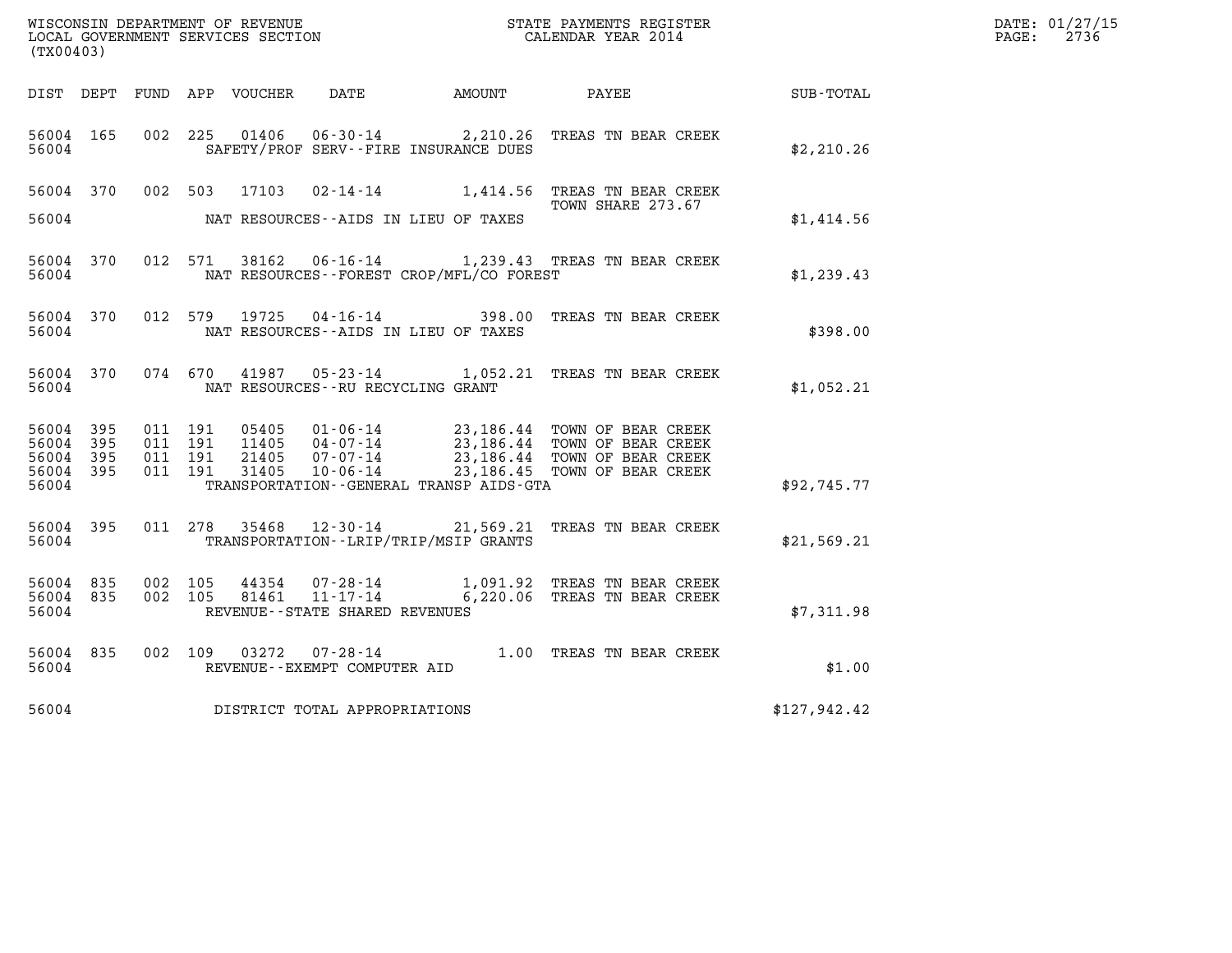WISCONSIN DEPARTMENT OF REVENUE
LOCAL GOVERNMENT SERVICES SECTION
(TX00403)

STATE PAYMENTS REGISTER
CALENDAR YEAR 2014

DATE: 01/27/15
PAGE: 2736

| DIST | DEPT | FUND | APP | VOUCHER | DATE | AMOUNT | PAYEE | SUB-TOTAL |
|---|---|---|---|---|---|---|---|---|
| 56004 | 165 | 002 | 225 | 01406 | 06-30-14 | 2,210.26 | TREAS TN BEAR CREEK | |
| 56004 | | | | | SAFETY/PROF SERV--FIRE INSURANCE DUES | | | $2,210.26 |
| 56004 | 370 | 002 | 503 | 17103 | 02-14-14 | 1,414.56 | TREAS TN BEAR CREEK TOWN SHARE 273.67 | |
| 56004 | | | | | NAT RESOURCES--AIDS IN LIEU OF TAXES | | | $1,414.56 |
| 56004 | 370 | 012 | 571 | 38162 | 06-16-14 | 1,239.43 | TREAS TN BEAR CREEK | |
| 56004 | | | | | NAT RESOURCES--FOREST CROP/MFL/CO FOREST | | | $1,239.43 |
| 56004 | 370 | 012 | 579 | 19725 | 04-16-14 | 398.00 | TREAS TN BEAR CREEK | |
| 56004 | | | | | NAT RESOURCES--AIDS IN LIEU OF TAXES | | | $398.00 |
| 56004 | 370 | 074 | 670 | 41987 | 05-23-14 | 1,052.21 | TREAS TN BEAR CREEK | |
| 56004 | | | | | NAT RESOURCES--RU RECYCLING GRANT | | | $1,052.21 |
| 56004 | 395 | 011 | 191 | 05405 | 01-06-14 | 23,186.44 | TOWN OF BEAR CREEK | |
| 56004 | 395 | 011 | 191 | 11405 | 04-07-14 | 23,186.44 | TOWN OF BEAR CREEK | |
| 56004 | 395 | 011 | 191 | 21405 | 07-07-14 | 23,186.44 | TOWN OF BEAR CREEK | |
| 56004 | 395 | 011 | 191 | 31405 | 10-06-14 | 23,186.45 | TOWN OF BEAR CREEK | |
| 56004 | | | | | TRANSPORTATION--GENERAL TRANSP AIDS-GTA | | | $92,745.77 |
| 56004 | 395 | 011 | 278 | 35468 | 12-30-14 | 21,569.21 | TREAS TN BEAR CREEK | |
| 56004 | | | | | TRANSPORTATION--LRIP/TRIP/MSIP GRANTS | | | $21,569.21 |
| 56004 | 835 | 002 | 105 | 44354 | 07-28-14 | 1,091.92 | TREAS TN BEAR CREEK | |
| 56004 | 835 | 002 | 105 | 81461 | 11-17-14 | 6,220.06 | TREAS TN BEAR CREEK | |
| 56004 | | | | | REVENUE--STATE SHARED REVENUES | | | $7,311.98 |
| 56004 | 835 | 002 | 109 | 03272 | 07-28-14 | 1.00 | TREAS TN BEAR CREEK | |
| 56004 | | | | | REVENUE--EXEMPT COMPUTER AID | | | $1.00 |
| 56004 | | | | | DISTRICT TOTAL APPROPRIATIONS | | | $127,942.42 |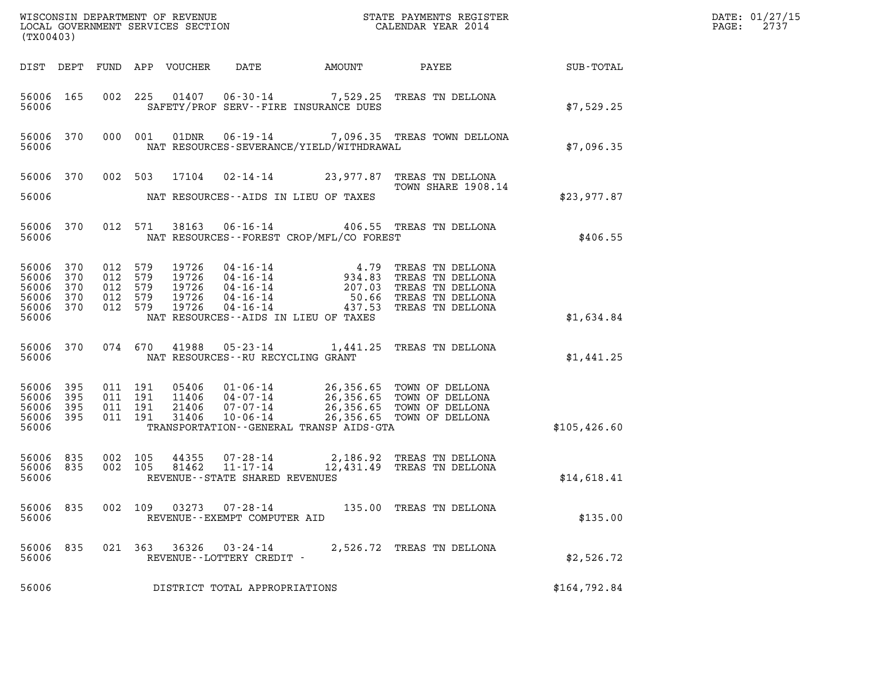WISCONSIN DEPARTMENT OF REVENUE
LOCAL GOVERNMENT SERVICES SECTION
(TX00403)

STATE PAYMENTS REGISTER
CALENDAR YEAR 2014

DATE: 01/27/15
PAGE: 2737

| DIST | DEPT | FUND | APP | VOUCHER | DATE | AMOUNT | PAYEE | SUB-TOTAL |
|---|---|---|---|---|---|---|---|---|
| 56006 | 165 | 002 | 225 | 01407 | 06-30-14 | 7,529.25 | TREAS TN DELLONA | |
| 56006 | | | | SAFETY/PROF SERV--FIRE INSURANCE DUES | | | | $7,529.25 |
| 56006 | 370 | 000 | 001 | 01DNR | 06-19-14 | 7,096.35 | TREAS TOWN DELLONA | |
| 56006 | | | | NAT RESOURCES-SEVERANCE/YIELD/WITHDRAWAL | | | | $7,096.35 |
| 56006 | 370 | 002 | 503 | 17104 | 02-14-14 | 23,977.87 | TREAS TN DELLONA TOWN SHARE 1908.14 | |
| 56006 | | | | NAT RESOURCES--AIDS IN LIEU OF TAXES | | | | $23,977.87 |
| 56006 | 370 | 012 | 571 | 38163 | 06-16-14 | 406.55 | TREAS TN DELLONA | |
| 56006 | | | | NAT RESOURCES--FOREST CROP/MFL/CO FOREST | | | | $406.55 |
| 56006 | 370 | 012 | 579 | 19726 | 04-16-14 | 4.79 | TREAS TN DELLONA | |
| 56006 | 370 | 012 | 579 | 19726 | 04-16-14 | 934.83 | TREAS TN DELLONA | |
| 56006 | 370 | 012 | 579 | 19726 | 04-16-14 | 207.03 | TREAS TN DELLONA | |
| 56006 | 370 | 012 | 579 | 19726 | 04-16-14 | 50.66 | TREAS TN DELLONA | |
| 56006 | 370 | 012 | 579 | 19726 | 04-16-14 | 437.53 | TREAS TN DELLONA | |
| 56006 | | | | NAT RESOURCES--AIDS IN LIEU OF TAXES | | | | $1,634.84 |
| 56006 | 370 | 074 | 670 | 41988 | 05-23-14 | 1,441.25 | TREAS TN DELLONA | |
| 56006 | | | | NAT RESOURCES--RU RECYCLING GRANT | | | | $1,441.25 |
| 56006 | 395 | 011 | 191 | 05406 | 01-06-14 | 26,356.65 | TOWN OF DELLONA | |
| 56006 | 395 | 011 | 191 | 11406 | 04-07-14 | 26,356.65 | TOWN OF DELLONA | |
| 56006 | 395 | 011 | 191 | 21406 | 07-07-14 | 26,356.65 | TOWN OF DELLONA | |
| 56006 | 395 | 011 | 191 | 31406 | 10-06-14 | 26,356.65 | TOWN OF DELLONA | |
| 56006 | | | | TRANSPORTATION--GENERAL TRANSP AIDS-GTA | | | | $105,426.60 |
| 56006 | 835 | 002 | 105 | 44355 | 07-28-14 | 2,186.92 | TREAS TN DELLONA | |
| 56006 | 835 | 002 | 105 | 81462 | 11-17-14 | 12,431.49 | TREAS TN DELLONA | |
| 56006 | | | | REVENUE--STATE SHARED REVENUES | | | | $14,618.41 |
| 56006 | 835 | 002 | 109 | 03273 | 07-28-14 | 135.00 | TREAS TN DELLONA | |
| 56006 | | | | REVENUE--EXEMPT COMPUTER AID | | | | $135.00 |
| 56006 | 835 | 021 | 363 | 36326 | 03-24-14 | 2,526.72 | TREAS TN DELLONA | |
| 56006 | | | | REVENUE--LOTTERY CREDIT - | | | | $2,526.72 |
| 56006 | | | | DISTRICT TOTAL APPROPRIATIONS | | | | $164,792.84 |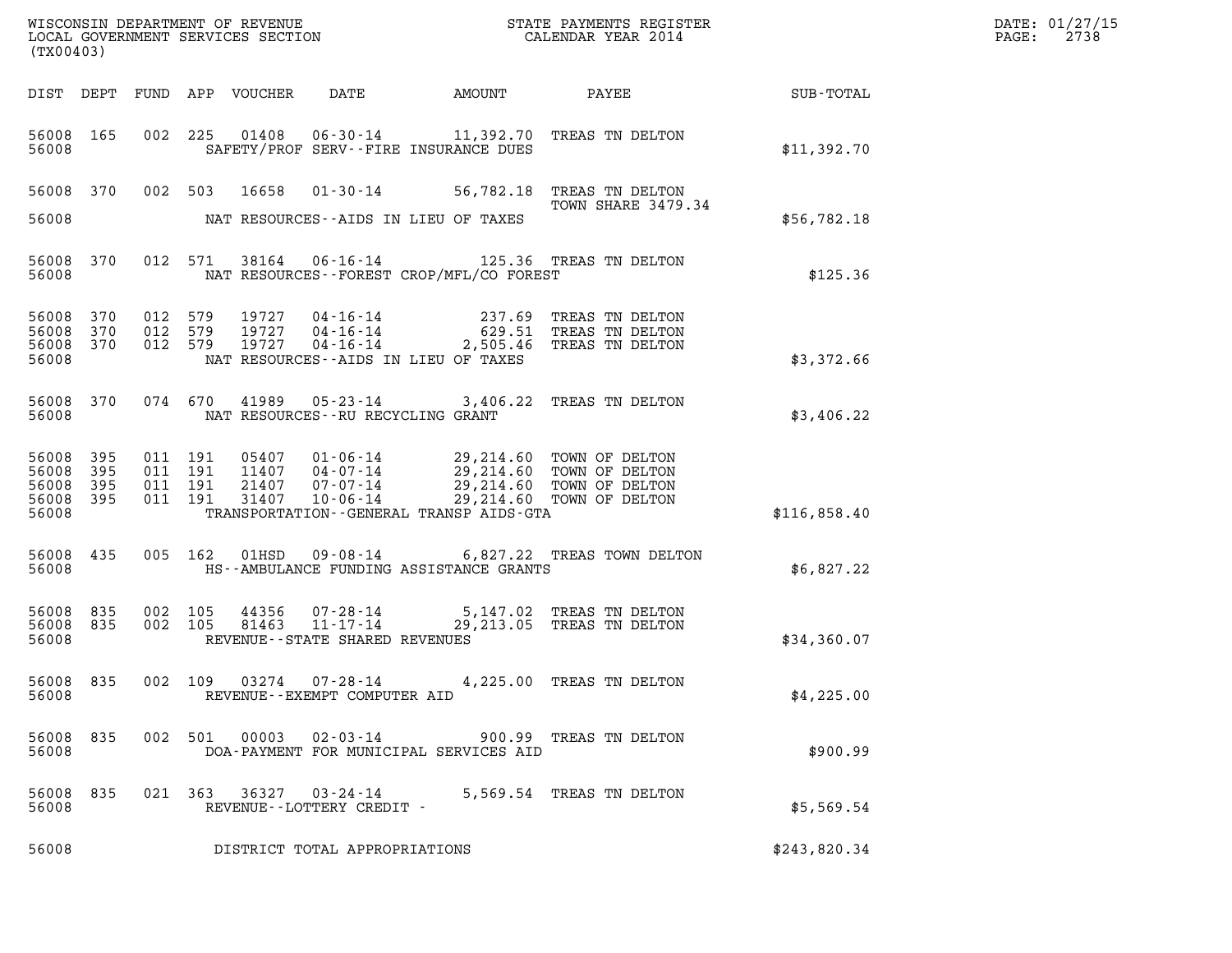WISCONSIN DEPARTMENT OF REVENUE
LOCAL GOVERNMENT SERVICES SECTION
(TX00403)

STATE PAYMENTS REGISTER
CALENDAR YEAR 2014

DATE: 01/27/15
PAGE: 2738

| DIST | DEPT | FUND | APP | VOUCHER | DATE | AMOUNT | PAYEE | SUB-TOTAL |
|---|---|---|---|---|---|---|---|---|
| 56008 | 165 | 002 | 225 | 01408 | 06-30-14 | 11,392.70 | TREAS TN DELTON | |
| 56008 | | | | | SAFETY/PROF SERV--FIRE INSURANCE DUES | | | $11,392.70 |
| 56008 | 370 | 002 | 503 | 16658 | 01-30-14 | 56,782.18 | TREAS TN DELTON TOWN SHARE 3479.34 | |
| 56008 | | | | | NAT RESOURCES--AIDS IN LIEU OF TAXES | | | $56,782.18 |
| 56008 | 370 | 012 | 571 | 38164 | 06-16-14 | 125.36 | TREAS TN DELTON | |
| 56008 | | | | | NAT RESOURCES--FOREST CROP/MFL/CO FOREST | | | $125.36 |
| 56008 | 370 | 012 | 579 | 19727 | 04-16-14 | 237.69 | TREAS TN DELTON | |
| 56008 | 370 | 012 | 579 | 19727 | 04-16-14 | 629.51 | TREAS TN DELTON | |
| 56008 | 370 | 012 | 579 | 19727 | 04-16-14 | 2,505.46 | TREAS TN DELTON | |
| 56008 | | | | | NAT RESOURCES--AIDS IN LIEU OF TAXES | | | $3,372.66 |
| 56008 | 370 | 074 | 670 | 41989 | 05-23-14 | 3,406.22 | TREAS TN DELTON | |
| 56008 | | | | | NAT RESOURCES--RU RECYCLING GRANT | | | $3,406.22 |
| 56008 | 395 | 011 | 191 | 05407 | 01-06-14 | 29,214.60 | TOWN OF DELTON | |
| 56008 | 395 | 011 | 191 | 11407 | 04-07-14 | 29,214.60 | TOWN OF DELTON | |
| 56008 | 395 | 011 | 191 | 21407 | 07-07-14 | 29,214.60 | TOWN OF DELTON | |
| 56008 | 395 | 011 | 191 | 31407 | 10-06-14 | 29,214.60 | TOWN OF DELTON | |
| 56008 | | | | | TRANSPORTATION--GENERAL TRANSP AIDS-GTA | | | $116,858.40 |
| 56008 | 435 | 005 | 162 | 01HSD | 09-08-14 | 6,827.22 | TREAS TOWN DELTON | |
| 56008 | | | | | HS--AMBULANCE FUNDING ASSISTANCE GRANTS | | | $6,827.22 |
| 56008 | 835 | 002 | 105 | 44356 | 07-28-14 | 5,147.02 | TREAS TN DELTON | |
| 56008 | 835 | 002 | 105 | 81463 | 11-17-14 | 29,213.05 | TREAS TN DELTON | |
| 56008 | | | | | REVENUE--STATE SHARED REVENUES | | | $34,360.07 |
| 56008 | 835 | 002 | 109 | 03274 | 07-28-14 | 4,225.00 | TREAS TN DELTON | |
| 56008 | | | | | REVENUE--EXEMPT COMPUTER AID | | | $4,225.00 |
| 56008 | 835 | 002 | 501 | 00003 | 02-03-14 | 900.99 | TREAS TN DELTON | |
| 56008 | | | | | DOA-PAYMENT FOR MUNICIPAL SERVICES AID | | | $900.99 |
| 56008 | 835 | 021 | 363 | 36327 | 03-24-14 | 5,569.54 | TREAS TN DELTON | |
| 56008 | | | | | REVENUE--LOTTERY CREDIT - | | | $5,569.54 |
| 56008 | | | | | DISTRICT TOTAL APPROPRIATIONS | | | $243,820.34 |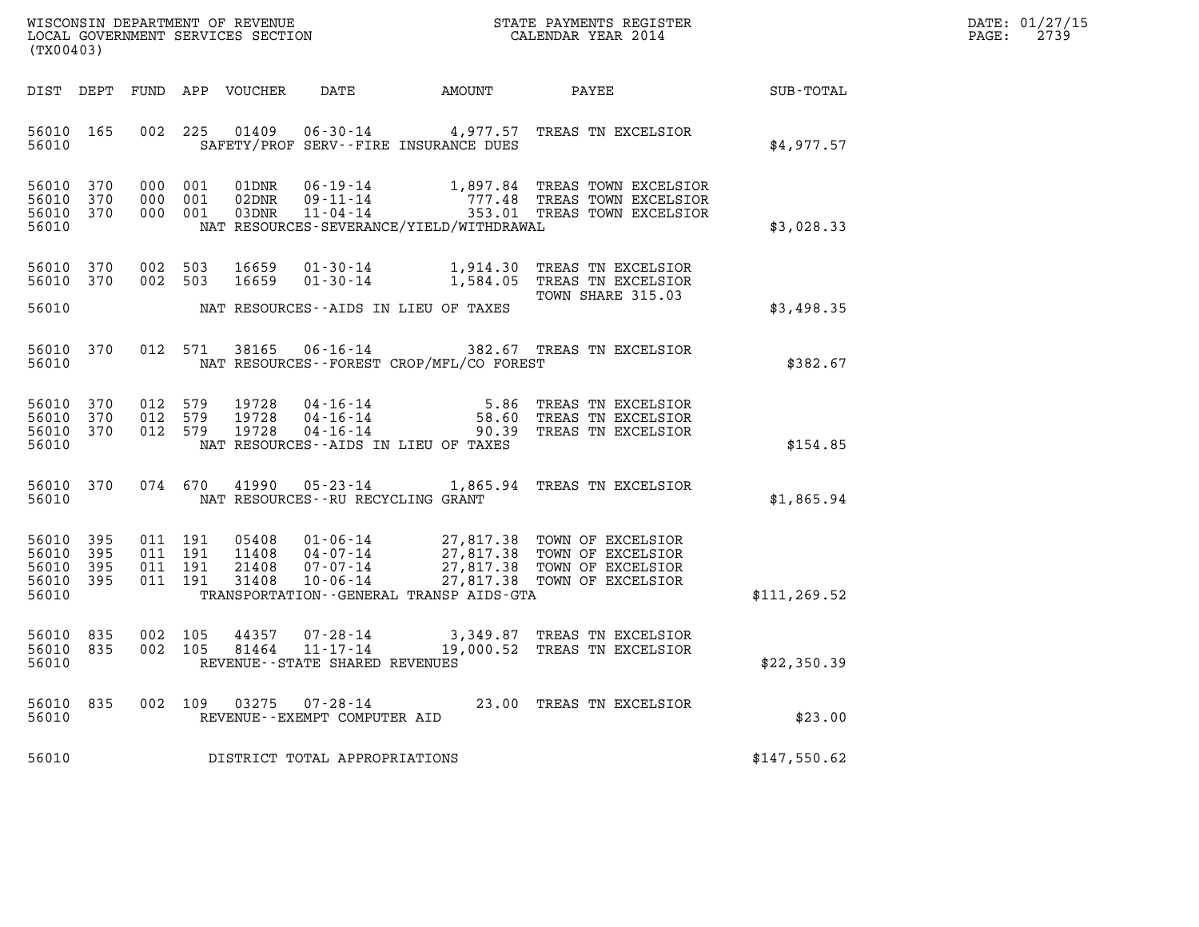WISCONSIN DEPARTMENT OF REVENUE
LOCAL GOVERNMENT SERVICES SECTION
(TX00403)

STATE PAYMENTS REGISTER
CALENDAR YEAR 2014

| DIST | DEPT | FUND | APP | VOUCHER | DATE | AMOUNT | PAYEE | SUB-TOTAL |
|---|---|---|---|---|---|---|---|---|
| 56010 | 165 | 002 | 225 | 01409 | 06-30-14 | 4,977.57 | TREAS TN EXCELSIOR | |
| 56010 | | | | SAFETY/PROF SERV--FIRE INSURANCE DUES | | | | $4,977.57 |
| 56010 | 370 | 000 | 001 | 01DNR | 06-19-14 | 1,897.84 | TREAS TOWN EXCELSIOR | |
| 56010 | 370 | 000 | 001 | 02DNR | 09-11-14 | 777.48 | TREAS TOWN EXCELSIOR | |
| 56010 | 370 | 000 | 001 | 03DNR | 11-04-14 | 353.01 | TREAS TOWN EXCELSIOR | |
| 56010 | | | | NAT RESOURCES-SEVERANCE/YIELD/WITHDRAWAL | | | | $3,028.33 |
| 56010 | 370 | 002 | 503 | 16659 | 01-30-14 | 1,914.30 | TREAS TN EXCELSIOR | |
| 56010 | 370 | 002 | 503 | 16659 | 01-30-14 | 1,584.05 | TREAS TN EXCELSIOR TOWN SHARE 315.03 | |
| 56010 | | | | NAT RESOURCES--AIDS IN LIEU OF TAXES | | | | $3,498.35 |
| 56010 | 370 | 012 | 571 | 38165 | 06-16-14 | 382.67 | TREAS TN EXCELSIOR | |
| 56010 | | | | NAT RESOURCES--FOREST CROP/MFL/CO FOREST | | | | $382.67 |
| 56010 | 370 | 012 | 579 | 19728 | 04-16-14 | 5.86 | TREAS TN EXCELSIOR | |
| 56010 | 370 | 012 | 579 | 19728 | 04-16-14 | 58.60 | TREAS TN EXCELSIOR | |
| 56010 | 370 | 012 | 579 | 19728 | 04-16-14 | 90.39 | TREAS TN EXCELSIOR | |
| 56010 | | | | NAT RESOURCES--AIDS IN LIEU OF TAXES | | | | $154.85 |
| 56010 | 370 | 074 | 670 | 41990 | 05-23-14 | 1,865.94 | TREAS TN EXCELSIOR | |
| 56010 | | | | NAT RESOURCES--RU RECYCLING GRANT | | | | $1,865.94 |
| 56010 | 395 | 011 | 191 | 05408 | 01-06-14 | 27,817.38 | TOWN OF EXCELSIOR | |
| 56010 | 395 | 011 | 191 | 11408 | 04-07-14 | 27,817.38 | TOWN OF EXCELSIOR | |
| 56010 | 395 | 011 | 191 | 21408 | 07-07-14 | 27,817.38 | TOWN OF EXCELSIOR | |
| 56010 | 395 | 011 | 191 | 31408 | 10-06-14 | 27,817.38 | TOWN OF EXCELSIOR | |
| 56010 | | | | TRANSPORTATION--GENERAL TRANSP AIDS-GTA | | | | $111,269.52 |
| 56010 | 835 | 002 | 105 | 44357 | 07-28-14 | 3,349.87 | TREAS TN EXCELSIOR | |
| 56010 | 835 | 002 | 105 | 81464 | 11-17-14 | 19,000.52 | TREAS TN EXCELSIOR | |
| 56010 | | | | REVENUE--STATE SHARED REVENUES | | | | $22,350.39 |
| 56010 | 835 | 002 | 109 | 03275 | 07-28-14 | 23.00 | TREAS TN EXCELSIOR | |
| 56010 | | | | REVENUE--EXEMPT COMPUTER AID | | | | $23.00 |
| 56010 | | | | DISTRICT TOTAL APPROPRIATIONS | | | | $147,550.62 |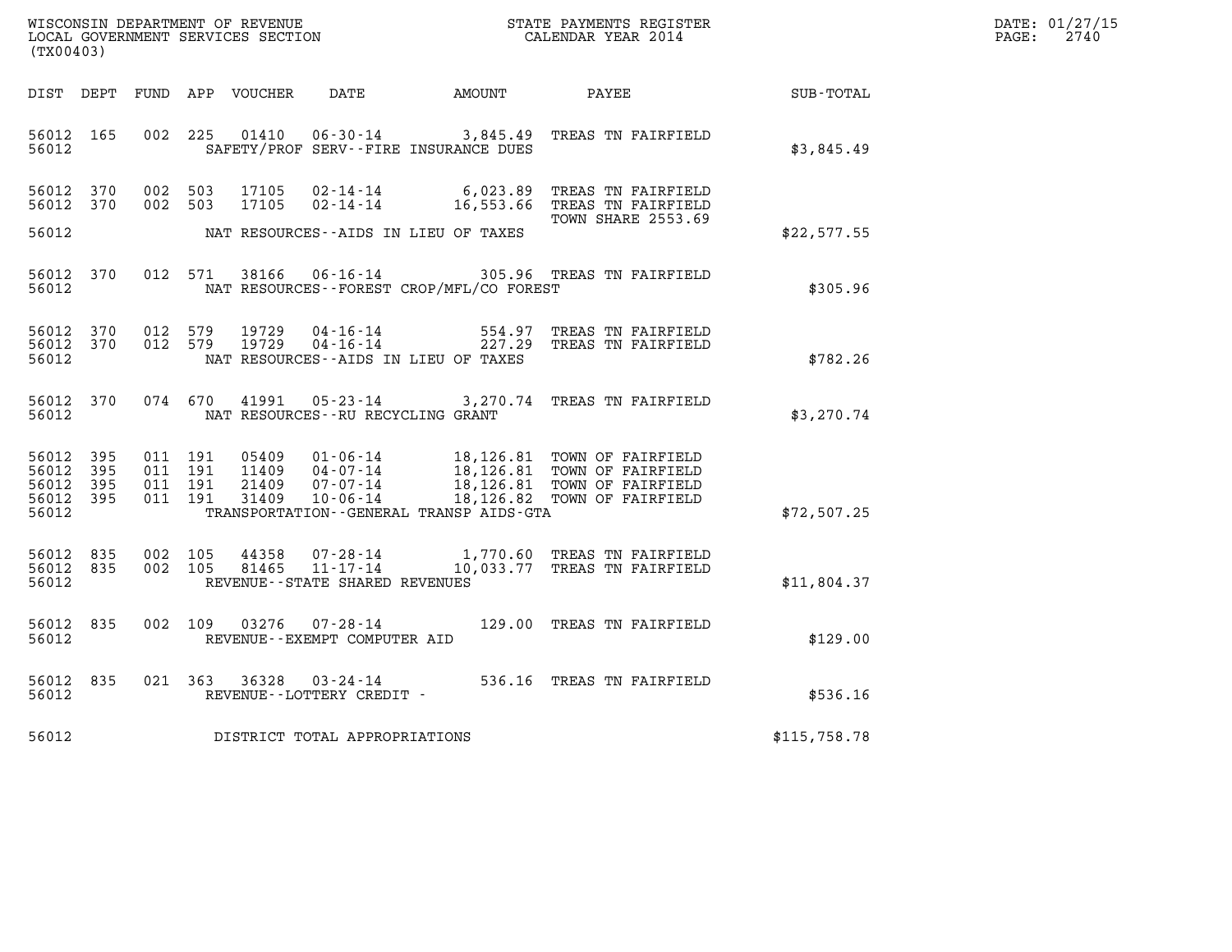WISCONSIN DEPARTMENT OF REVENUE
LOCAL GOVERNMENT SERVICES SECTION
(TX00403)

STATE PAYMENTS REGISTER
CALENDAR YEAR 2014

DATE: 01/27/15
PAGE: 2740

| DIST | DEPT | FUND | APP | VOUCHER | DATE | AMOUNT | PAYEE | SUB-TOTAL |
|---|---|---|---|---|---|---|---|---|
| 56012 | 165 | 002 | 225 | 01410 | 06-30-14 | 3,845.49 | TREAS TN FAIRFIELD | |
| 56012 | | | | | SAFETY/PROF SERV--FIRE INSURANCE DUES | | | $3,845.49 |
| 56012 | 370 | 002 | 503 | 17105 | 02-14-14 | 6,023.89 | TREAS TN FAIRFIELD | |
| 56012 | 370 | 002 | 503 | 17105 | 02-14-14 | 16,553.66 | TREAS TN FAIRFIELD | |
| | | | | | | | TOWN SHARE 2553.69 | |
| 56012 | | | | | NAT RESOURCES--AIDS IN LIEU OF TAXES | | | $22,577.55 |
| 56012 | 370 | 012 | 571 | 38166 | 06-16-14 | 305.96 | TREAS TN FAIRFIELD | |
| 56012 | | | | | NAT RESOURCES--FOREST CROP/MFL/CO FOREST | | | $305.96 |
| 56012 | 370 | 012 | 579 | 19729 | 04-16-14 | 554.97 | TREAS TN FAIRFIELD | |
| 56012 | 370 | 012 | 579 | 19729 | 04-16-14 | 227.29 | TREAS TN FAIRFIELD | |
| 56012 | | | | | NAT RESOURCES--AIDS IN LIEU OF TAXES | | | $782.26 |
| 56012 | 370 | 074 | 670 | 41991 | 05-23-14 | 3,270.74 | TREAS TN FAIRFIELD | |
| 56012 | | | | | NAT RESOURCES--RU RECYCLING GRANT | | | $3,270.74 |
| 56012 | 395 | 011 | 191 | 05409 | 01-06-14 | 18,126.81 | TOWN OF FAIRFIELD | |
| 56012 | 395 | 011 | 191 | 11409 | 04-07-14 | 18,126.81 | TOWN OF FAIRFIELD | |
| 56012 | 395 | 011 | 191 | 21409 | 07-07-14 | 18,126.81 | TOWN OF FAIRFIELD | |
| 56012 | 395 | 011 | 191 | 31409 | 10-06-14 | 18,126.82 | TOWN OF FAIRFIELD | |
| 56012 | | | | | TRANSPORTATION--GENERAL TRANSP AIDS-GTA | | | $72,507.25 |
| 56012 | 835 | 002 | 105 | 44358 | 07-28-14 | 1,770.60 | TREAS TN FAIRFIELD | |
| 56012 | 835 | 002 | 105 | 81465 | 11-17-14 | 10,033.77 | TREAS TN FAIRFIELD | |
| 56012 | | | | | REVENUE--STATE SHARED REVENUES | | | $11,804.37 |
| 56012 | 835 | 002 | 109 | 03276 | 07-28-14 | 129.00 | TREAS TN FAIRFIELD | |
| 56012 | | | | | REVENUE--EXEMPT COMPUTER AID | | | $129.00 |
| 56012 | 835 | 021 | 363 | 36328 | 03-24-14 | 536.16 | TREAS TN FAIRFIELD | |
| 56012 | | | | | REVENUE--LOTTERY CREDIT - | | | $536.16 |
| 56012 | | | | | DISTRICT TOTAL APPROPRIATIONS | | | $115,758.78 |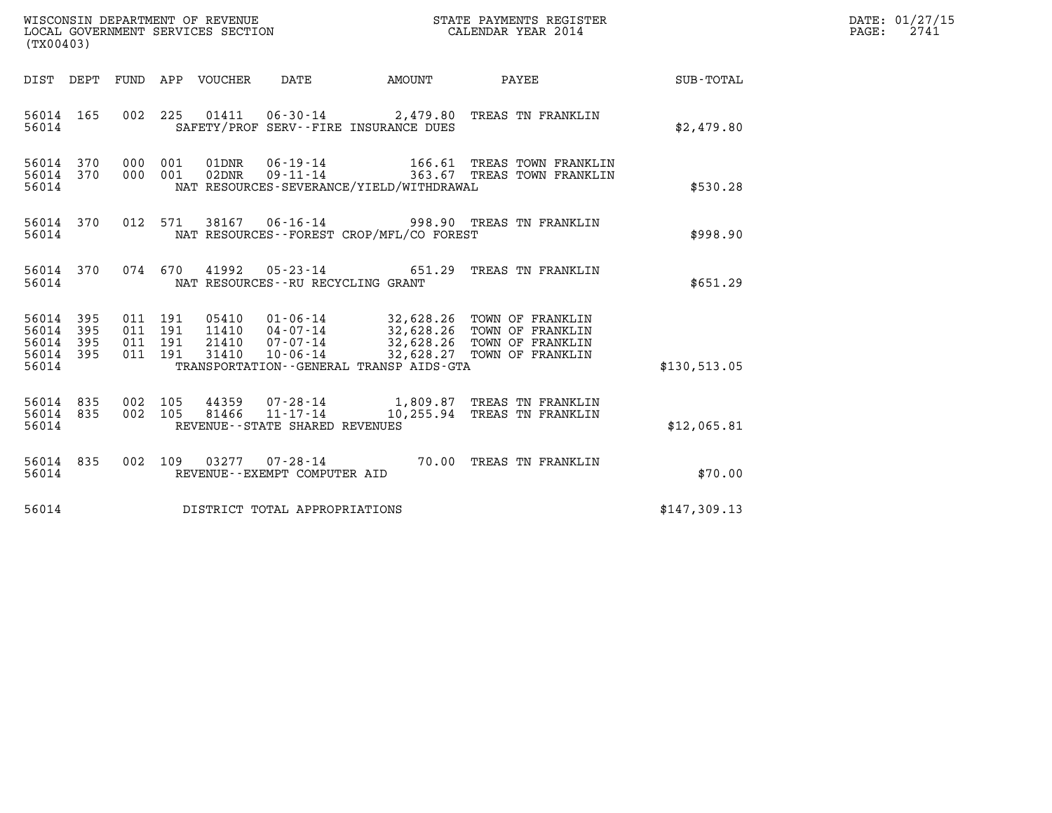WISCONSIN DEPARTMENT OF REVENUE
LOCAL GOVERNMENT SERVICES SECTION
(TX00403)

STATE PAYMENTS REGISTER
CALENDAR YEAR 2014

DATE: 01/27/15
PAGE: 2741

| DIST | DEPT | FUND | APP | VOUCHER | DATE | AMOUNT | PAYEE | SUB-TOTAL |
|---|---|---|---|---|---|---|---|---|
| 56014 | 165 | 002 | 225 | 01411 | 06-30-14 | 2,479.80 | TREAS TN FRANKLIN | |
| 56014 | | | | SAFETY/PROF SERV--FIRE INSURANCE DUES | | | | $2,479.80 |
| 56014 | 370 | 000 | 001 | 01DNR | 06-19-14 | 166.61 | TREAS TOWN FRANKLIN | |
| 56014 | 370 | 000 | 001 | 02DNR | 09-11-14 | 363.67 | TREAS TOWN FRANKLIN | |
| 56014 | | | | NAT RESOURCES-SEVERANCE/YIELD/WITHDRAWAL | | | | $530.28 |
| 56014 | 370 | 012 | 571 | 38167 | 06-16-14 | 998.90 | TREAS TN FRANKLIN | |
| 56014 | | | | NAT RESOURCES--FOREST CROP/MFL/CO FOREST | | | | $998.90 |
| 56014 | 370 | 074 | 670 | 41992 | 05-23-14 | 651.29 | TREAS TN FRANKLIN | |
| 56014 | | | | NAT RESOURCES--RU RECYCLING GRANT | | | | $651.29 |
| 56014 | 395 | 011 | 191 | 05410 | 01-06-14 | 32,628.26 | TOWN OF FRANKLIN | |
| 56014 | 395 | 011 | 191 | 11410 | 04-07-14 | 32,628.26 | TOWN OF FRANKLIN | |
| 56014 | 395 | 011 | 191 | 21410 | 07-07-14 | 32,628.26 | TOWN OF FRANKLIN | |
| 56014 | 395 | 011 | 191 | 31410 | 10-06-14 | 32,628.27 | TOWN OF FRANKLIN | |
| 56014 | | | | TRANSPORTATION--GENERAL TRANSP AIDS-GTA | | | | $130,513.05 |
| 56014 | 835 | 002 | 105 | 44359 | 07-28-14 | 1,809.87 | TREAS TN FRANKLIN | |
| 56014 | 835 | 002 | 105 | 81466 | 11-17-14 | 10,255.94 | TREAS TN FRANKLIN | |
| 56014 | | | | REVENUE--STATE SHARED REVENUES | | | | $12,065.81 |
| 56014 | 835 | 002 | 109 | 03277 | 07-28-14 | 70.00 | TREAS TN FRANKLIN | |
| 56014 | | | | REVENUE--EXEMPT COMPUTER AID | | | | $70.00 |
| 56014 | | | | DISTRICT TOTAL APPROPRIATIONS | | | | $147,309.13 |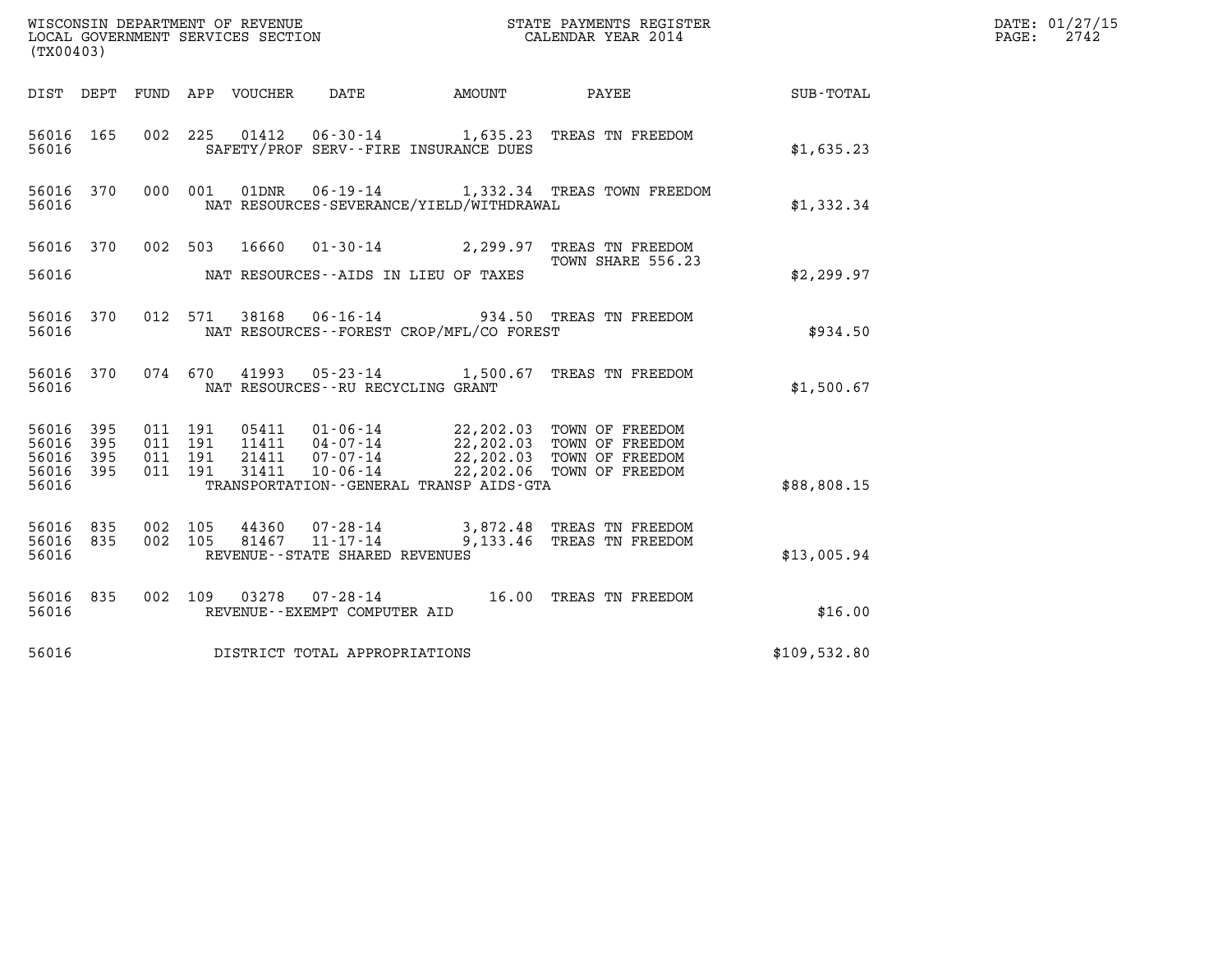WISCONSIN DEPARTMENT OF REVENUE
LOCAL GOVERNMENT SERVICES SECTION
(TX00403)

STATE PAYMENTS REGISTER
CALENDAR YEAR 2014

DATE: 01/27/15
PAGE: 2742

| DIST | DEPT | FUND | APP | VOUCHER | DATE | AMOUNT | PAYEE | SUB-TOTAL |
|---|---|---|---|---|---|---|---|---|
| 56016 | 165 | 002 | 225 | 01412 | 06-30-14 | 1,635.23 | TREAS TN FREEDOM | |
| 56016 | | | | | SAFETY/PROF SERV--FIRE INSURANCE DUES | | | $1,635.23 |
| 56016 | 370 | 000 | 001 | 01DNR | 06-19-14 | 1,332.34 | TREAS TOWN FREEDOM | |
| 56016 | | | | | NAT RESOURCES-SEVERANCE/YIELD/WITHDRAWAL | | | $1,332.34 |
| 56016 | 370 | 002 | 503 | 16660 | 01-30-14 | 2,299.97 | TREAS TN FREEDOM TOWN SHARE 556.23 | |
| 56016 | | | | | NAT RESOURCES--AIDS IN LIEU OF TAXES | | | $2,299.97 |
| 56016 | 370 | 012 | 571 | 38168 | 06-16-14 | 934.50 | TREAS TN FREEDOM | |
| 56016 | | | | | NAT RESOURCES--FOREST CROP/MFL/CO FOREST | | | $934.50 |
| 56016 | 370 | 074 | 670 | 41993 | 05-23-14 | 1,500.67 | TREAS TN FREEDOM | |
| 56016 | | | | | NAT RESOURCES--RU RECYCLING GRANT | | | $1,500.67 |
| 56016 | 395 | 011 | 191 | 05411 | 01-06-14 | 22,202.03 | TOWN OF FREEDOM | |
| 56016 | 395 | 011 | 191 | 11411 | 04-07-14 | 22,202.03 | TOWN OF FREEDOM | |
| 56016 | 395 | 011 | 191 | 21411 | 07-07-14 | 22,202.03 | TOWN OF FREEDOM | |
| 56016 | 395 | 011 | 191 | 31411 | 10-06-14 | 22,202.06 | TOWN OF FREEDOM | |
| 56016 | | | | | TRANSPORTATION--GENERAL TRANSP AIDS-GTA | | | $88,808.15 |
| 56016 | 835 | 002 | 105 | 44360 | 07-28-14 | 3,872.48 | TREAS TN FREEDOM | |
| 56016 | 835 | 002 | 105 | 81467 | 11-17-14 | 9,133.46 | TREAS TN FREEDOM | |
| 56016 | | | | | REVENUE--STATE SHARED REVENUES | | | $13,005.94 |
| 56016 | 835 | 002 | 109 | 03278 | 07-28-14 | 16.00 | TREAS TN FREEDOM | |
| 56016 | | | | | REVENUE--EXEMPT COMPUTER AID | | | $16.00 |
| 56016 | | | | | DISTRICT TOTAL APPROPRIATIONS | | | $109,532.80 |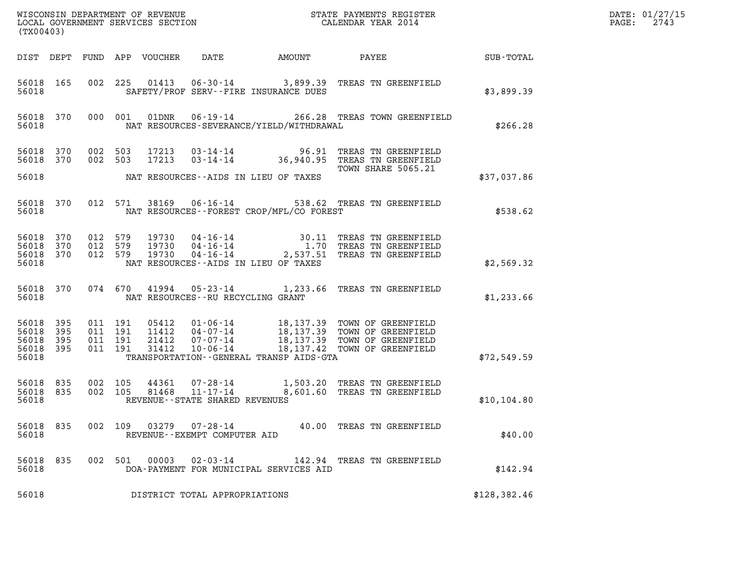WISCONSIN DEPARTMENT OF REVENUE
LOCAL GOVERNMENT SERVICES SECTION
(TX00403)

STATE PAYMENTS REGISTER
CALENDAR YEAR 2014

DATE: 01/27/15
PAGE: 2743

| DIST | DEPT | FUND | APP | VOUCHER | DATE | AMOUNT | PAYEE | SUB-TOTAL |
|---|---|---|---|---|---|---|---|---|
| 56018 | 165 | 002 | 225 | 01413 | 06-30-14 | 3,899.39 | TREAS TN GREENFIELD | |
| 56018 | | | | | SAFETY/PROF SERV--FIRE INSURANCE DUES | | | $3,899.39 |
| 56018 | 370 | 000 | 001 | 01DNR | 06-19-14 | 266.28 | TREAS TOWN GREENFIELD | |
| 56018 | | | | | NAT RESOURCES-SEVERANCE/YIELD/WITHDRAWAL | | | $266.28 |
| 56018 | 370 | 002 | 503 | 17213 | 03-14-14 | 96.91 | TREAS TN GREENFIELD | |
| 56018 | 370 | 002 | 503 | 17213 | 03-14-14 | 36,940.95 | TREAS TN GREENFIELD TOWN SHARE 5065.21 | |
| 56018 | | | | | NAT RESOURCES--AIDS IN LIEU OF TAXES | | | $37,037.86 |
| 56018 | 370 | 012 | 571 | 38169 | 06-16-14 | 538.62 | TREAS TN GREENFIELD | |
| 56018 | | | | | NAT RESOURCES--FOREST CROP/MFL/CO FOREST | | | $538.62 |
| 56018 | 370 | 012 | 579 | 19730 | 04-16-14 | 30.11 | TREAS TN GREENFIELD | |
| 56018 | 370 | 012 | 579 | 19730 | 04-16-14 | 1.70 | TREAS TN GREENFIELD | |
| 56018 | 370 | 012 | 579 | 19730 | 04-16-14 | 2,537.51 | TREAS TN GREENFIELD | |
| 56018 | | | | | NAT RESOURCES--AIDS IN LIEU OF TAXES | | | $2,569.32 |
| 56018 | 370 | 074 | 670 | 41994 | 05-23-14 | 1,233.66 | TREAS TN GREENFIELD | |
| 56018 | | | | | NAT RESOURCES--RU RECYCLING GRANT | | | $1,233.66 |
| 56018 | 395 | 011 | 191 | 05412 | 01-06-14 | 18,137.39 | TOWN OF GREENFIELD | |
| 56018 | 395 | 011 | 191 | 11412 | 04-07-14 | 18,137.39 | TOWN OF GREENFIELD | |
| 56018 | 395 | 011 | 191 | 21412 | 07-07-14 | 18,137.39 | TOWN OF GREENFIELD | |
| 56018 | 395 | 011 | 191 | 31412 | 10-06-14 | 18,137.42 | TOWN OF GREENFIELD | |
| 56018 | | | | | TRANSPORTATION--GENERAL TRANSP AIDS-GTA | | | $72,549.59 |
| 56018 | 835 | 002 | 105 | 44361 | 07-28-14 | 1,503.20 | TREAS TN GREENFIELD | |
| 56018 | 835 | 002 | 105 | 81468 | 11-17-14 | 8,601.60 | TREAS TN GREENFIELD | |
| 56018 | | | | | REVENUE--STATE SHARED REVENUES | | | $10,104.80 |
| 56018 | 835 | 002 | 109 | 03279 | 07-28-14 | 40.00 | TREAS TN GREENFIELD | |
| 56018 | | | | | REVENUE--EXEMPT COMPUTER AID | | | $40.00 |
| 56018 | 835 | 002 | 501 | 00003 | 02-03-14 | 142.94 | TREAS TN GREENFIELD | |
| 56018 | | | | | DOA-PAYMENT FOR MUNICIPAL SERVICES AID | | | $142.94 |
| 56018 | | | | | DISTRICT TOTAL APPROPRIATIONS | | | $128,382.46 |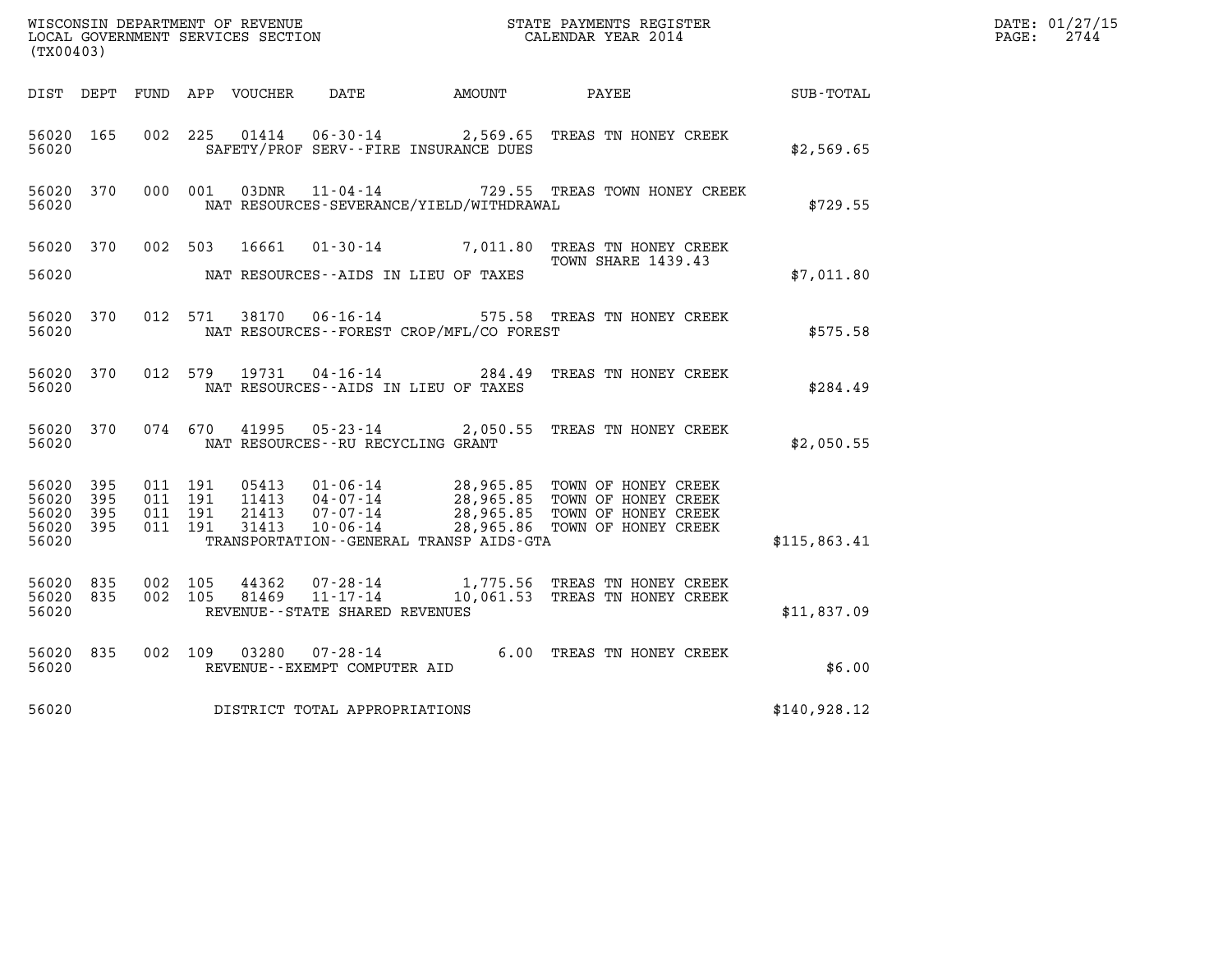WISCONSIN DEPARTMENT OF REVENUE
LOCAL GOVERNMENT SERVICES SECTION
(TX00403)

STATE PAYMENTS REGISTER
CALENDAR YEAR 2014

DATE: 01/27/15
PAGE: 2744

| DIST | DEPT | FUND | APP | VOUCHER | DATE | AMOUNT | PAYEE | SUB-TOTAL |
|---|---|---|---|---|---|---|---|---|
| 56020 | 165 | 002 | 225 | 01414 | 06-30-14 | 2,569.65 | TREAS TN HONEY CREEK | |
| 56020 | | | | SAFETY/PROF SERV--FIRE INSURANCE DUES | | | | $2,569.65 |
| 56020 | 370 | 000 | 001 | 03DNR | 11-04-14 | 729.55 | TREAS TOWN HONEY CREEK | |
| 56020 | | | | NAT RESOURCES-SEVERANCE/YIELD/WITHDRAWAL | | | | $729.55 |
| 56020 | 370 | 002 | 503 | 16661 | 01-30-14 | 7,011.80 | TREAS TN HONEY CREEK TOWN SHARE 1439.43 | |
| 56020 | | | | NAT RESOURCES--AIDS IN LIEU OF TAXES | | | | $7,011.80 |
| 56020 | 370 | 012 | 571 | 38170 | 06-16-14 | 575.58 | TREAS TN HONEY CREEK | |
| 56020 | | | | NAT RESOURCES--FOREST CROP/MFL/CO FOREST | | | | $575.58 |
| 56020 | 370 | 012 | 579 | 19731 | 04-16-14 | 284.49 | TREAS TN HONEY CREEK | |
| 56020 | | | | NAT RESOURCES--AIDS IN LIEU OF TAXES | | | | $284.49 |
| 56020 | 370 | 074 | 670 | 41995 | 05-23-14 | 2,050.55 | TREAS TN HONEY CREEK | |
| 56020 | | | | NAT RESOURCES--RU RECYCLING GRANT | | | | $2,050.55 |
| 56020 | 395 | 011 | 191 | 05413 | 01-06-14 | 28,965.85 | TOWN OF HONEY CREEK | |
| 56020 | 395 | 011 | 191 | 11413 | 04-07-14 | 28,965.85 | TOWN OF HONEY CREEK | |
| 56020 | 395 | 011 | 191 | 21413 | 07-07-14 | 28,965.85 | TOWN OF HONEY CREEK | |
| 56020 | 395 | 011 | 191 | 31413 | 10-06-14 | 28,965.86 | TOWN OF HONEY CREEK | |
| 56020 | | | | TRANSPORTATION--GENERAL TRANSP AIDS-GTA | | | | $115,863.41 |
| 56020 | 835 | 002 | 105 | 44362 | 07-28-14 | 1,775.56 | TREAS TN HONEY CREEK | |
| 56020 | 835 | 002 | 105 | 81469 | 11-17-14 | 10,061.53 | TREAS TN HONEY CREEK | |
| 56020 | | | | REVENUE--STATE SHARED REVENUES | | | | $11,837.09 |
| 56020 | 835 | 002 | 109 | 03280 | 07-28-14 | 6.00 | TREAS TN HONEY CREEK | |
| 56020 | | | | REVENUE--EXEMPT COMPUTER AID | | | | $6.00 |
| 56020 | | | | DISTRICT TOTAL APPROPRIATIONS | | | | $140,928.12 |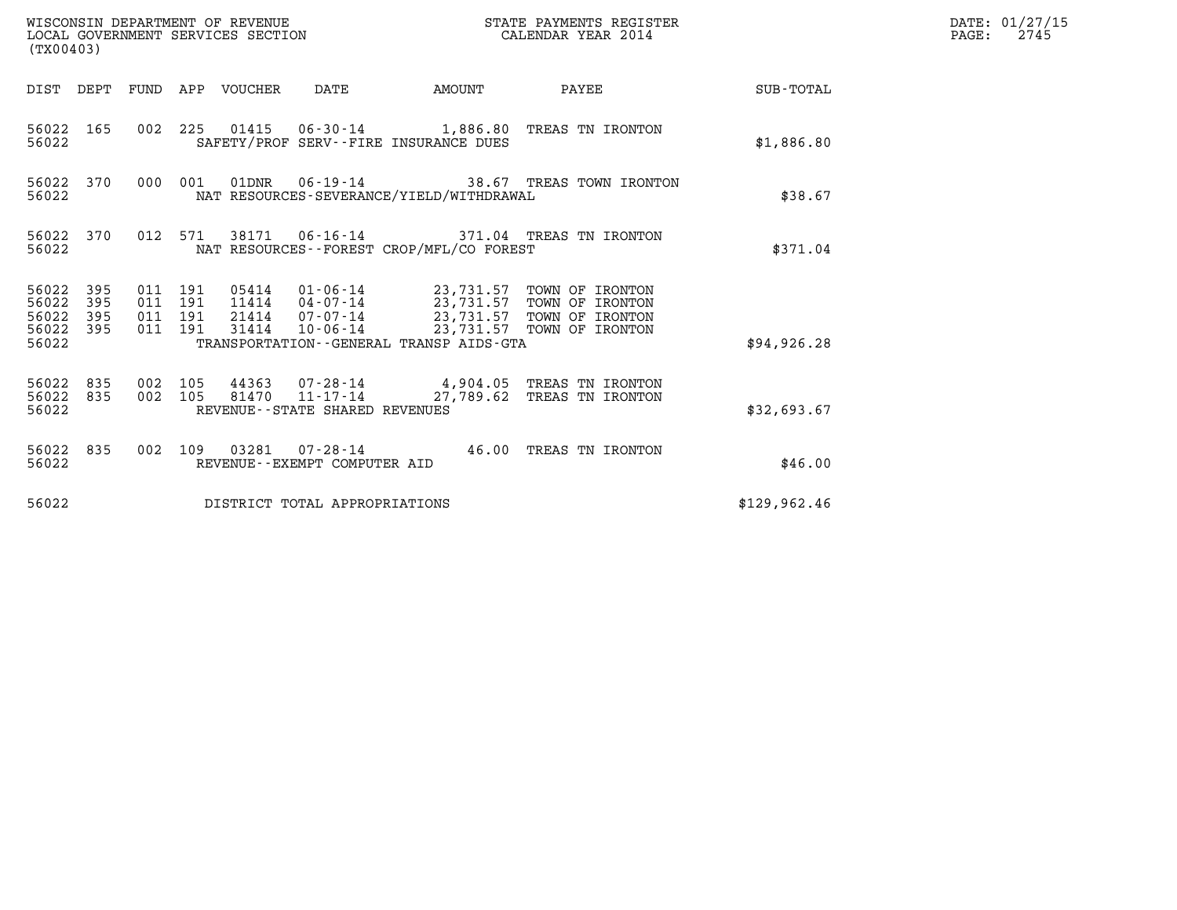WISCONSIN DEPARTMENT OF REVENUE
LOCAL GOVERNMENT SERVICES SECTION
(TX00403)

STATE PAYMENTS REGISTER
CALENDAR YEAR 2014

DATE: 01/27/15

| DIST | DEPT | FUND | APP | VOUCHER | DATE | AMOUNT | PAYEE | SUB-TOTAL |
|---|---|---|---|---|---|---|---|---|
| 56022 | 165 | 002 | 225 | 01415 | 06-30-14 | 1,886.80 | TREAS TN IRONTON | |
| 56022 | | | | | SAFETY/PROF SERV--FIRE INSURANCE DUES | | | $1,886.80 |
| 56022 | 370 | 000 | 001 | 01DNR | 06-19-14 | 38.67 | TREAS TOWN IRONTON | |
| 56022 | | | | | NAT RESOURCES-SEVERANCE/YIELD/WITHDRAWAL | | | $38.67 |
| 56022 | 370 | 012 | 571 | 38171 | 06-16-14 | 371.04 | TREAS TN IRONTON | |
| 56022 | | | | | NAT RESOURCES--FOREST CROP/MFL/CO FOREST | | | $371.04 |
| 56022 | 395 | 011 | 191 | 05414 | 01-06-14 | 23,731.57 | TOWN OF IRONTON | |
| 56022 | 395 | 011 | 191 | 11414 | 04-07-14 | 23,731.57 | TOWN OF IRONTON | |
| 56022 | 395 | 011 | 191 | 21414 | 07-07-14 | 23,731.57 | TOWN OF IRONTON | |
| 56022 | 395 | 011 | 191 | 31414 | 10-06-14 | 23,731.57 | TOWN OF IRONTON | |
| 56022 | | | | | TRANSPORTATION--GENERAL TRANSP AIDS-GTA | | | $94,926.28 |
| 56022 | 835 | 002 | 105 | 44363 | 07-28-14 | 4,904.05 | TREAS TN IRONTON | |
| 56022 | 835 | 002 | 105 | 81470 | 11-17-14 | 27,789.62 | TREAS TN IRONTON | |
| 56022 | | | | | REVENUE--STATE SHARED REVENUES | | | $32,693.67 |
| 56022 | 835 | 002 | 109 | 03281 | 07-28-14 | 46.00 | TREAS TN IRONTON | |
| 56022 | | | | | REVENUE--EXEMPT COMPUTER AID | | | $46.00 |
| 56022 | | | | | DISTRICT TOTAL APPROPRIATIONS | | | $129,962.46 |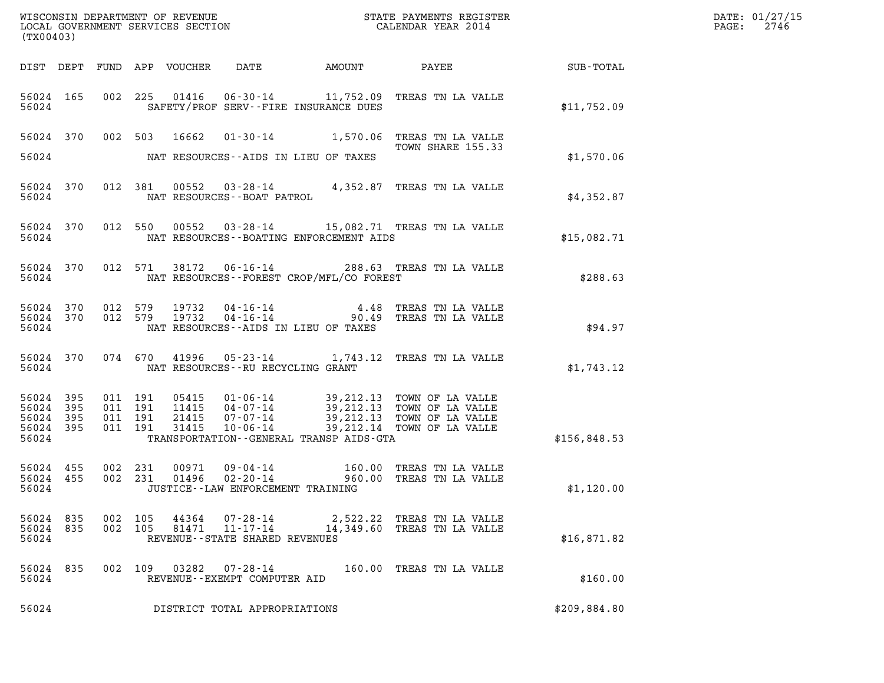WISCONSIN DEPARTMENT OF REVENUE
LOCAL GOVERNMENT SERVICES SECTION
(TX00403)

STATE PAYMENTS REGISTER
CALENDAR YEAR 2014

DATE: 01/27/15
PAGE: 2746

| DIST | DEPT | FUND | APP | VOUCHER | DATE | AMOUNT | PAYEE | SUB-TOTAL |
|---|---|---|---|---|---|---|---|---|
| 56024 | 165 | 002 | 225 | 01416 | 06-30-14 | 11,752.09 | TREAS TN LA VALLE | |
| 56024 | | | | SAFETY/PROF SERV--FIRE INSURANCE DUES | | | | $11,752.09 |
| 56024 | 370 | 002 | 503 | 16662 | 01-30-14 | 1,570.06 | TREAS TN LA VALLE TOWN SHARE 155.33 | |
| 56024 | | | | NAT RESOURCES--AIDS IN LIEU OF TAXES | | | | $1,570.06 |
| 56024 | 370 | 012 | 381 | 00552 | 03-28-14 | 4,352.87 | TREAS TN LA VALLE | |
| 56024 | | | | NAT RESOURCES--BOAT PATROL | | | | $4,352.87 |
| 56024 | 370 | 012 | 550 | 00552 | 03-28-14 | 15,082.71 | TREAS TN LA VALLE | |
| 56024 | | | | NAT RESOURCES--BOATING ENFORCEMENT AIDS | | | | $15,082.71 |
| 56024 | 370 | 012 | 571 | 38172 | 06-16-14 | 288.63 | TREAS TN LA VALLE | |
| 56024 | | | | NAT RESOURCES--FOREST CROP/MFL/CO FOREST | | | | $288.63 |
| 56024 | 370 | 012 | 579 | 19732 | 04-16-14 | 4.48 | TREAS TN LA VALLE | |
| 56024 | 370 | 012 | 579 | 19732 | 04-16-14 | 90.49 | TREAS TN LA VALLE | |
| 56024 | | | | NAT RESOURCES--AIDS IN LIEU OF TAXES | | | | $94.97 |
| 56024 | 370 | 074 | 670 | 41996 | 05-23-14 | 1,743.12 | TREAS TN LA VALLE | |
| 56024 | | | | NAT RESOURCES--RU RECYCLING GRANT | | | | $1,743.12 |
| 56024 | 395 | 011 | 191 | 05415 | 01-06-14 | 39,212.13 | TOWN OF LA VALLE | |
| 56024 | 395 | 011 | 191 | 11415 | 04-07-14 | 39,212.13 | TOWN OF LA VALLE | |
| 56024 | 395 | 011 | 191 | 21415 | 07-07-14 | 39,212.13 | TOWN OF LA VALLE | |
| 56024 | 395 | 011 | 191 | 31415 | 10-06-14 | 39,212.14 | TOWN OF LA VALLE | |
| 56024 | | | | TRANSPORTATION--GENERAL TRANSP AIDS-GTA | | | | $156,848.53 |
| 56024 | 455 | 002 | 231 | 00971 | 09-04-14 | 160.00 | TREAS TN LA VALLE | |
| 56024 | 455 | 002 | 231 | 01496 | 02-20-14 | 960.00 | TREAS TN LA VALLE | |
| 56024 | | | | JUSTICE--LAW ENFORCEMENT TRAINING | | | | $1,120.00 |
| 56024 | 835 | 002 | 105 | 44364 | 07-28-14 | 2,522.22 | TREAS TN LA VALLE | |
| 56024 | 835 | 002 | 105 | 81471 | 11-17-14 | 14,349.60 | TREAS TN LA VALLE | |
| 56024 | | | | REVENUE--STATE SHARED REVENUES | | | | $16,871.82 |
| 56024 | 835 | 002 | 109 | 03282 | 07-28-14 | 160.00 | TREAS TN LA VALLE | |
| 56024 | | | | REVENUE--EXEMPT COMPUTER AID | | | | $160.00 |
| 56024 | | | | DISTRICT TOTAL APPROPRIATIONS | | | | $209,884.80 |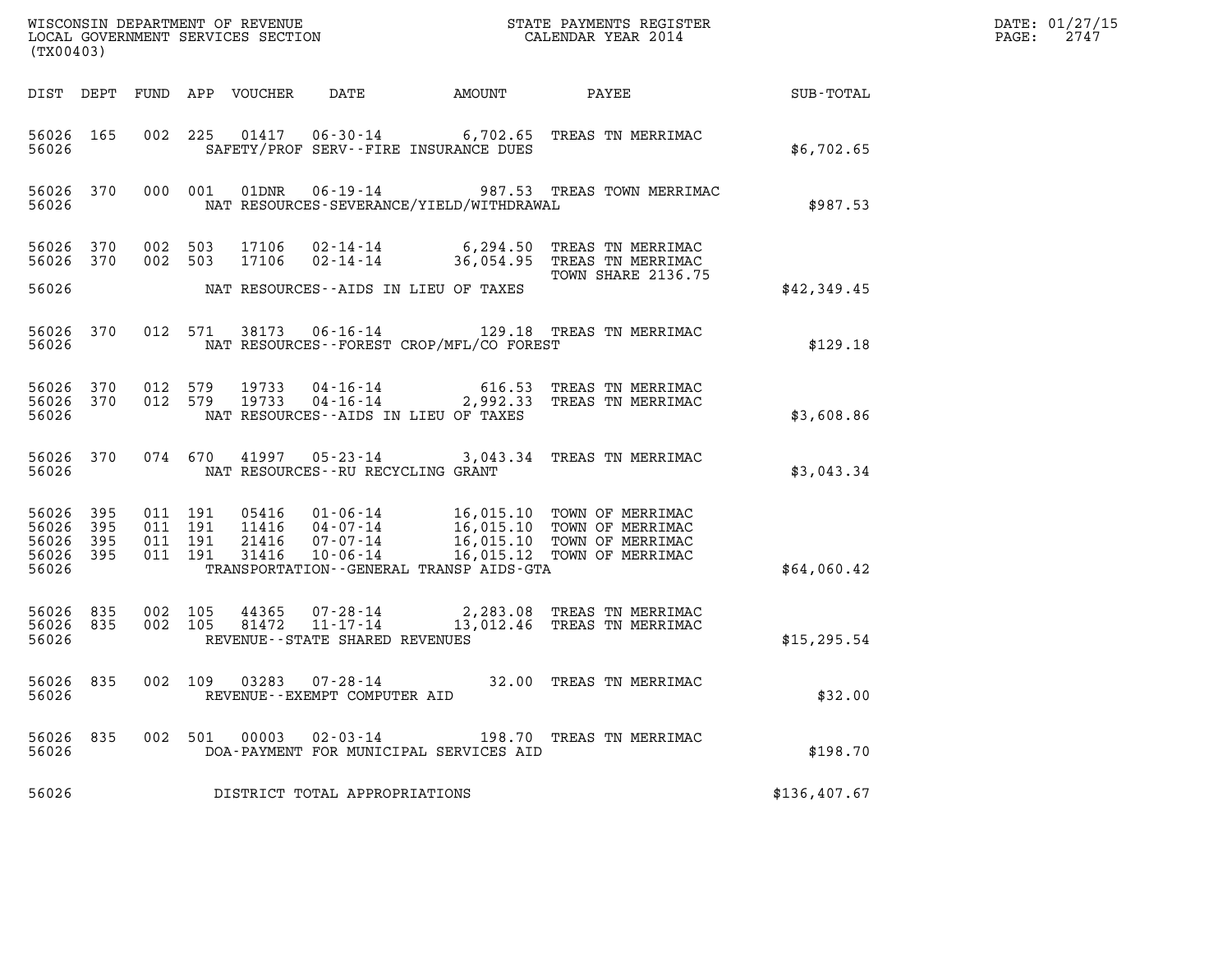WISCONSIN DEPARTMENT OF REVENUE
LOCAL GOVERNMENT SERVICES SECTION
(TX00403)

STATE PAYMENTS REGISTER
CALENDAR YEAR 2014

DATE: 01/27/15
PAGE: 2747

| DIST | DEPT | FUND | APP | VOUCHER | DATE | AMOUNT | PAYEE | SUB-TOTAL |
|---|---|---|---|---|---|---|---|---|
| 56026 | 165 | 002 | 225 | 01417 | 06-30-14 | 6,702.65 | TREAS TN MERRIMAC | |
| 56026 | | | | SAFETY/PROF SERV--FIRE INSURANCE DUES | | | | $6,702.65 |
| 56026 | 370 | 000 | 001 | 01DNR | 06-19-14 | 987.53 | TREAS TOWN MERRIMAC | |
| 56026 | | | | NAT RESOURCES-SEVERANCE/YIELD/WITHDRAWAL | | | | $987.53 |
| 56026 | 370 | 002 | 503 | 17106 | 02-14-14 | 6,294.50 | TREAS TN MERRIMAC | |
| 56026 | 370 | 002 | 503 | 17106 | 02-14-14 | 36,054.95 | TREAS TN MERRIMAC TOWN SHARE 2136.75 | |
| 56026 | | | | NAT RESOURCES--AIDS IN LIEU OF TAXES | | | | $42,349.45 |
| 56026 | 370 | 012 | 571 | 38173 | 06-16-14 | 129.18 | TREAS TN MERRIMAC | |
| 56026 | | | | NAT RESOURCES--FOREST CROP/MFL/CO FOREST | | | | $129.18 |
| 56026 | 370 | 012 | 579 | 19733 | 04-16-14 | 616.53 | TREAS TN MERRIMAC | |
| 56026 | 370 | 012 | 579 | 19733 | 04-16-14 | 2,992.33 | TREAS TN MERRIMAC | |
| 56026 | | | | NAT RESOURCES--AIDS IN LIEU OF TAXES | | | | $3,608.86 |
| 56026 | 370 | 074 | 670 | 41997 | 05-23-14 | 3,043.34 | TREAS TN MERRIMAC | |
| 56026 | | | | NAT RESOURCES--RU RECYCLING GRANT | | | | $3,043.34 |
| 56026 | 395 | 011 | 191 | 05416 | 01-06-14 | 16,015.10 | TOWN OF MERRIMAC | |
| 56026 | 395 | 011 | 191 | 11416 | 04-07-14 | 16,015.10 | TOWN OF MERRIMAC | |
| 56026 | 395 | 011 | 191 | 21416 | 07-07-14 | 16,015.10 | TOWN OF MERRIMAC | |
| 56026 | 395 | 011 | 191 | 31416 | 10-06-14 | 16,015.12 | TOWN OF MERRIMAC | |
| 56026 | | | | TRANSPORTATION--GENERAL TRANSP AIDS-GTA | | | | $64,060.42 |
| 56026 | 835 | 002 | 105 | 44365 | 07-28-14 | 2,283.08 | TREAS TN MERRIMAC | |
| 56026 | 835 | 002 | 105 | 81472 | 11-17-14 | 13,012.46 | TREAS TN MERRIMAC | |
| 56026 | | | | REVENUE--STATE SHARED REVENUES | | | | $15,295.54 |
| 56026 | 835 | 002 | 109 | 03283 | 07-28-14 | 32.00 | TREAS TN MERRIMAC | |
| 56026 | | | | REVENUE--EXEMPT COMPUTER AID | | | | $32.00 |
| 56026 | 835 | 002 | 501 | 00003 | 02-03-14 | 198.70 | TREAS TN MERRIMAC | |
| 56026 | | | | DOA-PAYMENT FOR MUNICIPAL SERVICES AID | | | | $198.70 |
| 56026 | | | | DISTRICT TOTAL APPROPRIATIONS | | | | $136,407.67 |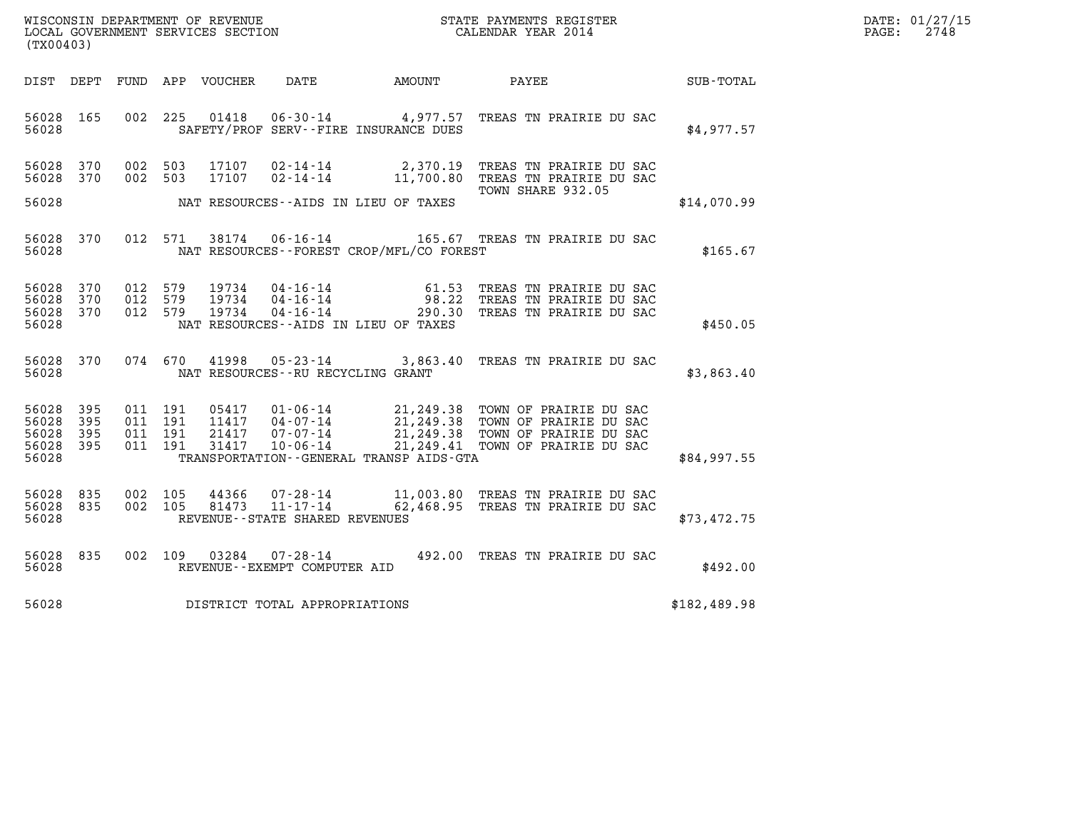WISCONSIN DEPARTMENT OF REVENUE
LOCAL GOVERNMENT SERVICES SECTION
(TX00403)

STATE PAYMENTS REGISTER
CALENDAR YEAR 2014

DATE: 01/27/15
PAGE: 2748

| DIST | DEPT | FUND | APP | VOUCHER | DATE | AMOUNT | PAYEE | SUB-TOTAL |
|---|---|---|---|---|---|---|---|---|
| 56028 | 165 | 002 | 225 | 01418 | 06-30-14 | 4,977.57 | TREAS TN PRAIRIE DU SAC | |
| 56028 | | | | | SAFETY/PROF SERV--FIRE INSURANCE DUES | | | $4,977.57 |
| 56028 | 370 | 002 | 503 | 17107 | 02-14-14 | 2,370.19 | TREAS TN PRAIRIE DU SAC | |
| 56028 | 370 | 002 | 503 | 17107 | 02-14-14 | 11,700.80 | TREAS TN PRAIRIE DU SAC TOWN SHARE 932.05 | |
| 56028 | | | | | NAT RESOURCES--AIDS IN LIEU OF TAXES | | | $14,070.99 |
| 56028 | 370 | 012 | 571 | 38174 | 06-16-14 | 165.67 | TREAS TN PRAIRIE DU SAC | |
| 56028 | | | | | NAT RESOURCES--FOREST CROP/MFL/CO FOREST | | | $165.67 |
| 56028 | 370 | 012 | 579 | 19734 | 04-16-14 | 61.53 | TREAS TN PRAIRIE DU SAC | |
| 56028 | 370 | 012 | 579 | 19734 | 04-16-14 | 98.22 | TREAS TN PRAIRIE DU SAC | |
| 56028 | 370 | 012 | 579 | 19734 | 04-16-14 | 290.30 | TREAS TN PRAIRIE DU SAC | |
| 56028 | | | | | NAT RESOURCES--AIDS IN LIEU OF TAXES | | | $450.05 |
| 56028 | 370 | 074 | 670 | 41998 | 05-23-14 | 3,863.40 | TREAS TN PRAIRIE DU SAC | |
| 56028 | | | | | NAT RESOURCES--RU RECYCLING GRANT | | | $3,863.40 |
| 56028 | 395 | 011 | 191 | 05417 | 01-06-14 | 21,249.38 | TOWN OF PRAIRIE DU SAC | |
| 56028 | 395 | 011 | 191 | 11417 | 04-07-14 | 21,249.38 | TOWN OF PRAIRIE DU SAC | |
| 56028 | 395 | 011 | 191 | 21417 | 07-07-14 | 21,249.38 | TOWN OF PRAIRIE DU SAC | |
| 56028 | 395 | 011 | 191 | 31417 | 10-06-14 | 21,249.41 | TOWN OF PRAIRIE DU SAC | |
| 56028 | | | | | TRANSPORTATION--GENERAL TRANSP AIDS-GTA | | | $84,997.55 |
| 56028 | 835 | 002 | 105 | 44366 | 07-28-14 | 11,003.80 | TREAS TN PRAIRIE DU SAC | |
| 56028 | 835 | 002 | 105 | 81473 | 11-17-14 | 62,468.95 | TREAS TN PRAIRIE DU SAC | |
| 56028 | | | | | REVENUE--STATE SHARED REVENUES | | | $73,472.75 |
| 56028 | 835 | 002 | 109 | 03284 | 07-28-14 | 492.00 | TREAS TN PRAIRIE DU SAC | |
| 56028 | | | | | REVENUE--EXEMPT COMPUTER AID | | | $492.00 |
| 56028 | | | | | DISTRICT TOTAL APPROPRIATIONS | | | $182,489.98 |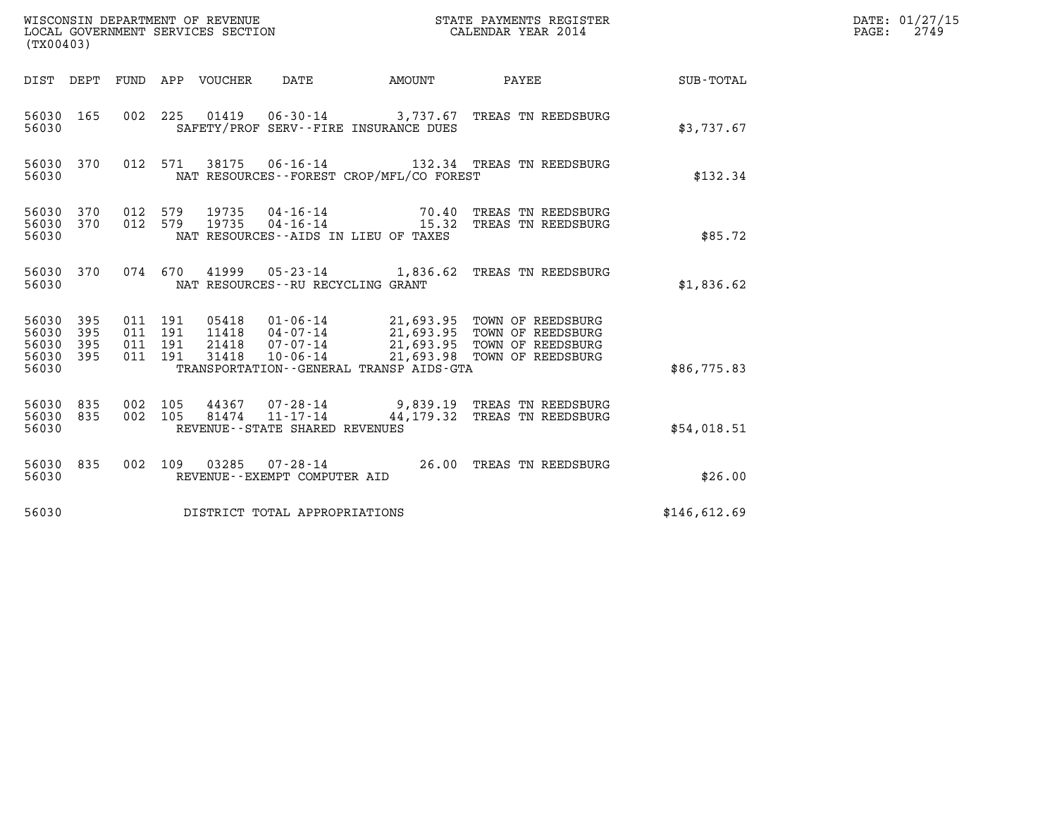WISCONSIN DEPARTMENT OF REVENUE
LOCAL GOVERNMENT SERVICES SECTION
(TX00403)

STATE PAYMENTS REGISTER
CALENDAR YEAR 2014

DATE: 01/27/15
PAGE: 2749

| DIST | DEPT | FUND | APP | VOUCHER | DATE | AMOUNT | PAYEE | SUB-TOTAL |
|---|---|---|---|---|---|---|---|---|
| 56030 | 165 | 002 | 225 | 01419 | 06-30-14 | 3,737.67 | TREAS TN REEDSBURG | |
| 56030 | | | | SAFETY/PROF SERV--FIRE INSURANCE DUES | | | | $3,737.67 |
| 56030 | 370 | 012 | 571 | 38175 | 06-16-14 | 132.34 | TREAS TN REEDSBURG | |
| 56030 | | | | NAT RESOURCES--FOREST CROP/MFL/CO FOREST | | | | $132.34 |
| 56030 | 370 | 012 | 579 | 19735 | 04-16-14 | 70.40 | TREAS TN REEDSBURG | |
| 56030 | 370 | 012 | 579 | 19735 | 04-16-14 | 15.32 | TREAS TN REEDSBURG | |
| 56030 | | | | NAT RESOURCES--AIDS IN LIEU OF TAXES | | | | $85.72 |
| 56030 | 370 | 074 | 670 | 41999 | 05-23-14 | 1,836.62 | TREAS TN REEDSBURG | |
| 56030 | | | | NAT RESOURCES--RU RECYCLING GRANT | | | | $1,836.62 |
| 56030 | 395 | 011 | 191 | 05418 | 01-06-14 | 21,693.95 | TOWN OF REEDSBURG | |
| 56030 | 395 | 011 | 191 | 11418 | 04-07-14 | 21,693.95 | TOWN OF REEDSBURG | |
| 56030 | 395 | 011 | 191 | 21418 | 07-07-14 | 21,693.95 | TOWN OF REEDSBURG | |
| 56030 | 395 | 011 | 191 | 31418 | 10-06-14 | 21,693.98 | TOWN OF REEDSBURG | |
| 56030 | | | | TRANSPORTATION--GENERAL TRANSP AIDS-GTA | | | | $86,775.83 |
| 56030 | 835 | 002 | 105 | 44367 | 07-28-14 | 9,839.19 | TREAS TN REEDSBURG | |
| 56030 | 835 | 002 | 105 | 81474 | 11-17-14 | 44,179.32 | TREAS TN REEDSBURG | |
| 56030 | | | | REVENUE--STATE SHARED REVENUES | | | | $54,018.51 |
| 56030 | 835 | 002 | 109 | 03285 | 07-28-14 | 26.00 | TREAS TN REEDSBURG | |
| 56030 | | | | REVENUE--EXEMPT COMPUTER AID | | | | $26.00 |
| 56030 | | | | DISTRICT TOTAL APPROPRIATIONS | | | | $146,612.69 |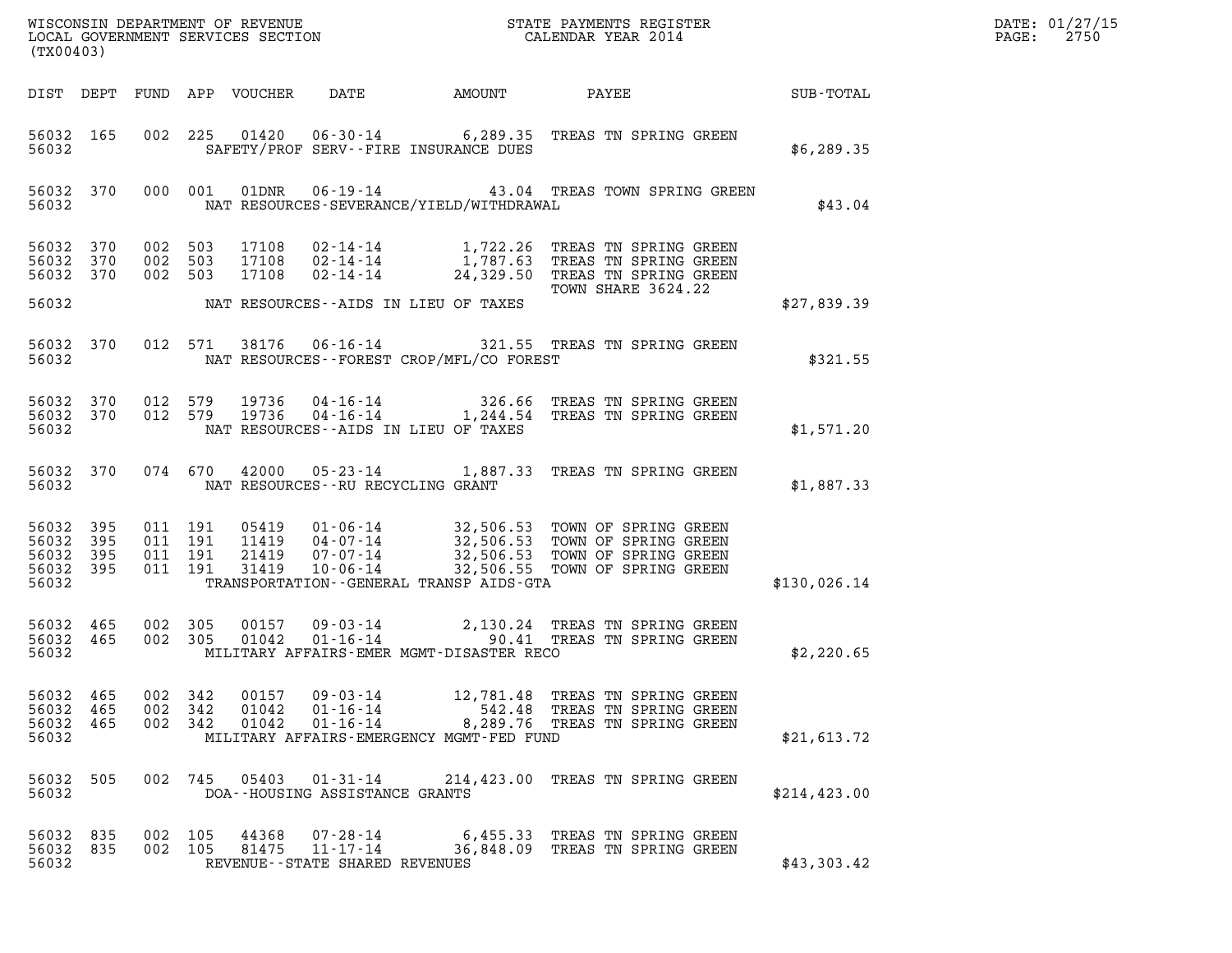WISCONSIN DEPARTMENT OF REVENUE
LOCAL GOVERNMENT SERVICES SECTION
(TX00403)

STATE PAYMENTS REGISTER
CALENDAR YEAR 2014

DATE: 01/27/15
PAGE: 2750

| DIST | DEPT | FUND | APP | VOUCHER | DATE | AMOUNT | PAYEE | SUB-TOTAL |
|---|---|---|---|---|---|---|---|---|
| 56032 | 165 | 002 | 225 | 01420 | 06-30-14 | 6,289.35 | TREAS TN SPRING GREEN | |
| 56032 | | | | | SAFETY/PROF SERV--FIRE INSURANCE DUES | | | $6,289.35 |
| 56032 | 370 | 000 | 001 | 01DNR | 06-19-14 | 43.04 | TREAS TOWN SPRING GREEN | |
| 56032 | | | | | NAT RESOURCES-SEVERANCE/YIELD/WITHDRAWAL | | | $43.04 |
| 56032 | 370 | 002 | 503 | 17108 | 02-14-14 | 1,722.26 | TREAS TN SPRING GREEN | |
| 56032 | 370 | 002 | 503 | 17108 | 02-14-14 | 1,787.63 | TREAS TN SPRING GREEN | |
| 56032 | 370 | 002 | 503 | 17108 | 02-14-14 | 24,329.50 | TREAS TN SPRING GREEN TOWN SHARE 3624.22 | |
| 56032 | | | | | NAT RESOURCES--AIDS IN LIEU OF TAXES | | | $27,839.39 |
| 56032 | 370 | 012 | 571 | 38176 | 06-16-14 | 321.55 | TREAS TN SPRING GREEN | |
| 56032 | | | | | NAT RESOURCES--FOREST CROP/MFL/CO FOREST | | | $321.55 |
| 56032 | 370 | 012 | 579 | 19736 | 04-16-14 | 326.66 | TREAS TN SPRING GREEN | |
| 56032 | 370 | 012 | 579 | 19736 | 04-16-14 | 1,244.54 | TREAS TN SPRING GREEN | |
| 56032 | | | | | NAT RESOURCES--AIDS IN LIEU OF TAXES | | | $1,571.20 |
| 56032 | 370 | 074 | 670 | 42000 | 05-23-14 | 1,887.33 | TREAS TN SPRING GREEN | |
| 56032 | | | | | NAT RESOURCES--RU RECYCLING GRANT | | | $1,887.33 |
| 56032 | 395 | 011 | 191 | 05419 | 01-06-14 | 32,506.53 | TOWN OF SPRING GREEN | |
| 56032 | 395 | 011 | 191 | 11419 | 04-07-14 | 32,506.53 | TOWN OF SPRING GREEN | |
| 56032 | 395 | 011 | 191 | 21419 | 07-07-14 | 32,506.53 | TOWN OF SPRING GREEN | |
| 56032 | 395 | 011 | 191 | 31419 | 10-06-14 | 32,506.55 | TOWN OF SPRING GREEN | |
| 56032 | | | | | TRANSPORTATION--GENERAL TRANSP AIDS-GTA | | | $130,026.14 |
| 56032 | 465 | 002 | 305 | 00157 | 09-03-14 | 2,130.24 | TREAS TN SPRING GREEN | |
| 56032 | 465 | 002 | 305 | 01042 | 01-16-14 | 90.41 | TREAS TN SPRING GREEN | |
| 56032 | | | | | MILITARY AFFAIRS-EMER MGMT-DISASTER RECO | | | $2,220.65 |
| 56032 | 465 | 002 | 342 | 00157 | 09-03-14 | 12,781.48 | TREAS TN SPRING GREEN | |
| 56032 | 465 | 002 | 342 | 01042 | 01-16-14 | 542.48 | TREAS TN SPRING GREEN | |
| 56032 | 465 | 002 | 342 | 01042 | 01-16-14 | 8,289.76 | TREAS TN SPRING GREEN | |
| 56032 | | | | | MILITARY AFFAIRS-EMERGENCY MGMT-FED FUND | | | $21,613.72 |
| 56032 | 505 | 002 | 745 | 05403 | 01-31-14 | 214,423.00 | TREAS TN SPRING GREEN | |
| 56032 | | | | | DOA--HOUSING ASSISTANCE GRANTS | | | $214,423.00 |
| 56032 | 835 | 002 | 105 | 44368 | 07-28-14 | 6,455.33 | TREAS TN SPRING GREEN | |
| 56032 | 835 | 002 | 105 | 81475 | 11-17-14 | 36,848.09 | TREAS TN SPRING GREEN | |
| 56032 | | | | | REVENUE--STATE SHARED REVENUES | | | $43,303.42 |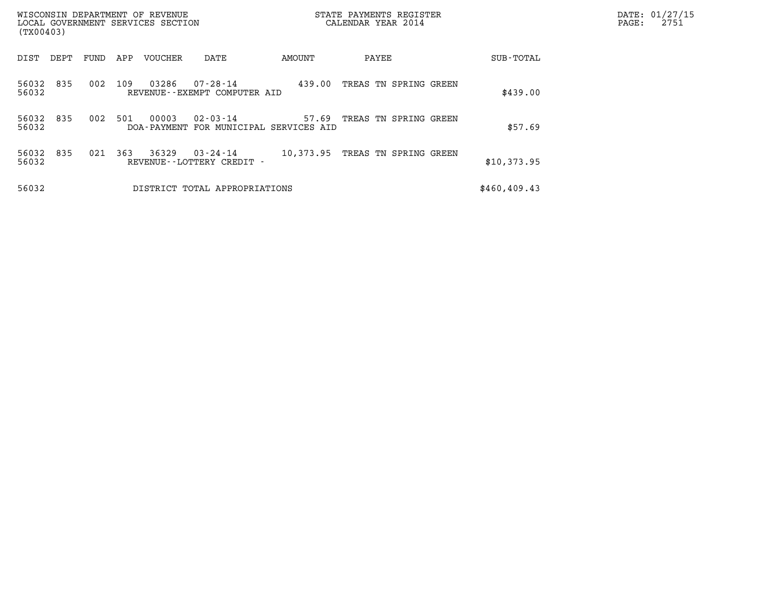WISCONSIN DEPARTMENT OF REVENUE
LOCAL GOVERNMENT SERVICES SECTION
(TX00403)

STATE PAYMENTS REGISTER
CALENDAR YEAR 2014

DATE: 01/27/15

| DIST | DEPT | FUND | APP | VOUCHER | DATE | AMOUNT | PAYEE | SUB-TOTAL |
|---|---|---|---|---|---|---|---|---|
| 56032 | 835 | 002 | 109 | 03286 | 07-28-14 | 439.00 | TREAS TN SPRING GREEN | |
| 56032 | | | | REVENUE--EXEMPT COMPUTER AID | | | | $439.00 |
| 56032 | 835 | 002 | 501 | 00003 | 02-03-14 | 57.69 | TREAS TN SPRING GREEN | |
| 56032 | | | | DOA-PAYMENT FOR MUNICIPAL SERVICES AID | | | | $57.69 |
| 56032 | 835 | 021 | 363 | 36329 | 03-24-14 | 10,373.95 | TREAS TN SPRING GREEN | |
| 56032 | | | | REVENUE--LOTTERY CREDIT - | | | | $10,373.95 |
| 56032 | | | | DISTRICT TOTAL APPROPRIATIONS | | | | $460,409.43 |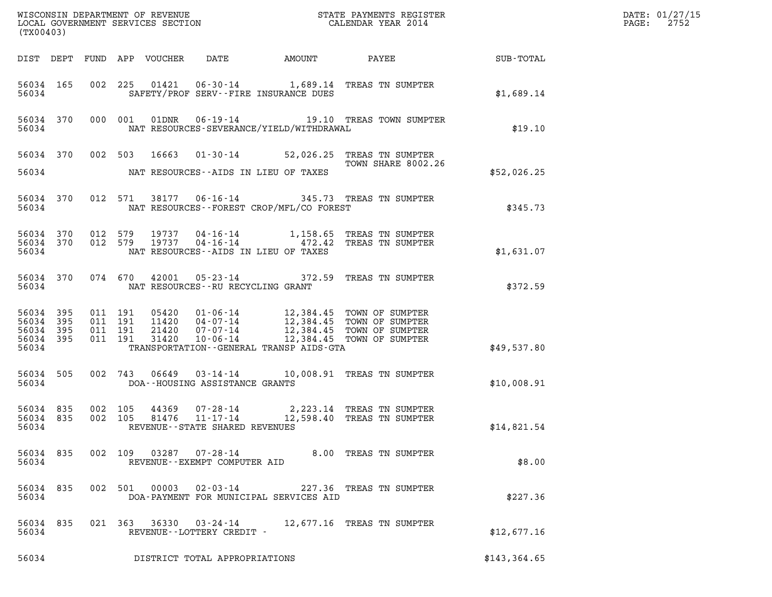WISCONSIN DEPARTMENT OF REVENUE
LOCAL GOVERNMENT SERVICES SECTION
(TX00403)

STATE PAYMENTS REGISTER
CALENDAR YEAR 2014

DATE: 01/27/15
PAGE: 2752

| DIST | DEPT | FUND | APP | VOUCHER | DATE | AMOUNT | PAYEE | SUB-TOTAL |
|---|---|---|---|---|---|---|---|---|
| 56034 | 165 | 002 | 225 | 01421 | 06-30-14 | 1,689.14 | TREAS TN SUMPTER | |
| 56034 | | | | SAFETY/PROF SERV--FIRE INSURANCE DUES | | | | $1,689.14 |
| 56034 | 370 | 000 | 001 | 01DNR | 06-19-14 | 19.10 | TREAS TOWN SUMPTER | |
| 56034 | | | | NAT RESOURCES-SEVERANCE/YIELD/WITHDRAWAL | | | | $19.10 |
| 56034 | 370 | 002 | 503 | 16663 | 01-30-14 | 52,026.25 | TREAS TN SUMPTER TOWN SHARE 8002.26 | |
| 56034 | | | | NAT RESOURCES--AIDS IN LIEU OF TAXES | | | | $52,026.25 |
| 56034 | 370 | 012 | 571 | 38177 | 06-16-14 | 345.73 | TREAS TN SUMPTER | |
| 56034 | | | | NAT RESOURCES--FOREST CROP/MFL/CO FOREST | | | | $345.73 |
| 56034 | 370 | 012 | 579 | 19737 | 04-16-14 | 1,158.65 | TREAS TN SUMPTER | |
| 56034 | 370 | 012 | 579 | 19737 | 04-16-14 | 472.42 | TREAS TN SUMPTER | |
| 56034 | | | | NAT RESOURCES--AIDS IN LIEU OF TAXES | | | | $1,631.07 |
| 56034 | 370 | 074 | 670 | 42001 | 05-23-14 | 372.59 | TREAS TN SUMPTER | |
| 56034 | | | | NAT RESOURCES--RU RECYCLING GRANT | | | | $372.59 |
| 56034 | 395 | 011 | 191 | 05420 | 01-06-14 | 12,384.45 | TOWN OF SUMPTER | |
| 56034 | 395 | 011 | 191 | 11420 | 04-07-14 | 12,384.45 | TOWN OF SUMPTER | |
| 56034 | 395 | 011 | 191 | 21420 | 07-07-14 | 12,384.45 | TOWN OF SUMPTER | |
| 56034 | 395 | 011 | 191 | 31420 | 10-06-14 | 12,384.45 | TOWN OF SUMPTER | |
| 56034 | | | | TRANSPORTATION--GENERAL TRANSP AIDS-GTA | | | | $49,537.80 |
| 56034 | 505 | 002 | 743 | 06649 | 03-14-14 | 10,008.91 | TREAS TN SUMPTER | |
| 56034 | | | | DOA--HOUSING ASSISTANCE GRANTS | | | | $10,008.91 |
| 56034 | 835 | 002 | 105 | 44369 | 07-28-14 | 2,223.14 | TREAS TN SUMPTER | |
| 56034 | 835 | 002 | 105 | 81476 | 11-17-14 | 12,598.40 | TREAS TN SUMPTER | |
| 56034 | | | | REVENUE--STATE SHARED REVENUES | | | | $14,821.54 |
| 56034 | 835 | 002 | 109 | 03287 | 07-28-14 | 8.00 | TREAS TN SUMPTER | |
| 56034 | | | | REVENUE--EXEMPT COMPUTER AID | | | | $8.00 |
| 56034 | 835 | 002 | 501 | 00003 | 02-03-14 | 227.36 | TREAS TN SUMPTER | |
| 56034 | | | | DOA-PAYMENT FOR MUNICIPAL SERVICES AID | | | | $227.36 |
| 56034 | 835 | 021 | 363 | 36330 | 03-24-14 | 12,677.16 | TREAS TN SUMPTER | |
| 56034 | | | | REVENUE--LOTTERY CREDIT - | | | | $12,677.16 |
| 56034 | | | | DISTRICT TOTAL APPROPRIATIONS | | | | $143,364.65 |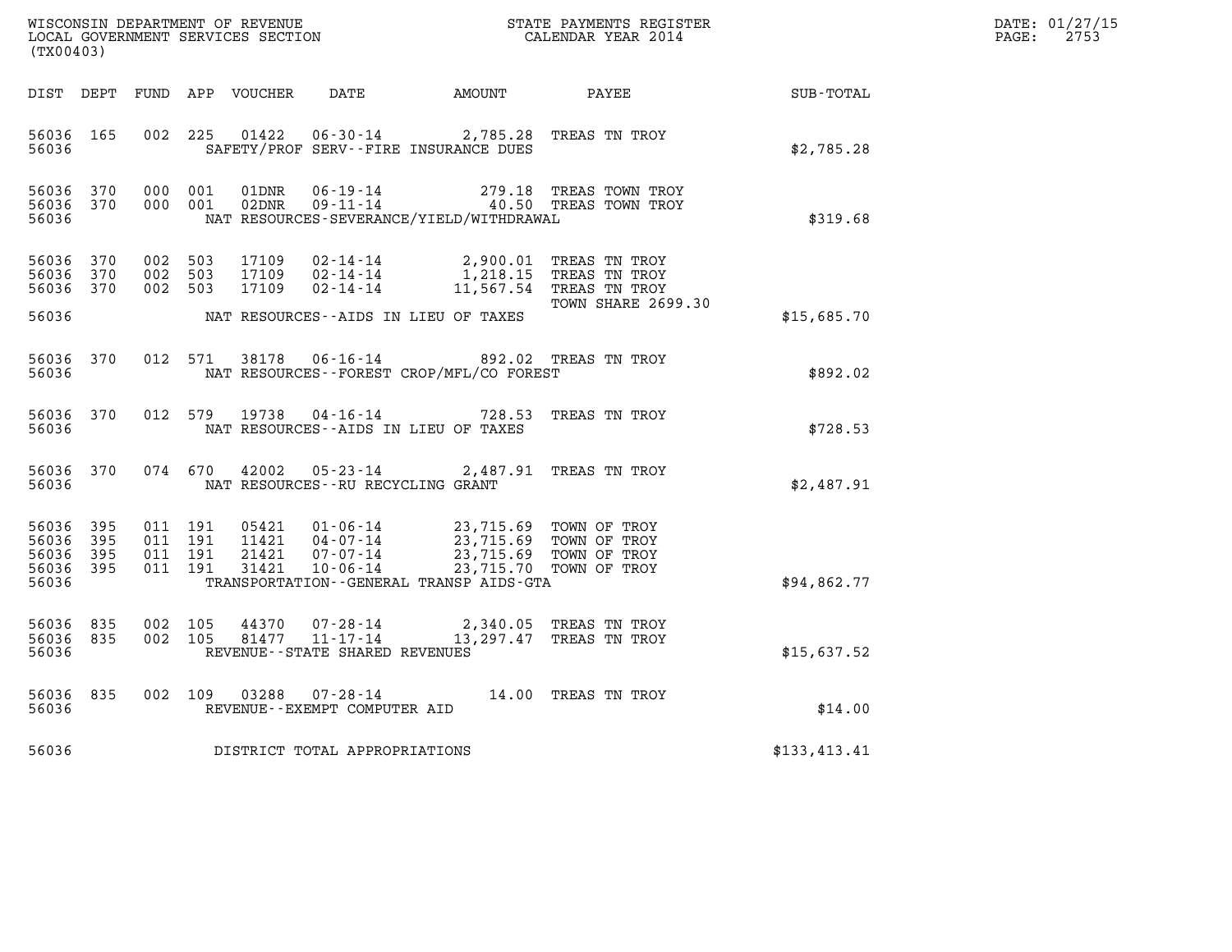WISCONSIN DEPARTMENT OF REVENUE
LOCAL GOVERNMENT SERVICES SECTION
(TX00403)

STATE PAYMENTS REGISTER
CALENDAR YEAR 2014

DATE: 01/27/15
PAGE: 2753

| DIST | DEPT | FUND | APP | VOUCHER | DATE | AMOUNT | PAYEE | SUB-TOTAL |
|---|---|---|---|---|---|---|---|---|
| 56036 | 165 | 002 | 225 | 01422 | 06-30-14 | 2,785.28 | TREAS TN TROY | |
| 56036 | | | | | SAFETY/PROF SERV--FIRE INSURANCE DUES | | | $2,785.28 |
| 56036 | 370 | 000 | 001 | 01DNR | 06-19-14 | 279.18 | TREAS TOWN TROY | |
| 56036 | 370 | 000 | 001 | 02DNR | 09-11-14 | 40.50 | TREAS TOWN TROY | |
| 56036 | | | | | NAT RESOURCES-SEVERANCE/YIELD/WITHDRAWAL | | | $319.68 |
| 56036 | 370 | 002 | 503 | 17109 | 02-14-14 | 2,900.01 | TREAS TN TROY | |
| 56036 | 370 | 002 | 503 | 17109 | 02-14-14 | 1,218.15 | TREAS TN TROY | |
| 56036 | 370 | 002 | 503 | 17109 | 02-14-14 | 11,567.54 | TREAS TN TROY | |
| | | | | | | | TOWN SHARE 2699.30 | |
| 56036 | | | | | NAT RESOURCES--AIDS IN LIEU OF TAXES | | | $15,685.70 |
| 56036 | 370 | 012 | 571 | 38178 | 06-16-14 | 892.02 | TREAS TN TROY | |
| 56036 | | | | | NAT RESOURCES--FOREST CROP/MFL/CO FOREST | | | $892.02 |
| 56036 | 370 | 012 | 579 | 19738 | 04-16-14 | 728.53 | TREAS TN TROY | |
| 56036 | | | | | NAT RESOURCES--AIDS IN LIEU OF TAXES | | | $728.53 |
| 56036 | 370 | 074 | 670 | 42002 | 05-23-14 | 2,487.91 | TREAS TN TROY | |
| 56036 | | | | | NAT RESOURCES--RU RECYCLING GRANT | | | $2,487.91 |
| 56036 | 395 | 011 | 191 | 05421 | 01-06-14 | 23,715.69 | TOWN OF TROY | |
| 56036 | 395 | 011 | 191 | 11421 | 04-07-14 | 23,715.69 | TOWN OF TROY | |
| 56036 | 395 | 011 | 191 | 21421 | 07-07-14 | 23,715.69 | TOWN OF TROY | |
| 56036 | 395 | 011 | 191 | 31421 | 10-06-14 | 23,715.70 | TOWN OF TROY | |
| 56036 | | | | | TRANSPORTATION--GENERAL TRANSP AIDS-GTA | | | $94,862.77 |
| 56036 | 835 | 002 | 105 | 44370 | 07-28-14 | 2,340.05 | TREAS TN TROY | |
| 56036 | 835 | 002 | 105 | 81477 | 11-17-14 | 13,297.47 | TREAS TN TROY | |
| 56036 | | | | | REVENUE--STATE SHARED REVENUES | | | $15,637.52 |
| 56036 | 835 | 002 | 109 | 03288 | 07-28-14 | 14.00 | TREAS TN TROY | |
| 56036 | | | | | REVENUE--EXEMPT COMPUTER AID | | | $14.00 |
| 56036 | | | | | DISTRICT TOTAL APPROPRIATIONS | | | $133,413.41 |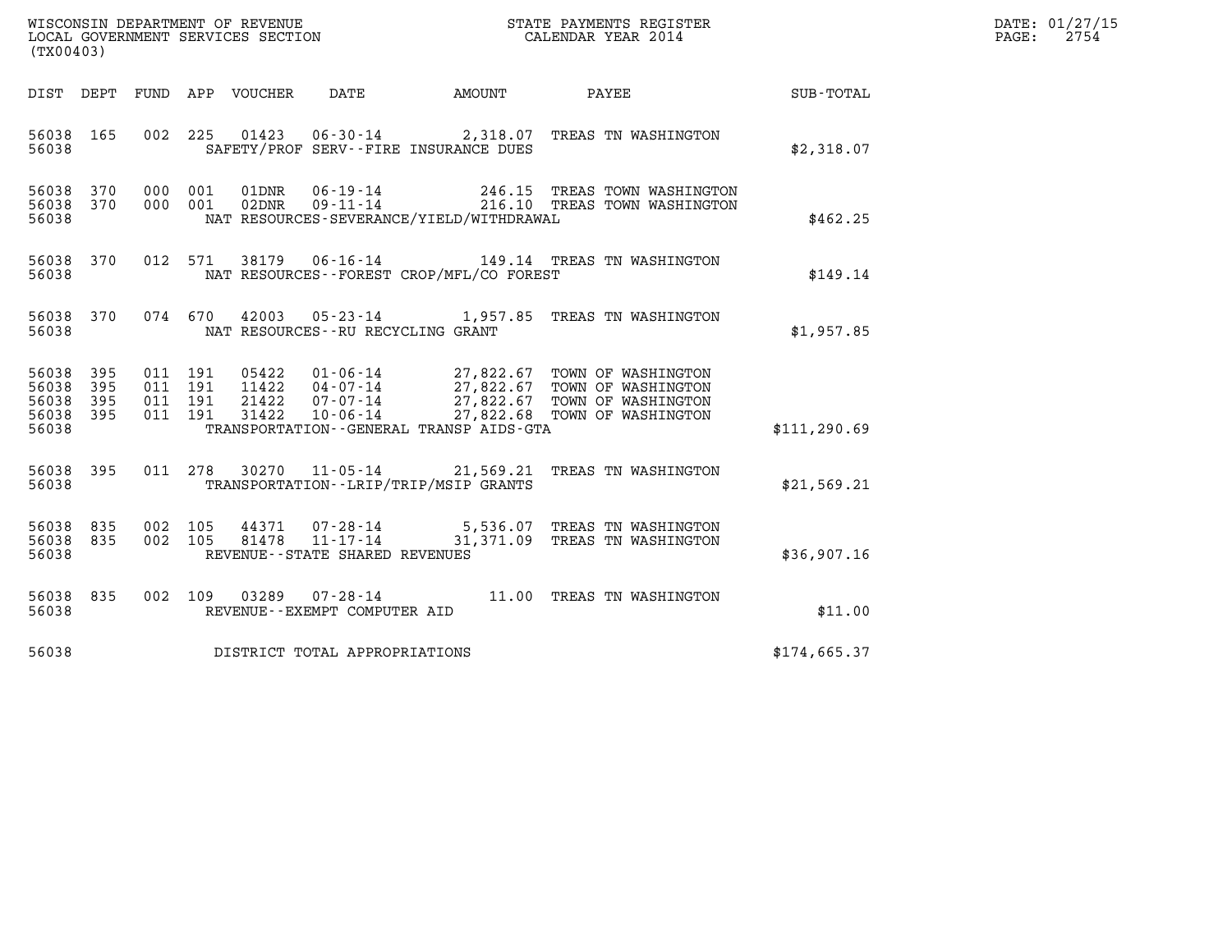WISCONSIN DEPARTMENT OF REVENUE
LOCAL GOVERNMENT SERVICES SECTION
(TX00403)

STATE PAYMENTS REGISTER
CALENDAR YEAR 2014

DATE: 01/27/15
PAGE: 2754

| DIST | DEPT | FUND | APP | VOUCHER | DATE | AMOUNT | PAYEE | SUB-TOTAL |
|---|---|---|---|---|---|---|---|---|
| 56038 | 165 | 002 | 225 | 01423 | 06-30-14 | 2,318.07 | TREAS TN WASHINGTON | |
| 56038 | | | | SAFETY/PROF SERV--FIRE INSURANCE DUES | | | | $2,318.07 |
| 56038 | 370 | 000 | 001 | 01DNR | 06-19-14 | 246.15 | TREAS TOWN WASHINGTON | |
| 56038 | 370 | 000 | 001 | 02DNR | 09-11-14 | 216.10 | TREAS TOWN WASHINGTON | |
| 56038 | | | | NAT RESOURCES-SEVERANCE/YIELD/WITHDRAWAL | | | | $462.25 |
| 56038 | 370 | 012 | 571 | 38179 | 06-16-14 | 149.14 | TREAS TN WASHINGTON | |
| 56038 | | | | NAT RESOURCES--FOREST CROP/MFL/CO FOREST | | | | $149.14 |
| 56038 | 370 | 074 | 670 | 42003 | 05-23-14 | 1,957.85 | TREAS TN WASHINGTON | |
| 56038 | | | | NAT RESOURCES--RU RECYCLING GRANT | | | | $1,957.85 |
| 56038 | 395 | 011 | 191 | 05422 | 01-06-14 | 27,822.67 | TOWN OF WASHINGTON | |
| 56038 | 395 | 011 | 191 | 11422 | 04-07-14 | 27,822.67 | TOWN OF WASHINGTON | |
| 56038 | 395 | 011 | 191 | 21422 | 07-07-14 | 27,822.67 | TOWN OF WASHINGTON | |
| 56038 | 395 | 011 | 191 | 31422 | 10-06-14 | 27,822.68 | TOWN OF WASHINGTON | |
| 56038 | | | | TRANSPORTATION--GENERAL TRANSP AIDS-GTA | | | | $111,290.69 |
| 56038 | 395 | 011 | 278 | 30270 | 11-05-14 | 21,569.21 | TREAS TN WASHINGTON | |
| 56038 | | | | TRANSPORTATION--LRIP/TRIP/MSIP GRANTS | | | | $21,569.21 |
| 56038 | 835 | 002 | 105 | 44371 | 07-28-14 | 5,536.07 | TREAS TN WASHINGTON | |
| 56038 | 835 | 002 | 105 | 81478 | 11-17-14 | 31,371.09 | TREAS TN WASHINGTON | |
| 56038 | | | | REVENUE--STATE SHARED REVENUES | | | | $36,907.16 |
| 56038 | 835 | 002 | 109 | 03289 | 07-28-14 | 11.00 | TREAS TN WASHINGTON | |
| 56038 | | | | REVENUE--EXEMPT COMPUTER AID | | | | $11.00 |
| 56038 | | | | DISTRICT TOTAL APPROPRIATIONS | | | | $174,665.37 |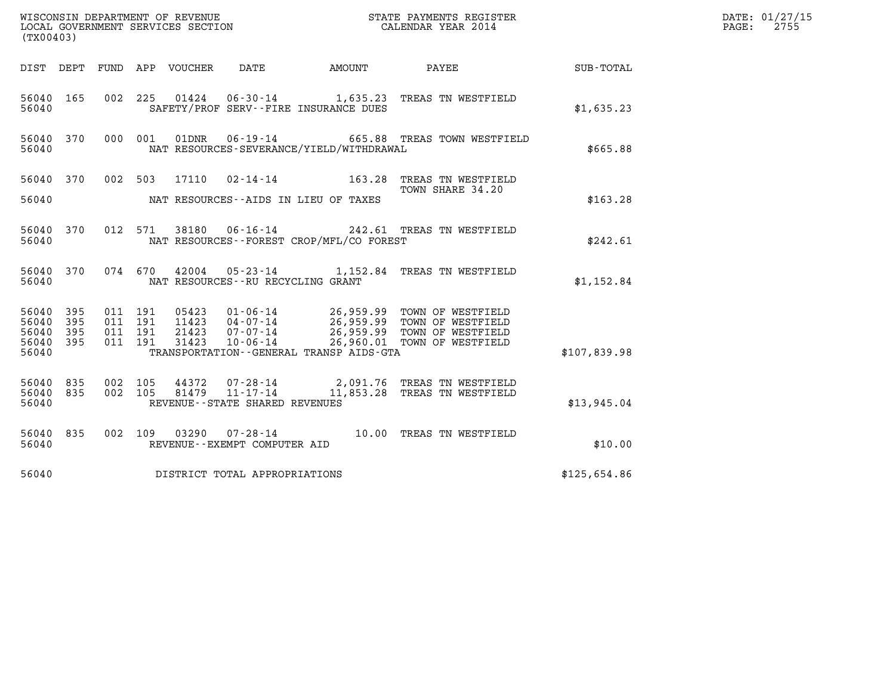WISCONSIN DEPARTMENT OF REVENUE
LOCAL GOVERNMENT SERVICES SECTION
(TX00403)

STATE PAYMENTS REGISTER
CALENDAR YEAR 2014

DATE: 01/27/15
PAGE: 2755

| DIST | DEPT | FUND | APP | VOUCHER | DATE | AMOUNT | PAYEE | SUB-TOTAL |
|---|---|---|---|---|---|---|---|---|
| 56040 | 165 | 002 | 225 | 01424 | 06-30-14 | 1,635.23 | TREAS TN WESTFIELD | |
| 56040 | | | | SAFETY/PROF SERV--FIRE INSURANCE DUES | | | | $1,635.23 |
| 56040 | 370 | 000 | 001 | 01DNR | 06-19-14 | 665.88 | TREAS TOWN WESTFIELD | |
| 56040 | | | | NAT RESOURCES-SEVERANCE/YIELD/WITHDRAWAL | | | | $665.88 |
| 56040 | 370 | 002 | 503 | 17110 | 02-14-14 | 163.28 | TREAS TN WESTFIELD TOWN SHARE 34.20 | |
| 56040 | | | | NAT RESOURCES--AIDS IN LIEU OF TAXES | | | | $163.28 |
| 56040 | 370 | 012 | 571 | 38180 | 06-16-14 | 242.61 | TREAS TN WESTFIELD | |
| 56040 | | | | NAT RESOURCES--FOREST CROP/MFL/CO FOREST | | | | $242.61 |
| 56040 | 370 | 074 | 670 | 42004 | 05-23-14 | 1,152.84 | TREAS TN WESTFIELD | |
| 56040 | | | | NAT RESOURCES--RU RECYCLING GRANT | | | | $1,152.84 |
| 56040 | 395 | 011 | 191 | 05423 | 01-06-14 | 26,959.99 | TOWN OF WESTFIELD | |
| 56040 | 395 | 011 | 191 | 11423 | 04-07-14 | 26,959.99 | TOWN OF WESTFIELD | |
| 56040 | 395 | 011 | 191 | 21423 | 07-07-14 | 26,959.99 | TOWN OF WESTFIELD | |
| 56040 | 395 | 011 | 191 | 31423 | 10-06-14 | 26,960.01 | TOWN OF WESTFIELD | |
| 56040 | | | | TRANSPORTATION--GENERAL TRANSP AIDS-GTA | | | | $107,839.98 |
| 56040 | 835 | 002 | 105 | 44372 | 07-28-14 | 2,091.76 | TREAS TN WESTFIELD | |
| 56040 | 835 | 002 | 105 | 81479 | 11-17-14 | 11,853.28 | TREAS TN WESTFIELD | |
| 56040 | | | | REVENUE--STATE SHARED REVENUES | | | | $13,945.04 |
| 56040 | 835 | 002 | 109 | 03290 | 07-28-14 | 10.00 | TREAS TN WESTFIELD | |
| 56040 | | | | REVENUE--EXEMPT COMPUTER AID | | | | $10.00 |
| 56040 | | | | DISTRICT TOTAL APPROPRIATIONS | | | | $125,654.86 |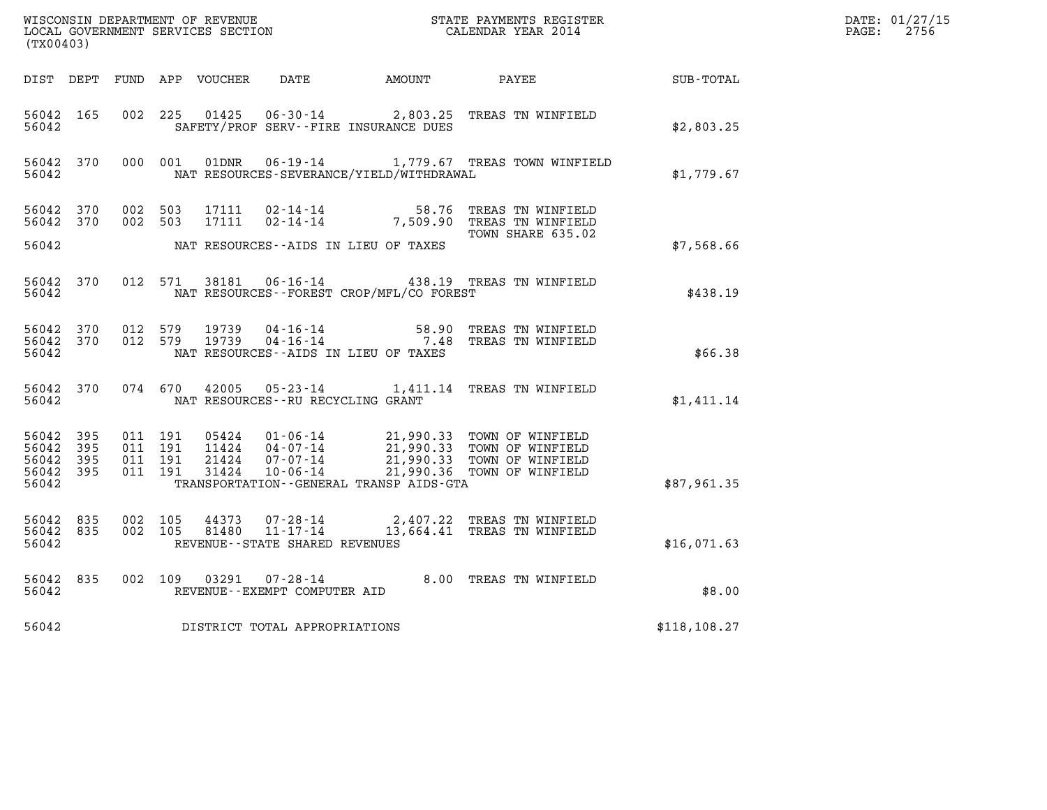WISCONSIN DEPARTMENT OF REVENUE
LOCAL GOVERNMENT SERVICES SECTION
(TX00403)

STATE PAYMENTS REGISTER
CALENDAR YEAR 2014

DATE: 01/27/15
PAGE: 2756

| DIST | DEPT | FUND | APP | VOUCHER | DATE | AMOUNT | PAYEE | SUB-TOTAL |
|---|---|---|---|---|---|---|---|---|
| 56042 | 165 | 002 | 225 | 01425 | 06-30-14 | 2,803.25 | TREAS TN WINFIELD | |
| 56042 | | | | | SAFETY/PROF SERV--FIRE INSURANCE DUES | | | $2,803.25 |
| 56042 | 370 | 000 | 001 | 01DNR | 06-19-14 | 1,779.67 | TREAS TOWN WINFIELD | |
| 56042 | | | | | NAT RESOURCES-SEVERANCE/YIELD/WITHDRAWAL | | | $1,779.67 |
| 56042 | 370 | 002 | 503 | 17111 | 02-14-14 | 58.76 | TREAS TN WINFIELD | |
| 56042 | 370 | 002 | 503 | 17111 | 02-14-14 | 7,509.90 | TREAS TN WINFIELD TOWN SHARE 635.02 | |
| 56042 | | | | | NAT RESOURCES--AIDS IN LIEU OF TAXES | | | $7,568.66 |
| 56042 | 370 | 012 | 571 | 38181 | 06-16-14 | 438.19 | TREAS TN WINFIELD | |
| 56042 | | | | | NAT RESOURCES--FOREST CROP/MFL/CO FOREST | | | $438.19 |
| 56042 | 370 | 012 | 579 | 19739 | 04-16-14 | 58.90 | TREAS TN WINFIELD | |
| 56042 | 370 | 012 | 579 | 19739 | 04-16-14 | 7.48 | TREAS TN WINFIELD | |
| 56042 | | | | | NAT RESOURCES--AIDS IN LIEU OF TAXES | | | $66.38 |
| 56042 | 370 | 074 | 670 | 42005 | 05-23-14 | 1,411.14 | TREAS TN WINFIELD | |
| 56042 | | | | | NAT RESOURCES--RU RECYCLING GRANT | | | $1,411.14 |
| 56042 | 395 | 011 | 191 | 05424 | 01-06-14 | 21,990.33 | TOWN OF WINFIELD | |
| 56042 | 395 | 011 | 191 | 11424 | 04-07-14 | 21,990.33 | TOWN OF WINFIELD | |
| 56042 | 395 | 011 | 191 | 21424 | 07-07-14 | 21,990.33 | TOWN OF WINFIELD | |
| 56042 | 395 | 011 | 191 | 31424 | 10-06-14 | 21,990.36 | TOWN OF WINFIELD | |
| 56042 | | | | | TRANSPORTATION--GENERAL TRANSP AIDS-GTA | | | $87,961.35 |
| 56042 | 835 | 002 | 105 | 44373 | 07-28-14 | 2,407.22 | TREAS TN WINFIELD | |
| 56042 | 835 | 002 | 105 | 81480 | 11-17-14 | 13,664.41 | TREAS TN WINFIELD | |
| 56042 | | | | | REVENUE--STATE SHARED REVENUES | | | $16,071.63 |
| 56042 | 835 | 002 | 109 | 03291 | 07-28-14 | 8.00 | TREAS TN WINFIELD | |
| 56042 | | | | | REVENUE--EXEMPT COMPUTER AID | | | $8.00 |
| 56042 | | | | | DISTRICT TOTAL APPROPRIATIONS | | | $118,108.27 |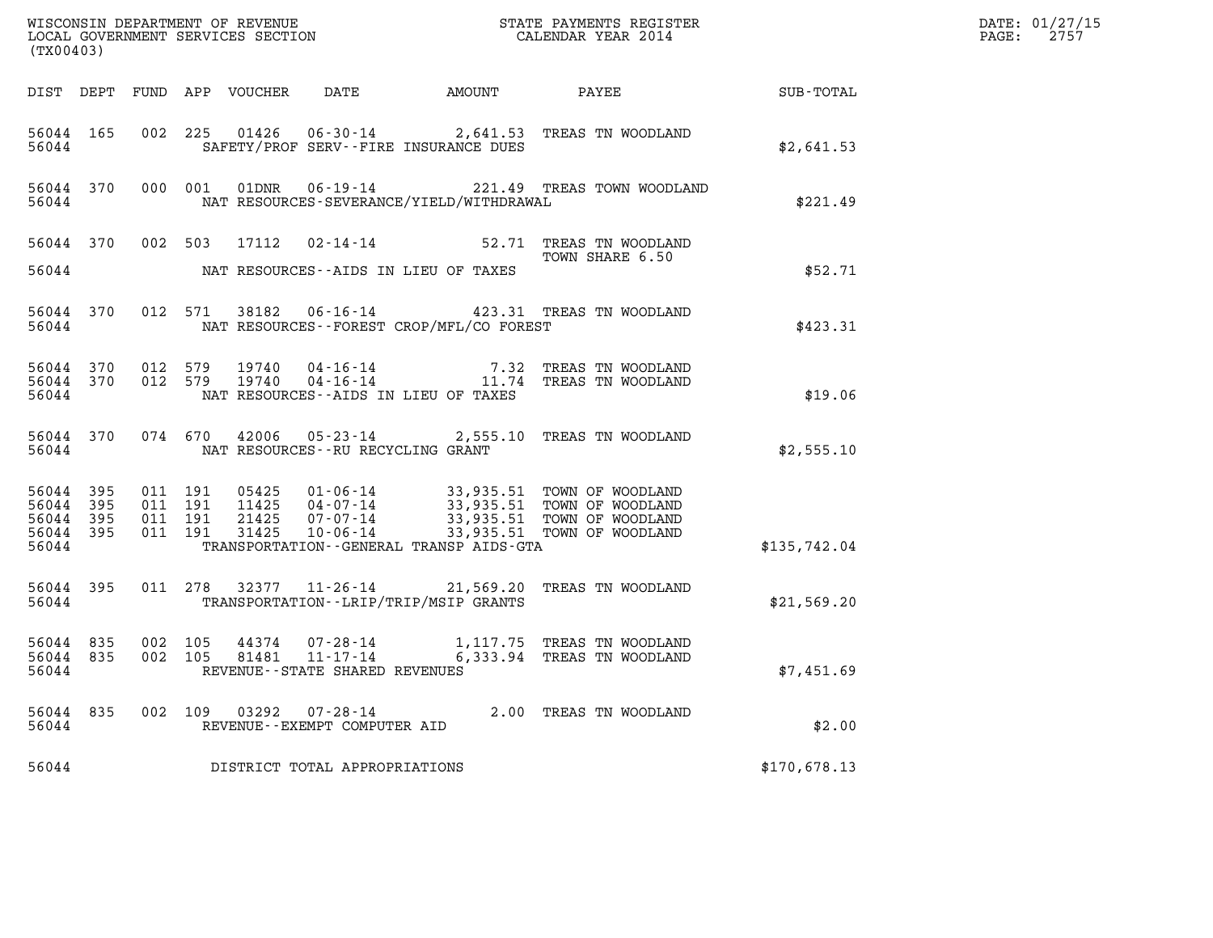WISCONSIN DEPARTMENT OF REVENUE
LOCAL GOVERNMENT SERVICES SECTION
(TX00403)

STATE PAYMENTS REGISTER
CALENDAR YEAR 2014

DATE: 01/27/15
PAGE: 2757

| DIST | DEPT | FUND | APP | VOUCHER | DATE | AMOUNT | PAYEE | SUB-TOTAL |
|---|---|---|---|---|---|---|---|---|
| 56044 | 165 | 002 | 225 | 01426 | 06-30-14 | 2,641.53 | TREAS TN WOODLAND | |
| 56044 | | | | | SAFETY/PROF SERV--FIRE INSURANCE DUES | | | $2,641.53 |
| 56044 | 370 | 000 | 001 | 01DNR | 06-19-14 | 221.49 | TREAS TOWN WOODLAND | |
| 56044 | | | | | NAT RESOURCES-SEVERANCE/YIELD/WITHDRAWAL | | | $221.49 |
| 56044 | 370 | 002 | 503 | 17112 | 02-14-14 | 52.71 | TREAS TN WOODLAND TOWN SHARE 6.50 | |
| 56044 | | | | | NAT RESOURCES--AIDS IN LIEU OF TAXES | | | $52.71 |
| 56044 | 370 | 012 | 571 | 38182 | 06-16-14 | 423.31 | TREAS TN WOODLAND | |
| 56044 | | | | | NAT RESOURCES--FOREST CROP/MFL/CO FOREST | | | $423.31 |
| 56044 | 370 | 012 | 579 | 19740 | 04-16-14 | 7.32 | TREAS TN WOODLAND | |
| 56044 | 370 | 012 | 579 | 19740 | 04-16-14 | 11.74 | TREAS TN WOODLAND | |
| 56044 | | | | | NAT RESOURCES--AIDS IN LIEU OF TAXES | | | $19.06 |
| 56044 | 370 | 074 | 670 | 42006 | 05-23-14 | 2,555.10 | TREAS TN WOODLAND | |
| 56044 | | | | | NAT RESOURCES--RU RECYCLING GRANT | | | $2,555.10 |
| 56044 | 395 | 011 | 191 | 05425 | 01-06-14 | 33,935.51 | TOWN OF WOODLAND | |
| 56044 | 395 | 011 | 191 | 11425 | 04-07-14 | 33,935.51 | TOWN OF WOODLAND | |
| 56044 | 395 | 011 | 191 | 21425 | 07-07-14 | 33,935.51 | TOWN OF WOODLAND | |
| 56044 | 395 | 011 | 191 | 31425 | 10-06-14 | 33,935.51 | TOWN OF WOODLAND | |
| 56044 | | | | | TRANSPORTATION--GENERAL TRANSP AIDS-GTA | | | $135,742.04 |
| 56044 | 395 | 011 | 278 | 32377 | 11-26-14 | 21,569.20 | TREAS TN WOODLAND | |
| 56044 | | | | | TRANSPORTATION--LRIP/TRIP/MSIP GRANTS | | | $21,569.20 |
| 56044 | 835 | 002 | 105 | 44374 | 07-28-14 | 1,117.75 | TREAS TN WOODLAND | |
| 56044 | 835 | 002 | 105 | 81481 | 11-17-14 | 6,333.94 | TREAS TN WOODLAND | |
| 56044 | | | | | REVENUE--STATE SHARED REVENUES | | | $7,451.69 |
| 56044 | 835 | 002 | 109 | 03292 | 07-28-14 | 2.00 | TREAS TN WOODLAND | |
| 56044 | | | | | REVENUE--EXEMPT COMPUTER AID | | | $2.00 |
| 56044 | | | | | DISTRICT TOTAL APPROPRIATIONS | | | $170,678.13 |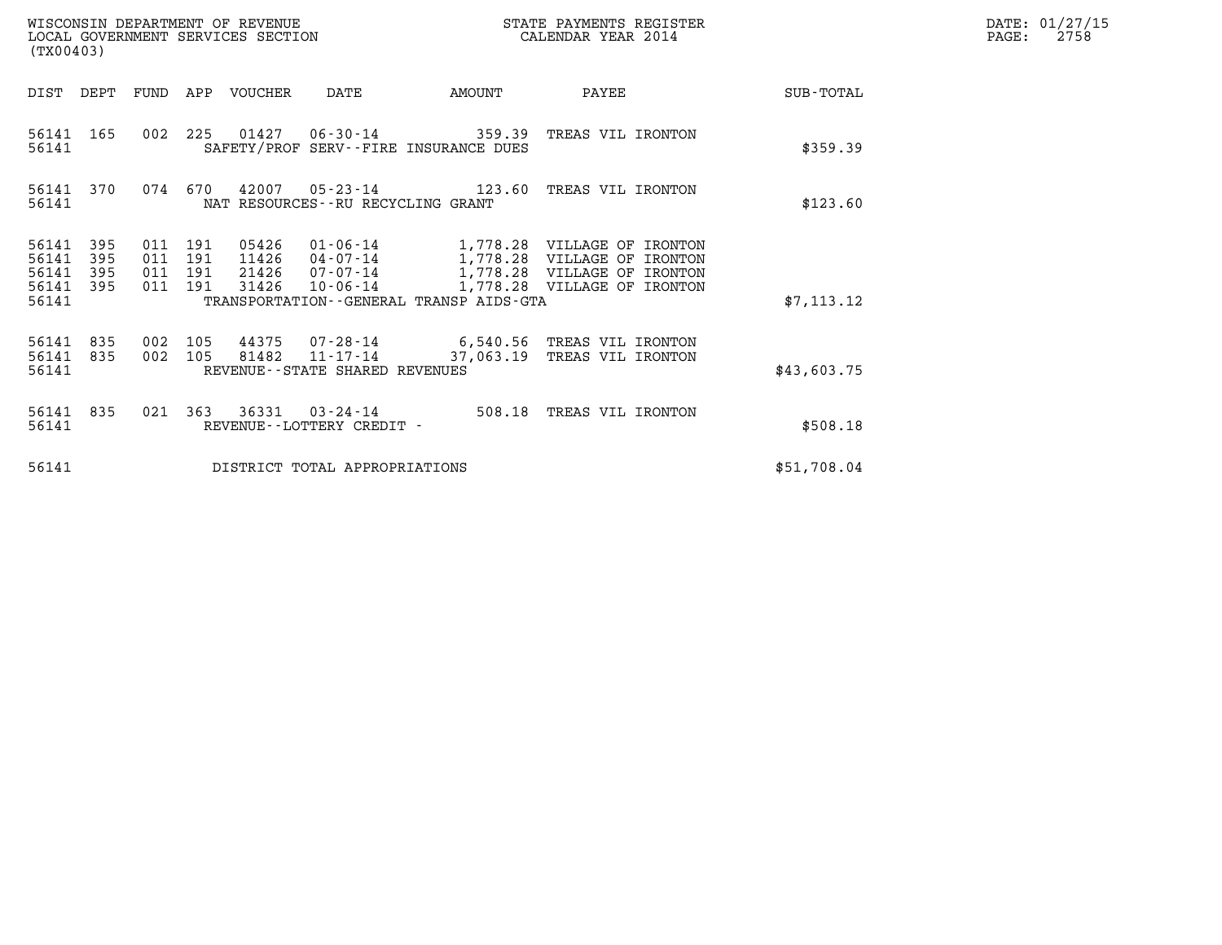WISCONSIN DEPARTMENT OF REVENUE
LOCAL GOVERNMENT SERVICES SECTION
(TX00403)

STATE PAYMENTS REGISTER
CALENDAR YEAR 2014

DATE: 01/27/15

| DIST | DEPT | FUND | APP | VOUCHER | DATE | AMOUNT | PAYEE | SUB-TOTAL |
|---|---|---|---|---|---|---|---|---|
| 56141 | 165 | 002 | 225 | 01427 | 06-30-14 | 359.39 | TREAS VIL IRONTON | |
| 56141 | | | | SAFETY/PROF SERV--FIRE INSURANCE DUES | | | | $359.39 |
| 56141 | 370 | 074 | 670 | 42007 | 05-23-14 | 123.60 | TREAS VIL IRONTON | |
| 56141 | | | | NAT RESOURCES--RU RECYCLING GRANT | | | | $123.60 |
| 56141 | 395 | 011 | 191 | 05426 | 01-06-14 | 1,778.28 | VILLAGE OF IRONTON | |
| 56141 | 395 | 011 | 191 | 11426 | 04-07-14 | 1,778.28 | VILLAGE OF IRONTON | |
| 56141 | 395 | 011 | 191 | 21426 | 07-07-14 | 1,778.28 | VILLAGE OF IRONTON | |
| 56141 | 395 | 011 | 191 | 31426 | 10-06-14 | 1,778.28 | VILLAGE OF IRONTON | |
| 56141 | | | | TRANSPORTATION--GENERAL TRANSP AIDS-GTA | | | | $7,113.12 |
| 56141 | 835 | 002 | 105 | 44375 | 07-28-14 | 6,540.56 | TREAS VIL IRONTON | |
| 56141 | 835 | 002 | 105 | 81482 | 11-17-14 | 37,063.19 | TREAS VIL IRONTON | |
| 56141 | | | | REVENUE--STATE SHARED REVENUES | | | | $43,603.75 |
| 56141 | 835 | 021 | 363 | 36331 | 03-24-14 | 508.18 | TREAS VIL IRONTON | |
| 56141 | | | | REVENUE--LOTTERY CREDIT - | | | | $508.18 |
| 56141 | | | | DISTRICT TOTAL APPROPRIATIONS | | | | $51,708.04 |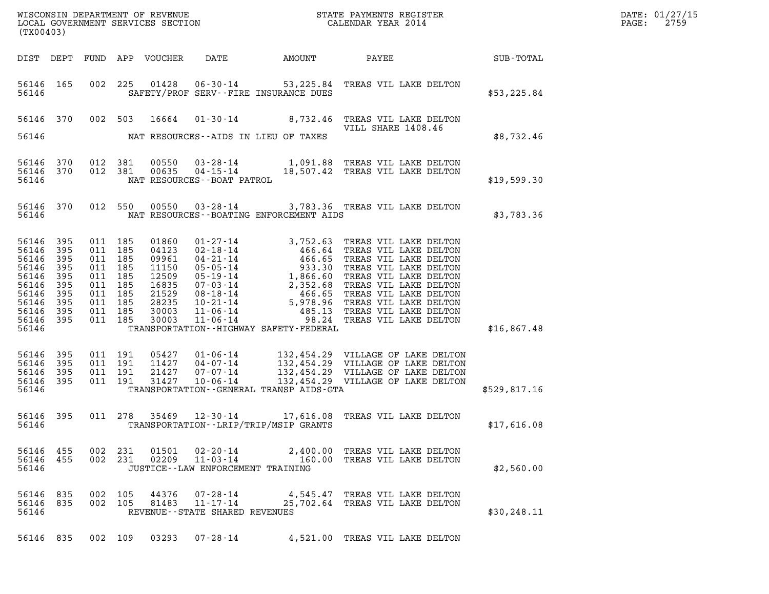WISCONSIN DEPARTMENT OF REVENUE
LOCAL GOVERNMENT SERVICES SECTION
(TX00403)

STATE PAYMENTS REGISTER
CALENDAR YEAR 2014

DATE: 01/27/15
PAGE: 2759

| DIST | DEPT | FUND | APP | VOUCHER | DATE | AMOUNT | PAYEE | SUB-TOTAL |
|---|---|---|---|---|---|---|---|---|
| 56146 | 165 | 002 | 225 | 01428 | 06-30-14 | 53,225.84 | TREAS VIL LAKE DELTON | |
| 56146 | | | | | SAFETY/PROF SERV--FIRE INSURANCE DUES | | | $53,225.84 |
| 56146 | 370 | 002 | 503 | 16664 | 01-30-14 | 8,732.46 | TREAS VIL LAKE DELTON VILL SHARE 1408.46 | |
| 56146 | | | | | NAT RESOURCES--AIDS IN LIEU OF TAXES | | | $8,732.46 |
| 56146 | 370 | 012 | 381 | 00550 | 03-28-14 | 1,091.88 | TREAS VIL LAKE DELTON | |
| 56146 | 370 | 012 | 381 | 00635 | 04-15-14 | 18,507.42 | TREAS VIL LAKE DELTON | |
| 56146 | | | | | NAT RESOURCES--BOAT PATROL | | | $19,599.30 |
| 56146 | 370 | 012 | 550 | 00550 | 03-28-14 | 3,783.36 | TREAS VIL LAKE DELTON | |
| 56146 | | | | | NAT RESOURCES--BOATING ENFORCEMENT AIDS | | | $3,783.36 |
| 56146 | 395 | 011 | 185 | 01860 | 01-27-14 | 3,752.63 | TREAS VIL LAKE DELTON | |
| 56146 | 395 | 011 | 185 | 04123 | 02-18-14 | 466.64 | TREAS VIL LAKE DELTON | |
| 56146 | 395 | 011 | 185 | 09961 | 04-21-14 | 466.65 | TREAS VIL LAKE DELTON | |
| 56146 | 395 | 011 | 185 | 11150 | 05-05-14 | 933.30 | TREAS VIL LAKE DELTON | |
| 56146 | 395 | 011 | 185 | 12509 | 05-19-14 | 1,866.60 | TREAS VIL LAKE DELTON | |
| 56146 | 395 | 011 | 185 | 16835 | 07-03-14 | 2,352.68 | TREAS VIL LAKE DELTON | |
| 56146 | 395 | 011 | 185 | 21529 | 08-18-14 | 466.65 | TREAS VIL LAKE DELTON | |
| 56146 | 395 | 011 | 185 | 28235 | 10-21-14 | 5,978.96 | TREAS VIL LAKE DELTON | |
| 56146 | 395 | 011 | 185 | 30003 | 11-06-14 | 485.13 | TREAS VIL LAKE DELTON | |
| 56146 | 395 | 011 | 185 | 30003 | 11-06-14 | 98.24 | TREAS VIL LAKE DELTON | |
| 56146 | | | | | TRANSPORTATION--HIGHWAY SAFETY-FEDERAL | | | $16,867.48 |
| 56146 | 395 | 011 | 191 | 05427 | 01-06-14 | 132,454.29 | VILLAGE OF LAKE DELTON | |
| 56146 | 395 | 011 | 191 | 11427 | 04-07-14 | 132,454.29 | VILLAGE OF LAKE DELTON | |
| 56146 | 395 | 011 | 191 | 21427 | 07-07-14 | 132,454.29 | VILLAGE OF LAKE DELTON | |
| 56146 | 395 | 011 | 191 | 31427 | 10-06-14 | 132,454.29 | VILLAGE OF LAKE DELTON | |
| 56146 | | | | | TRANSPORTATION--GENERAL TRANSP AIDS-GTA | | | $529,817.16 |
| 56146 | 395 | 011 | 278 | 35469 | 12-30-14 | 17,616.08 | TREAS VIL LAKE DELTON | |
| 56146 | | | | | TRANSPORTATION--LRIP/TRIP/MSIP GRANTS | | | $17,616.08 |
| 56146 | 455 | 002 | 231 | 01501 | 02-20-14 | 2,400.00 | TREAS VIL LAKE DELTON | |
| 56146 | 455 | 002 | 231 | 02209 | 11-03-14 | 160.00 | TREAS VIL LAKE DELTON | |
| 56146 | | | | | JUSTICE--LAW ENFORCEMENT TRAINING | | | $2,560.00 |
| 56146 | 835 | 002 | 105 | 44376 | 07-28-14 | 4,545.47 | TREAS VIL LAKE DELTON | |
| 56146 | 835 | 002 | 105 | 81483 | 11-17-14 | 25,702.64 | TREAS VIL LAKE DELTON | |
| 56146 | | | | | REVENUE--STATE SHARED REVENUES | | | $30,248.11 |
| 56146 | 835 | 002 | 109 | 03293 | 07-28-14 | 4,521.00 | TREAS VIL LAKE DELTON | |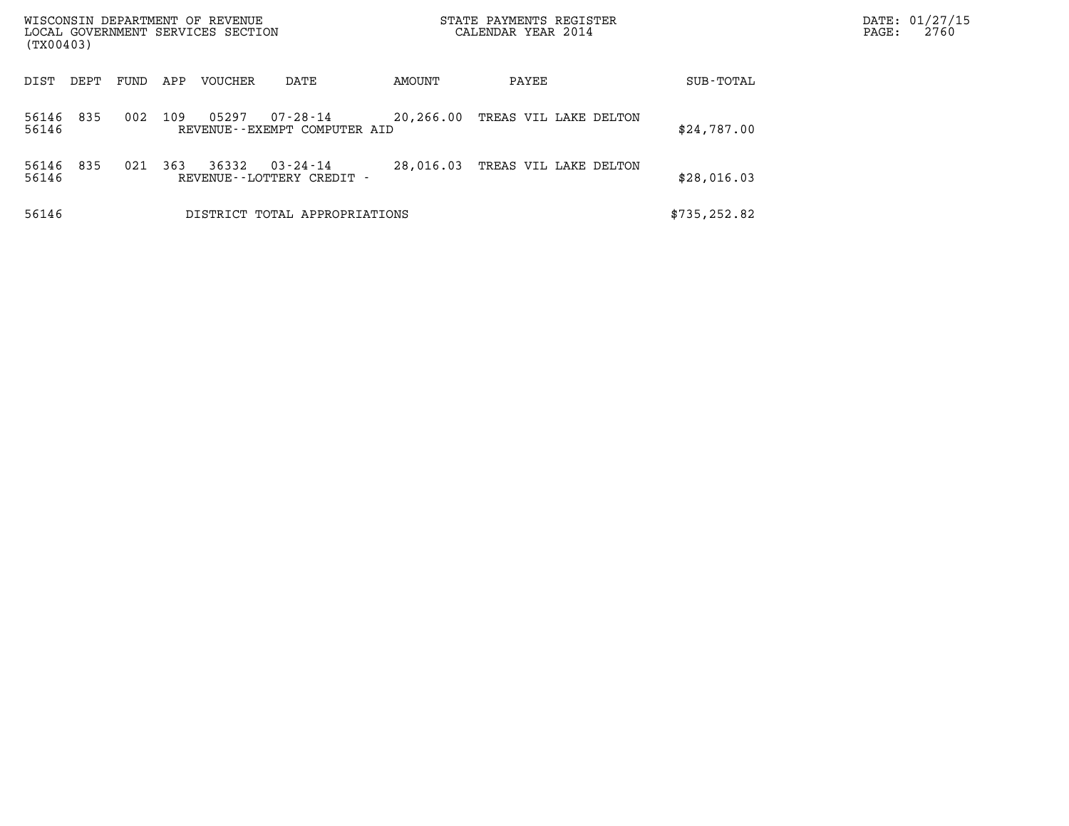WISCONSIN DEPARTMENT OF REVENUE
LOCAL GOVERNMENT SERVICES SECTION
(TX00403)

STATE PAYMENTS REGISTER
CALENDAR YEAR 2014

DATE: 01/27/15

| DIST | DEPT | FUND | APP | VOUCHER | DATE | AMOUNT | PAYEE | SUB-TOTAL |
|---|---|---|---|---|---|---|---|---|
| 56146 | 835 | 002 | 109 | 05297 | 07-28-14 | 20,266.00 | TREAS VIL LAKE DELTON | |
| 56146 | | | | REVENUE--EXEMPT COMPUTER AID | | | | $24,787.00 |
| 56146 | 835 | 021 | 363 | 36332 | 03-24-14 | 28,016.03 | TREAS VIL LAKE DELTON | |
| 56146 | | | | REVENUE--LOTTERY CREDIT - | | | | $28,016.03 |
| 56146 | | | | DISTRICT TOTAL APPROPRIATIONS | | | | $735,252.82 |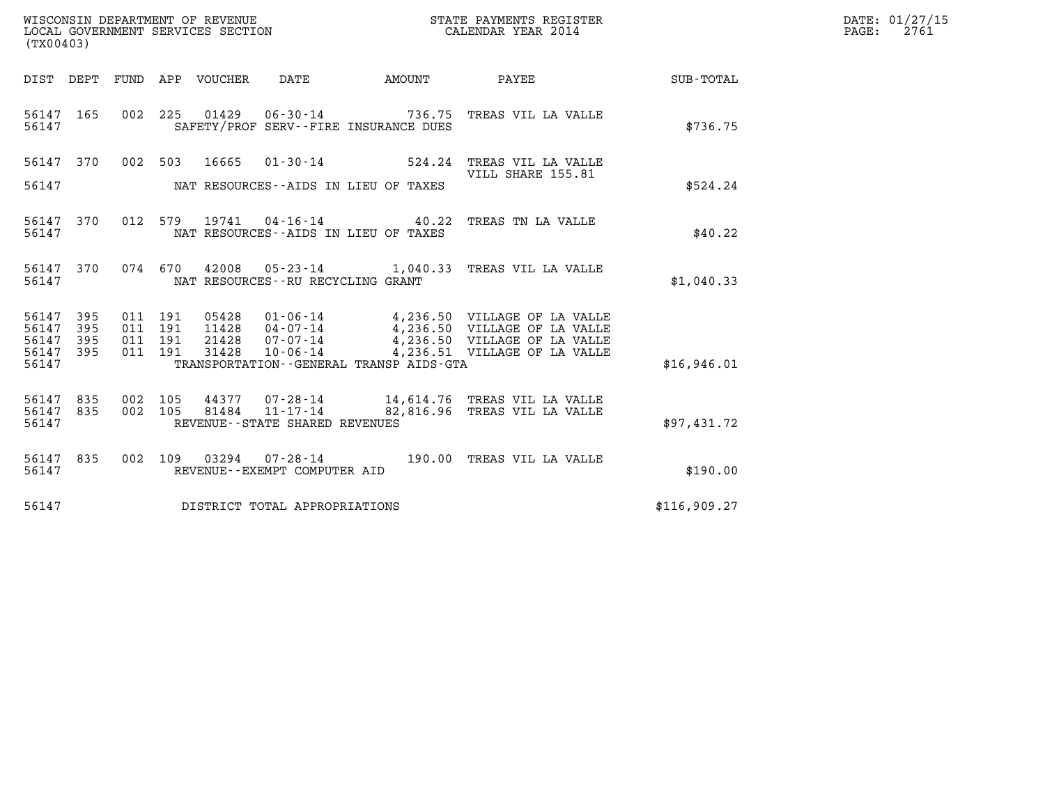WISCONSIN DEPARTMENT OF REVENUE
LOCAL GOVERNMENT SERVICES SECTION
(TX00403)

STATE PAYMENTS REGISTER
CALENDAR YEAR 2014

DATE: 01/27/15
PAGE: 2761

| DIST | DEPT | FUND | APP | VOUCHER | DATE | AMOUNT | PAYEE | SUB-TOTAL |
|---|---|---|---|---|---|---|---|---|
| 56147 | 165 | 002 | 225 | 01429 | 06-30-14 | 736.75 | TREAS VIL LA VALLE | |
| 56147 | | | | SAFETY/PROF SERV--FIRE INSURANCE DUES | | | | $736.75 |
| 56147 | 370 | 002 | 503 | 16665 | 01-30-14 | 524.24 | TREAS VIL LA VALLE VILL SHARE 155.81 | |
| 56147 | | | | NAT RESOURCES--AIDS IN LIEU OF TAXES | | | | $524.24 |
| 56147 | 370 | 012 | 579 | 19741 | 04-16-14 | 40.22 | TREAS TN LA VALLE | |
| 56147 | | | | NAT RESOURCES--AIDS IN LIEU OF TAXES | | | | $40.22 |
| 56147 | 370 | 074 | 670 | 42008 | 05-23-14 | 1,040.33 | TREAS VIL LA VALLE | |
| 56147 | | | | NAT RESOURCES--RU RECYCLING GRANT | | | | $1,040.33 |
| 56147 | 395 | 011 | 191 | 05428 | 01-06-14 | 4,236.50 | VILLAGE OF LA VALLE | |
| 56147 | 395 | 011 | 191 | 11428 | 04-07-14 | 4,236.50 | VILLAGE OF LA VALLE | |
| 56147 | 395 | 011 | 191 | 21428 | 07-07-14 | 4,236.50 | VILLAGE OF LA VALLE | |
| 56147 | 395 | 011 | 191 | 31428 | 10-06-14 | 4,236.51 | VILLAGE OF LA VALLE | |
| 56147 | | | | TRANSPORTATION--GENERAL TRANSP AIDS-GTA | | | | $16,946.01 |
| 56147 | 835 | 002 | 105 | 44377 | 07-28-14 | 14,614.76 | TREAS VIL LA VALLE | |
| 56147 | 835 | 002 | 105 | 81484 | 11-17-14 | 82,816.96 | TREAS VIL LA VALLE | |
| 56147 | | | | REVENUE--STATE SHARED REVENUES | | | | $97,431.72 |
| 56147 | 835 | 002 | 109 | 03294 | 07-28-14 | 190.00 | TREAS VIL LA VALLE | |
| 56147 | | | | REVENUE--EXEMPT COMPUTER AID | | | | $190.00 |
| 56147 | | | | DISTRICT TOTAL APPROPRIATIONS | | | | $116,909.27 |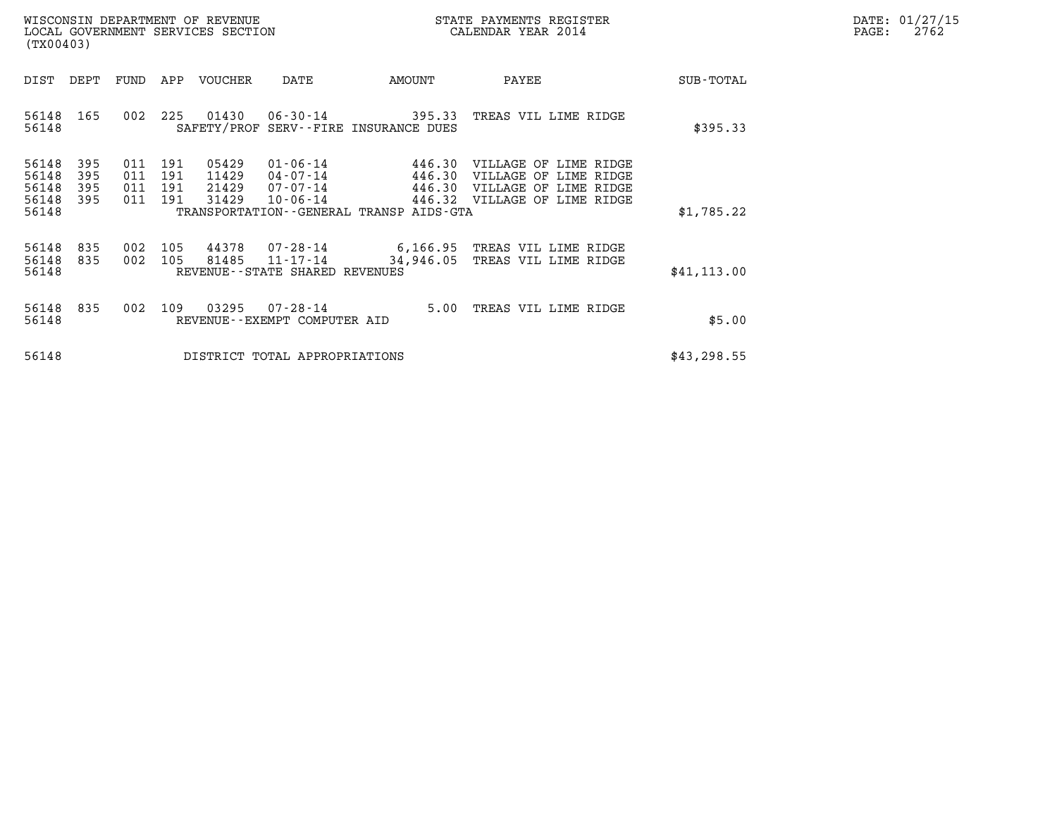WISCONSIN DEPARTMENT OF REVENUE
LOCAL GOVERNMENT SERVICES SECTION
(TX00403)

STATE PAYMENTS REGISTER
CALENDAR YEAR 2014

DATE: 01/27/15

| DIST | DEPT | FUND | APP | VOUCHER | DATE | AMOUNT | PAYEE | SUB-TOTAL |
|---|---|---|---|---|---|---|---|---|
| 56148 | 165 | 002 | 225 | 01430 | 06-30-14 | 395.33 | TREAS VIL LIME RIDGE | |
| 56148 | | | | | SAFETY/PROF SERV--FIRE INSURANCE DUES | | | $395.33 |
| 56148 | 395 | 011 | 191 | 05429 | 01-06-14 | 446.30 | VILLAGE OF LIME RIDGE | |
| 56148 | 395 | 011 | 191 | 11429 | 04-07-14 | 446.30 | VILLAGE OF LIME RIDGE | |
| 56148 | 395 | 011 | 191 | 21429 | 07-07-14 | 446.30 | VILLAGE OF LIME RIDGE | |
| 56148 | 395 | 011 | 191 | 31429 | 10-06-14 | 446.32 | VILLAGE OF LIME RIDGE | |
| 56148 | | | | | TRANSPORTATION--GENERAL TRANSP AIDS-GTA | | | $1,785.22 |
| 56148 | 835 | 002 | 105 | 44378 | 07-28-14 | 6,166.95 | TREAS VIL LIME RIDGE | |
| 56148 | 835 | 002 | 105 | 81485 | 11-17-14 | 34,946.05 | TREAS VIL LIME RIDGE | |
| 56148 | | | | | REVENUE--STATE SHARED REVENUES | | | $41,113.00 |
| 56148 | 835 | 002 | 109 | 03295 | 07-28-14 | 5.00 | TREAS VIL LIME RIDGE | |
| 56148 | | | | | REVENUE--EXEMPT COMPUTER AID | | | $5.00 |
| 56148 | | | | | DISTRICT TOTAL APPROPRIATIONS | | | $43,298.55 |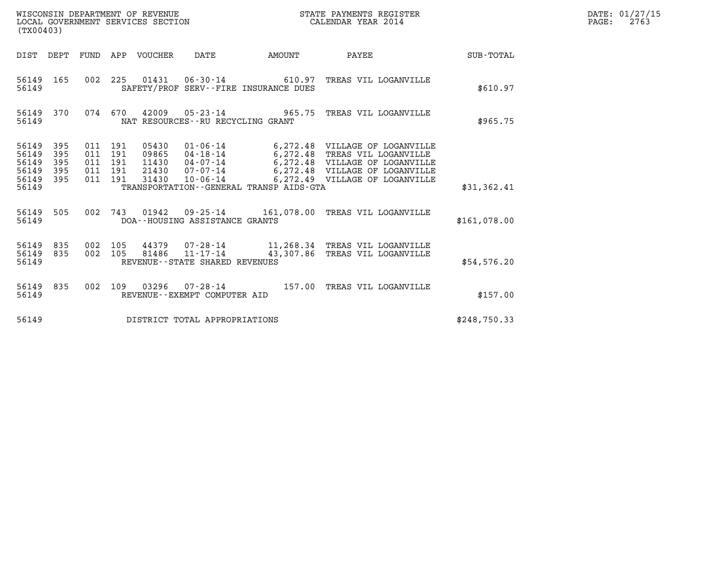WISCONSIN DEPARTMENT OF REVENUE
LOCAL GOVERNMENT SERVICES SECTION
(TX00403)

STATE PAYMENTS REGISTER
CALENDAR YEAR 2014

DATE: 01/27/15
PAGE: 2763

| DIST | DEPT | FUND | APP | VOUCHER | DATE | AMOUNT | PAYEE | SUB-TOTAL |
|---|---|---|---|---|---|---|---|---|
| 56149 | 165 | 002 | 225 | 01431 | 06-30-14 | 610.97 | TREAS VIL LOGANVILLE | |
| 56149 | | | | | SAFETY/PROF SERV--FIRE INSURANCE DUES | | | $610.97 |
| 56149 | 370 | 074 | 670 | 42009 | 05-23-14 | 965.75 | TREAS VIL LOGANVILLE | |
| 56149 | | | | | NAT RESOURCES--RU RECYCLING GRANT | | | $965.75 |
| 56149 | 395 | 011 | 191 | 05430 | 01-06-14 | 6,272.48 | VILLAGE OF LOGANVILLE | |
| 56149 | 395 | 011 | 191 | 09865 | 04-18-14 | 6,272.48 | TREAS VIL LOGANVILLE | |
| 56149 | 395 | 011 | 191 | 11430 | 04-07-14 | 6,272.48 | VILLAGE OF LOGANVILLE | |
| 56149 | 395 | 011 | 191 | 21430 | 07-07-14 | 6,272.48 | VILLAGE OF LOGANVILLE | |
| 56149 | 395 | 011 | 191 | 31430 | 10-06-14 | 6,272.49 | VILLAGE OF LOGANVILLE | |
| 56149 | | | | | TRANSPORTATION--GENERAL TRANSP AIDS-GTA | | | $31,362.41 |
| 56149 | 505 | 002 | 743 | 01942 | 09-25-14 | 161,078.00 | TREAS VIL LOGANVILLE | |
| 56149 | | | | | DOA--HOUSING ASSISTANCE GRANTS | | | $161,078.00 |
| 56149 | 835 | 002 | 105 | 44379 | 07-28-14 | 11,268.34 | TREAS VIL LOGANVILLE | |
| 56149 | 835 | 002 | 105 | 81486 | 11-17-14 | 43,307.86 | TREAS VIL LOGANVILLE | |
| 56149 | | | | | REVENUE--STATE SHARED REVENUES | | | $54,576.20 |
| 56149 | 835 | 002 | 109 | 03296 | 07-28-14 | 157.00 | TREAS VIL LOGANVILLE | |
| 56149 | | | | | REVENUE--EXEMPT COMPUTER AID | | | $157.00 |
| 56149 | | | | | DISTRICT TOTAL APPROPRIATIONS | | | $248,750.33 |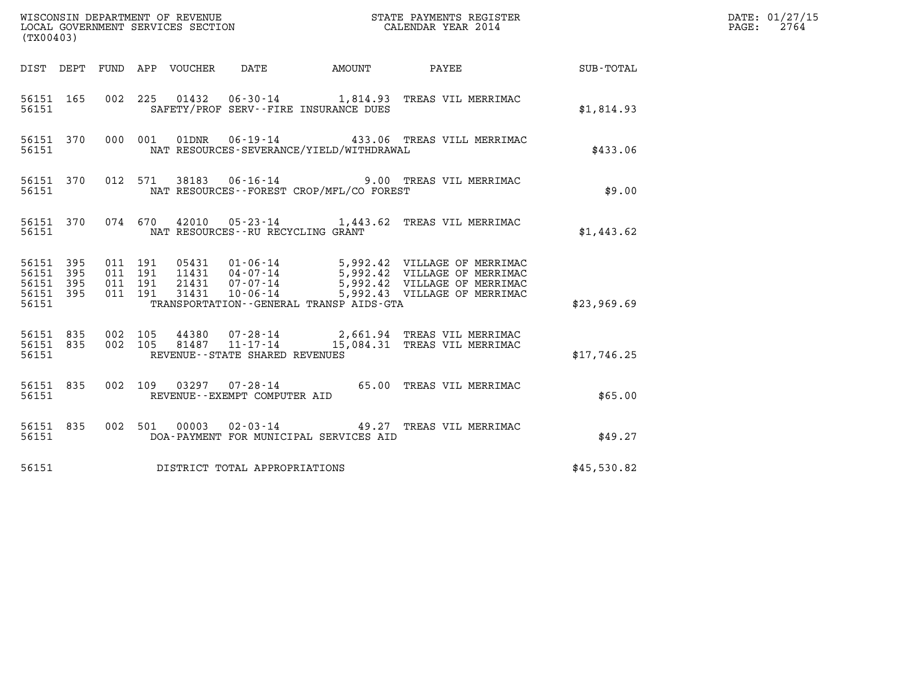WISCONSIN DEPARTMENT OF REVENUE
LOCAL GOVERNMENT SERVICES SECTION
(TX00403)

STATE PAYMENTS REGISTER
CALENDAR YEAR 2014

DATE: 01/27/15
PAGE: 2764

| DIST | DEPT | FUND | APP | VOUCHER | DATE | AMOUNT | PAYEE | SUB-TOTAL |
|---|---|---|---|---|---|---|---|---|
| 56151 | 165 | 002 | 225 | 01432 | 06-30-14 | 1,814.93 | TREAS VIL MERRIMAC | |
| 56151 | | | | SAFETY/PROF SERV--FIRE INSURANCE DUES | | | | $1,814.93 |
| 56151 | 370 | 000 | 001 | 01DNR | 06-19-14 | 433.06 | TREAS VILL MERRIMAC | |
| 56151 | | | | NAT RESOURCES-SEVERANCE/YIELD/WITHDRAWAL | | | | $433.06 |
| 56151 | 370 | 012 | 571 | 38183 | 06-16-14 | 9.00 | TREAS VIL MERRIMAC | |
| 56151 | | | | NAT RESOURCES--FOREST CROP/MFL/CO FOREST | | | | $9.00 |
| 56151 | 370 | 074 | 670 | 42010 | 05-23-14 | 1,443.62 | TREAS VIL MERRIMAC | |
| 56151 | | | | NAT RESOURCES--RU RECYCLING GRANT | | | | $1,443.62 |
| 56151 | 395 | 011 | 191 | 05431 | 01-06-14 | 5,992.42 | VILLAGE OF MERRIMAC | |
| 56151 | 395 | 011 | 191 | 11431 | 04-07-14 | 5,992.42 | VILLAGE OF MERRIMAC | |
| 56151 | 395 | 011 | 191 | 21431 | 07-07-14 | 5,992.42 | VILLAGE OF MERRIMAC | |
| 56151 | 395 | 011 | 191 | 31431 | 10-06-14 | 5,992.43 | VILLAGE OF MERRIMAC | |
| 56151 | | | | TRANSPORTATION--GENERAL TRANSP AIDS-GTA | | | | $23,969.69 |
| 56151 | 835 | 002 | 105 | 44380 | 07-28-14 | 2,661.94 | TREAS VIL MERRIMAC | |
| 56151 | 835 | 002 | 105 | 81487 | 11-17-14 | 15,084.31 | TREAS VIL MERRIMAC | |
| 56151 | | | | REVENUE--STATE SHARED REVENUES | | | | $17,746.25 |
| 56151 | 835 | 002 | 109 | 03297 | 07-28-14 | 65.00 | TREAS VIL MERRIMAC | |
| 56151 | | | | REVENUE--EXEMPT COMPUTER AID | | | | $65.00 |
| 56151 | 835 | 002 | 501 | 00003 | 02-03-14 | 49.27 | TREAS VIL MERRIMAC | |
| 56151 | | | | DOA-PAYMENT FOR MUNICIPAL SERVICES AID | | | | $49.27 |
| 56151 | | | | DISTRICT TOTAL APPROPRIATIONS | | | | $45,530.82 |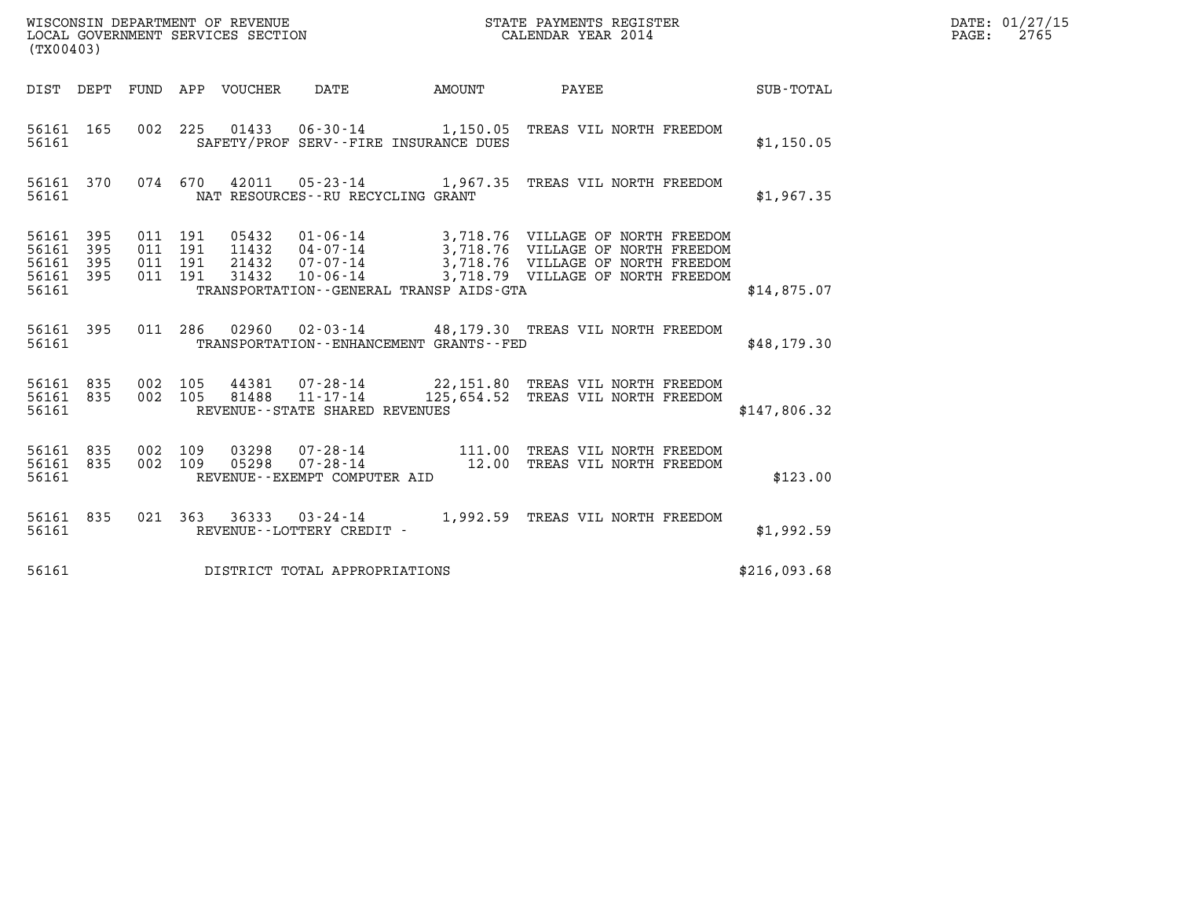WISCONSIN DEPARTMENT OF REVENUE
LOCAL GOVERNMENT SERVICES SECTION
(TX00403)

STATE PAYMENTS REGISTER
CALENDAR YEAR 2014

DATE: 01/27/15
PAGE: 2765

| DIST | DEPT | FUND | APP | VOUCHER | DATE | AMOUNT | PAYEE | SUB-TOTAL |
|---|---|---|---|---|---|---|---|---|
| 56161 | 165 | 002 | 225 | 01433 | 06-30-14 | 1,150.05 | TREAS VIL NORTH FREEDOM | |
| 56161 | | | | SAFETY/PROF SERV--FIRE INSURANCE DUES | | | | $1,150.05 |
| 56161 | 370 | 074 | 670 | 42011 | 05-23-14 | 1,967.35 | TREAS VIL NORTH FREEDOM | |
| 56161 | | | | NAT RESOURCES--RU RECYCLING GRANT | | | | $1,967.35 |
| 56161 | 395 | 011 | 191 | 05432 | 01-06-14 | 3,718.76 | VILLAGE OF NORTH FREEDOM | |
| 56161 | 395 | 011 | 191 | 11432 | 04-07-14 | 3,718.76 | VILLAGE OF NORTH FREEDOM | |
| 56161 | 395 | 011 | 191 | 21432 | 07-07-14 | 3,718.76 | VILLAGE OF NORTH FREEDOM | |
| 56161 | 395 | 011 | 191 | 31432 | 10-06-14 | 3,718.79 | VILLAGE OF NORTH FREEDOM | |
| 56161 | | | | TRANSPORTATION--GENERAL TRANSP AIDS-GTA | | | | $14,875.07 |
| 56161 | 395 | 011 | 286 | 02960 | 02-03-14 | 48,179.30 | TREAS VIL NORTH FREEDOM | |
| 56161 | | | | TRANSPORTATION--ENHANCEMENT GRANTS--FED | | | | $48,179.30 |
| 56161 | 835 | 002 | 105 | 44381 | 07-28-14 | 22,151.80 | TREAS VIL NORTH FREEDOM | |
| 56161 | 835 | 002 | 105 | 81488 | 11-17-14 | 125,654.52 | TREAS VIL NORTH FREEDOM | |
| 56161 | | | | REVENUE--STATE SHARED REVENUES | | | | $147,806.32 |
| 56161 | 835 | 002 | 109 | 03298 | 07-28-14 | 111.00 | TREAS VIL NORTH FREEDOM | |
| 56161 | 835 | 002 | 109 | 05298 | 07-28-14 | 12.00 | TREAS VIL NORTH FREEDOM | |
| 56161 | | | | REVENUE--EXEMPT COMPUTER AID | | | | $123.00 |
| 56161 | 835 | 021 | 363 | 36333 | 03-24-14 | 1,992.59 | TREAS VIL NORTH FREEDOM | |
| 56161 | | | | REVENUE--LOTTERY CREDIT - | | | | $1,992.59 |
| 56161 | | | | DISTRICT TOTAL APPROPRIATIONS | | | | $216,093.68 |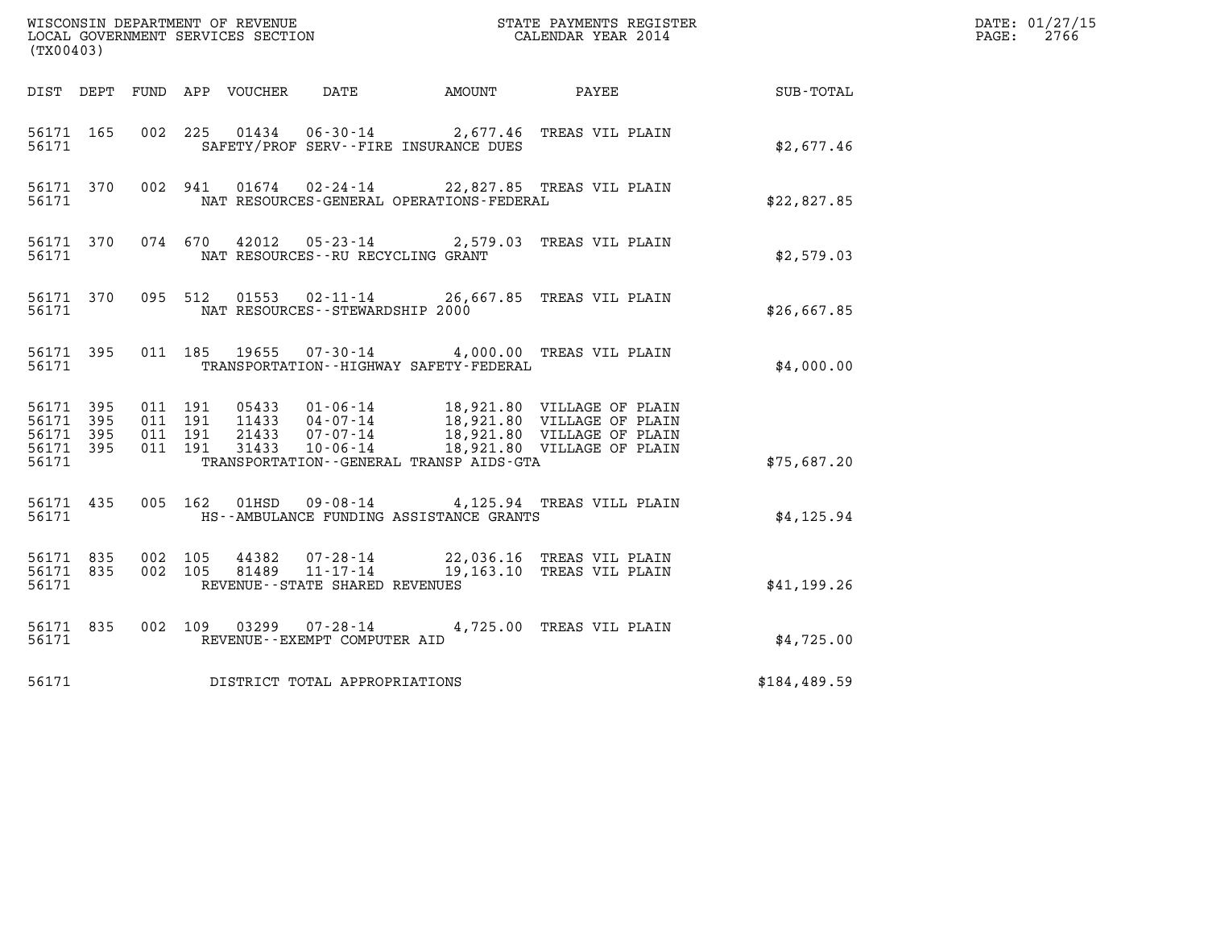WISCONSIN DEPARTMENT OF REVENUE
LOCAL GOVERNMENT SERVICES SECTION
(TX00403)

STATE PAYMENTS REGISTER
CALENDAR YEAR 2014

DATE: 01/27/15
PAGE: 2766

| DIST | DEPT | FUND | APP | VOUCHER | DATE | AMOUNT | PAYEE | SUB-TOTAL |
|---|---|---|---|---|---|---|---|---|
| 56171 | 165 | 002 | 225 | 01434 | 06-30-14 | 2,677.46 | TREAS VIL PLAIN | |
| 56171 | | | | SAFETY/PROF SERV--FIRE INSURANCE DUES | | | | $2,677.46 |
| 56171 | 370 | 002 | 941 | 01674 | 02-24-14 | 22,827.85 | TREAS VIL PLAIN | |
| 56171 | | | | NAT RESOURCES-GENERAL OPERATIONS-FEDERAL | | | | $22,827.85 |
| 56171 | 370 | 074 | 670 | 42012 | 05-23-14 | 2,579.03 | TREAS VIL PLAIN | |
| 56171 | | | | NAT RESOURCES--RU RECYCLING GRANT | | | | $2,579.03 |
| 56171 | 370 | 095 | 512 | 01553 | 02-11-14 | 26,667.85 | TREAS VIL PLAIN | |
| 56171 | | | | NAT RESOURCES--STEWARDSHIP 2000 | | | | $26,667.85 |
| 56171 | 395 | 011 | 185 | 19655 | 07-30-14 | 4,000.00 | TREAS VIL PLAIN | |
| 56171 | | | | TRANSPORTATION--HIGHWAY SAFETY-FEDERAL | | | | $4,000.00 |
| 56171 | 395 | 011 | 191 | 05433 | 01-06-14 | 18,921.80 | VILLAGE OF PLAIN | |
| 56171 | 395 | 011 | 191 | 11433 | 04-07-14 | 18,921.80 | VILLAGE OF PLAIN | |
| 56171 | 395 | 011 | 191 | 21433 | 07-07-14 | 18,921.80 | VILLAGE OF PLAIN | |
| 56171 | 395 | 011 | 191 | 31433 | 10-06-14 | 18,921.80 | VILLAGE OF PLAIN | |
| 56171 | | | | TRANSPORTATION--GENERAL TRANSP AIDS-GTA | | | | $75,687.20 |
| 56171 | 435 | 005 | 162 | 01HSD | 09-08-14 | 4,125.94 | TREAS VILL PLAIN | |
| 56171 | | | | HS--AMBULANCE FUNDING ASSISTANCE GRANTS | | | | $4,125.94 |
| 56171 | 835 | 002 | 105 | 44382 | 07-28-14 | 22,036.16 | TREAS VIL PLAIN | |
| 56171 | 835 | 002 | 105 | 81489 | 11-17-14 | 19,163.10 | TREAS VIL PLAIN | |
| 56171 | | | | REVENUE--STATE SHARED REVENUES | | | | $41,199.26 |
| 56171 | 835 | 002 | 109 | 03299 | 07-28-14 | 4,725.00 | TREAS VIL PLAIN | |
| 56171 | | | | REVENUE--EXEMPT COMPUTER AID | | | | $4,725.00 |
| 56171 | | | | DISTRICT TOTAL APPROPRIATIONS | | | | $184,489.59 |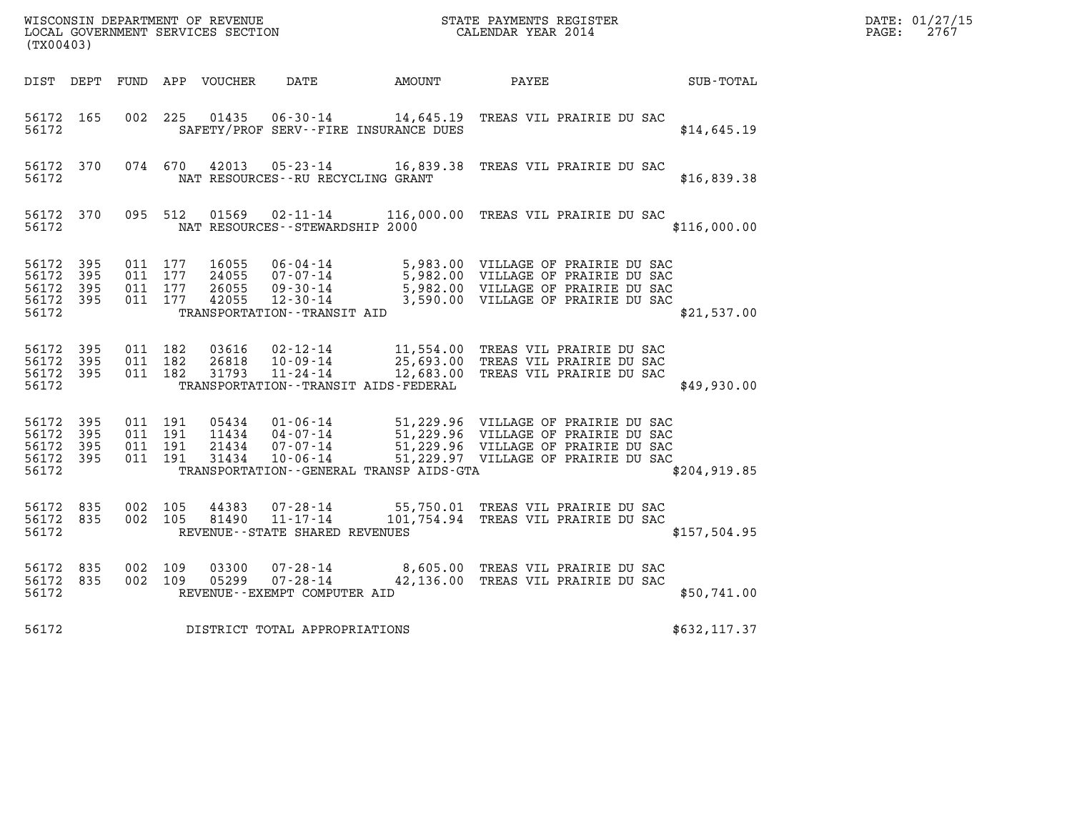WISCONSIN DEPARTMENT OF REVENUE
LOCAL GOVERNMENT SERVICES SECTION
(TX00403)

STATE PAYMENTS REGISTER
CALENDAR YEAR 2014

DATE: 01/27/15
PAGE: 2767

| DIST | DEPT | FUND | APP | VOUCHER | DATE | AMOUNT | PAYEE | SUB-TOTAL |
|---|---|---|---|---|---|---|---|---|
| 56172 | 165 | 002 | 225 | 01435 | 06-30-14 | 14,645.19 | TREAS VIL PRAIRIE DU SAC | |
| 56172 | | | | | SAFETY/PROF SERV--FIRE INSURANCE DUES | | | $14,645.19 |
| 56172 | 370 | 074 | 670 | 42013 | 05-23-14 | 16,839.38 | TREAS VIL PRAIRIE DU SAC | |
| 56172 | | | | | NAT RESOURCES--RU RECYCLING GRANT | | | $16,839.38 |
| 56172 | 370 | 095 | 512 | 01569 | 02-11-14 | 116,000.00 | TREAS VIL PRAIRIE DU SAC | |
| 56172 | | | | | NAT RESOURCES--STEWARDSHIP 2000 | | | $116,000.00 |
| 56172 | 395 | 011 | 177 | 16055 | 06-04-14 | 5,983.00 | VILLAGE OF PRAIRIE DU SAC | |
| 56172 | 395 | 011 | 177 | 24055 | 07-07-14 | 5,982.00 | VILLAGE OF PRAIRIE DU SAC | |
| 56172 | 395 | 011 | 177 | 26055 | 09-30-14 | 5,982.00 | VILLAGE OF PRAIRIE DU SAC | |
| 56172 | 395 | 011 | 177 | 42055 | 12-30-14 | 3,590.00 | VILLAGE OF PRAIRIE DU SAC | |
| 56172 | | | | | TRANSPORTATION--TRANSIT AID | | | $21,537.00 |
| 56172 | 395 | 011 | 182 | 03616 | 02-12-14 | 11,554.00 | TREAS VIL PRAIRIE DU SAC | |
| 56172 | 395 | 011 | 182 | 26818 | 10-09-14 | 25,693.00 | TREAS VIL PRAIRIE DU SAC | |
| 56172 | 395 | 011 | 182 | 31793 | 11-24-14 | 12,683.00 | TREAS VIL PRAIRIE DU SAC | |
| 56172 | | | | | TRANSPORTATION--TRANSIT AIDS-FEDERAL | | | $49,930.00 |
| 56172 | 395 | 011 | 191 | 05434 | 01-06-14 | 51,229.96 | VILLAGE OF PRAIRIE DU SAC | |
| 56172 | 395 | 011 | 191 | 11434 | 04-07-14 | 51,229.96 | VILLAGE OF PRAIRIE DU SAC | |
| 56172 | 395 | 011 | 191 | 21434 | 07-07-14 | 51,229.96 | VILLAGE OF PRAIRIE DU SAC | |
| 56172 | 395 | 011 | 191 | 31434 | 10-06-14 | 51,229.97 | VILLAGE OF PRAIRIE DU SAC | |
| 56172 | | | | | TRANSPORTATION--GENERAL TRANSP AIDS-GTA | | | $204,919.85 |
| 56172 | 835 | 002 | 105 | 44383 | 07-28-14 | 55,750.01 | TREAS VIL PRAIRIE DU SAC | |
| 56172 | 835 | 002 | 105 | 81490 | 11-17-14 | 101,754.94 | TREAS VIL PRAIRIE DU SAC | |
| 56172 | | | | | REVENUE--STATE SHARED REVENUES | | | $157,504.95 |
| 56172 | 835 | 002 | 109 | 03300 | 07-28-14 | 8,605.00 | TREAS VIL PRAIRIE DU SAC | |
| 56172 | 835 | 002 | 109 | 05299 | 07-28-14 | 42,136.00 | TREAS VIL PRAIRIE DU SAC | |
| 56172 | | | | | REVENUE--EXEMPT COMPUTER AID | | | $50,741.00 |
| 56172 | | | | | DISTRICT TOTAL APPROPRIATIONS | | | $632,117.37 |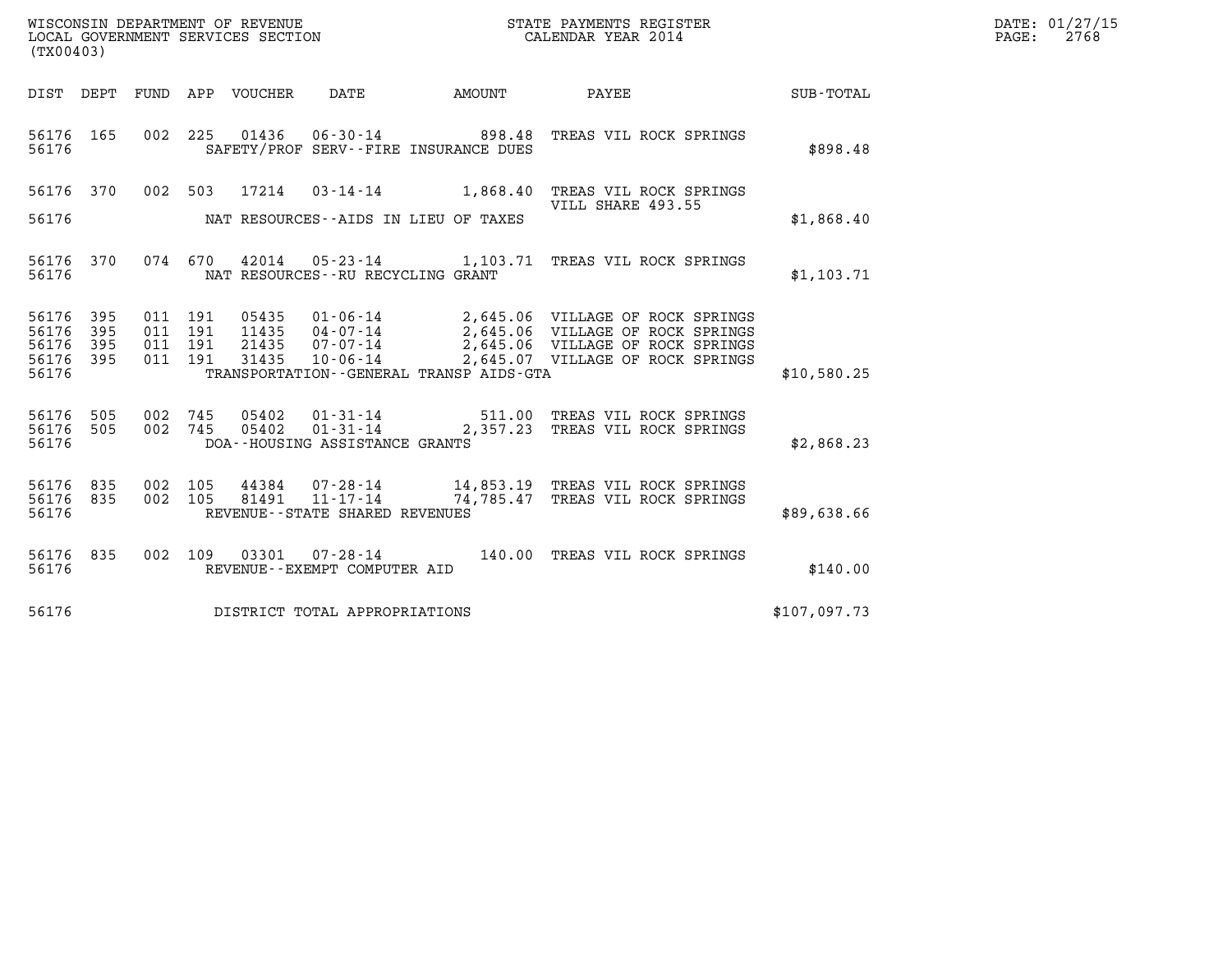WISCONSIN DEPARTMENT OF REVENUE
LOCAL GOVERNMENT SERVICES SECTION
(TX00403)

STATE PAYMENTS REGISTER
CALENDAR YEAR 2014

DATE: 01/27/15
PAGE: 2768

| DIST | DEPT | FUND | APP | VOUCHER | DATE | AMOUNT | PAYEE | SUB-TOTAL |
|---|---|---|---|---|---|---|---|---|
| 56176 | 165 | 002 | 225 | 01436 | 06-30-14 | 898.48 | TREAS VIL ROCK SPRINGS | |
| 56176 | | | | | SAFETY/PROF SERV--FIRE INSURANCE DUES | | | $898.48 |
| 56176 | 370 | 002 | 503 | 17214 | 03-14-14 | 1,868.40 | TREAS VIL ROCK SPRINGS VILL SHARE 493.55 | |
| 56176 | | | | | NAT RESOURCES--AIDS IN LIEU OF TAXES | | | $1,868.40 |
| 56176 | 370 | 074 | 670 | 42014 | 05-23-14 | 1,103.71 | TREAS VIL ROCK SPRINGS | |
| 56176 | | | | | NAT RESOURCES--RU RECYCLING GRANT | | | $1,103.71 |
| 56176 | 395 | 011 | 191 | 05435 | 01-06-14 | 2,645.06 | VILLAGE OF ROCK SPRINGS | |
| 56176 | 395 | 011 | 191 | 11435 | 04-07-14 | 2,645.06 | VILLAGE OF ROCK SPRINGS | |
| 56176 | 395 | 011 | 191 | 21435 | 07-07-14 | 2,645.06 | VILLAGE OF ROCK SPRINGS | |
| 56176 | 395 | 011 | 191 | 31435 | 10-06-14 | 2,645.07 | VILLAGE OF ROCK SPRINGS | |
| 56176 | | | | | TRANSPORTATION--GENERAL TRANSP AIDS-GTA | | | $10,580.25 |
| 56176 | 505 | 002 | 745 | 05402 | 01-31-14 | 511.00 | TREAS VIL ROCK SPRINGS | |
| 56176 | 505 | 002 | 745 | 05402 | 01-31-14 | 2,357.23 | TREAS VIL ROCK SPRINGS | |
| 56176 | | | | | DOA--HOUSING ASSISTANCE GRANTS | | | $2,868.23 |
| 56176 | 835 | 002 | 105 | 44384 | 07-28-14 | 14,853.19 | TREAS VIL ROCK SPRINGS | |
| 56176 | 835 | 002 | 105 | 81491 | 11-17-14 | 74,785.47 | TREAS VIL ROCK SPRINGS | |
| 56176 | | | | | REVENUE--STATE SHARED REVENUES | | | $89,638.66 |
| 56176 | 835 | 002 | 109 | 03301 | 07-28-14 | 140.00 | TREAS VIL ROCK SPRINGS | |
| 56176 | | | | | REVENUE--EXEMPT COMPUTER AID | | | $140.00 |
| 56176 | | | | | DISTRICT TOTAL APPROPRIATIONS | | | $107,097.73 |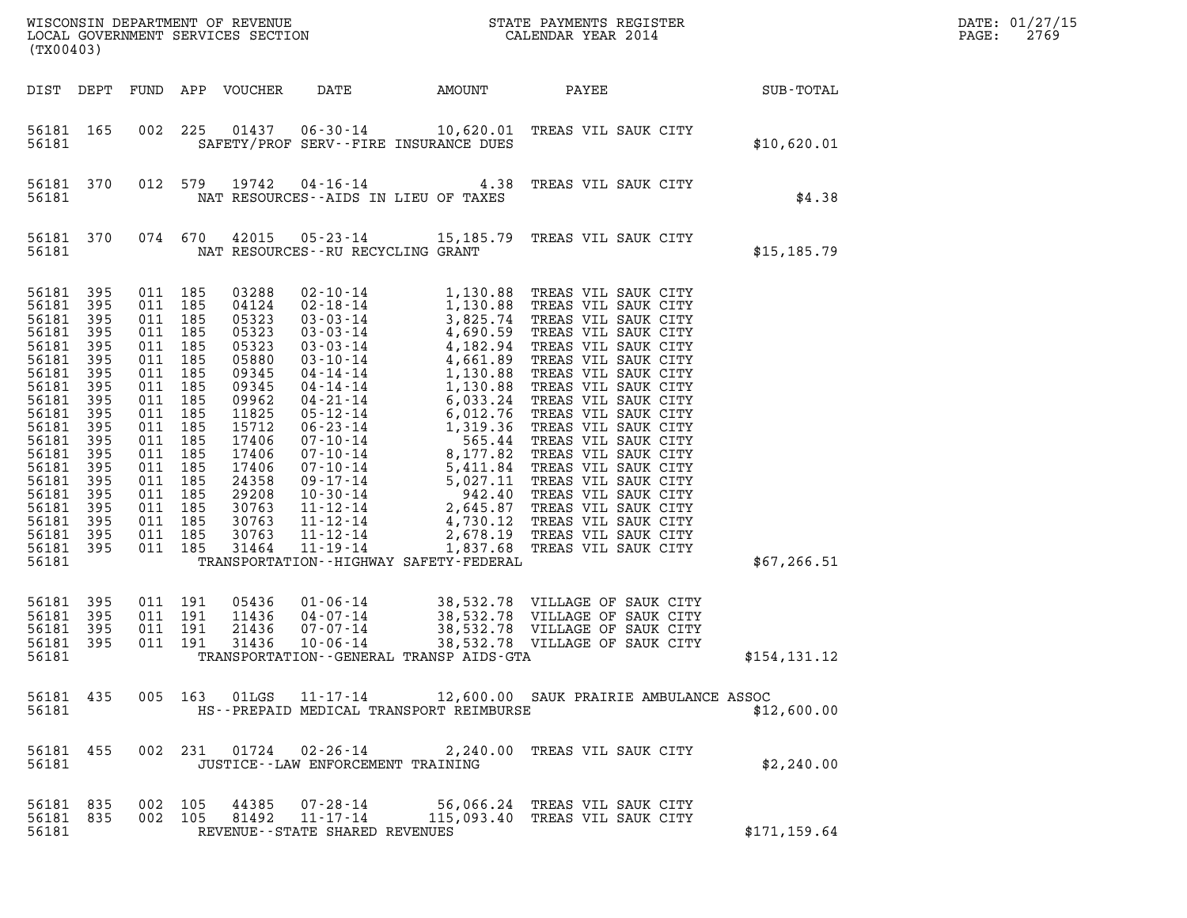WISCONSIN DEPARTMENT OF REVENUE
LOCAL GOVERNMENT SERVICES SECTION
(TX00403)

STATE PAYMENTS REGISTER
CALENDAR YEAR 2014

DATE: 01/27/15
PAGE: 2769

| DIST | DEPT | FUND | APP | VOUCHER | DATE | AMOUNT | PAYEE | SUB-TOTAL |
|---|---|---|---|---|---|---|---|---|
| 56181 | 165 | 002 | 225 | 01437 | 06-30-14 | 10,620.01 | TREAS VIL SAUK CITY | |
| 56181 | | | | | SAFETY/PROF SERV--FIRE INSURANCE DUES | | | $10,620.01 |
| 56181 | 370 | 012 | 579 | 19742 | 04-16-14 | 4.38 | TREAS VIL SAUK CITY | |
| 56181 | | | | | NAT RESOURCES--AIDS IN LIEU OF TAXES | | | $4.38 |
| 56181 | 370 | 074 | 670 | 42015 | 05-23-14 | 15,185.79 | TREAS VIL SAUK CITY | |
| 56181 | | | | | NAT RESOURCES--RU RECYCLING GRANT | | | $15,185.79 |
| 56181 | 395 | 011 | 185 | 03288 | 02-10-14 | 1,130.88 | TREAS VIL SAUK CITY | |
| 56181 | 395 | 011 | 185 | 04124 | 02-18-14 | 1,130.88 | TREAS VIL SAUK CITY | |
| 56181 | 395 | 011 | 185 | 05323 | 03-03-14 | 3,825.74 | TREAS VIL SAUK CITY | |
| 56181 | 395 | 011 | 185 | 05323 | 03-03-14 | 4,690.59 | TREAS VIL SAUK CITY | |
| 56181 | 395 | 011 | 185 | 05323 | 03-03-14 | 4,182.94 | TREAS VIL SAUK CITY | |
| 56181 | 395 | 011 | 185 | 05880 | 03-10-14 | 4,661.89 | TREAS VIL SAUK CITY | |
| 56181 | 395 | 011 | 185 | 09345 | 04-14-14 | 1,130.88 | TREAS VIL SAUK CITY | |
| 56181 | 395 | 011 | 185 | 09345 | 04-14-14 | 1,130.88 | TREAS VIL SAUK CITY | |
| 56181 | 395 | 011 | 185 | 09962 | 04-21-14 | 6,033.24 | TREAS VIL SAUK CITY | |
| 56181 | 395 | 011 | 185 | 11825 | 05-12-14 | 6,012.76 | TREAS VIL SAUK CITY | |
| 56181 | 395 | 011 | 185 | 15712 | 06-23-14 | 1,319.36 | TREAS VIL SAUK CITY | |
| 56181 | 395 | 011 | 185 | 17406 | 07-10-14 | 565.44 | TREAS VIL SAUK CITY | |
| 56181 | 395 | 011 | 185 | 17406 | 07-10-14 | 8,177.82 | TREAS VIL SAUK CITY | |
| 56181 | 395 | 011 | 185 | 17406 | 07-10-14 | 5,411.84 | TREAS VIL SAUK CITY | |
| 56181 | 395 | 011 | 185 | 24358 | 09-17-14 | 5,027.11 | TREAS VIL SAUK CITY | |
| 56181 | 395 | 011 | 185 | 29208 | 10-30-14 | 942.40 | TREAS VIL SAUK CITY | |
| 56181 | 395 | 011 | 185 | 30763 | 11-12-14 | 2,645.87 | TREAS VIL SAUK CITY | |
| 56181 | 395 | 011 | 185 | 30763 | 11-12-14 | 4,730.12 | TREAS VIL SAUK CITY | |
| 56181 | 395 | 011 | 185 | 30763 | 11-12-14 | 2,678.19 | TREAS VIL SAUK CITY | |
| 56181 | 395 | 011 | 185 | 31464 | 11-19-14 | 1,837.68 | TREAS VIL SAUK CITY | |
| 56181 | | | | | TRANSPORTATION--HIGHWAY SAFETY-FEDERAL | | | $67,266.51 |
| 56181 | 395 | 011 | 191 | 05436 | 01-06-14 | 38,532.78 | VILLAGE OF SAUK CITY | |
| 56181 | 395 | 011 | 191 | 11436 | 04-07-14 | 38,532.78 | VILLAGE OF SAUK CITY | |
| 56181 | 395 | 011 | 191 | 21436 | 07-07-14 | 38,532.78 | VILLAGE OF SAUK CITY | |
| 56181 | 395 | 011 | 191 | 31436 | 10-06-14 | 38,532.78 | VILLAGE OF SAUK CITY | |
| 56181 | | | | | TRANSPORTATION--GENERAL TRANSP AIDS-GTA | | | $154,131.12 |
| 56181 | 435 | 005 | 163 | 01LGS | 11-17-14 | 12,600.00 | SAUK PRAIRIE AMBULANCE ASSOC | |
| 56181 | | | | | HS--PREPAID MEDICAL TRANSPORT REIMBURSE | | | $12,600.00 |
| 56181 | 455 | 002 | 231 | 01724 | 02-26-14 | 2,240.00 | TREAS VIL SAUK CITY | |
| 56181 | | | | | JUSTICE--LAW ENFORCEMENT TRAINING | | | $2,240.00 |
| 56181 | 835 | 002 | 105 | 44385 | 07-28-14 | 56,066.24 | TREAS VIL SAUK CITY | |
| 56181 | 835 | 002 | 105 | 81492 | 11-17-14 | 115,093.40 | TREAS VIL SAUK CITY | |
| 56181 | | | | | REVENUE--STATE SHARED REVENUES | | | $171,159.64 |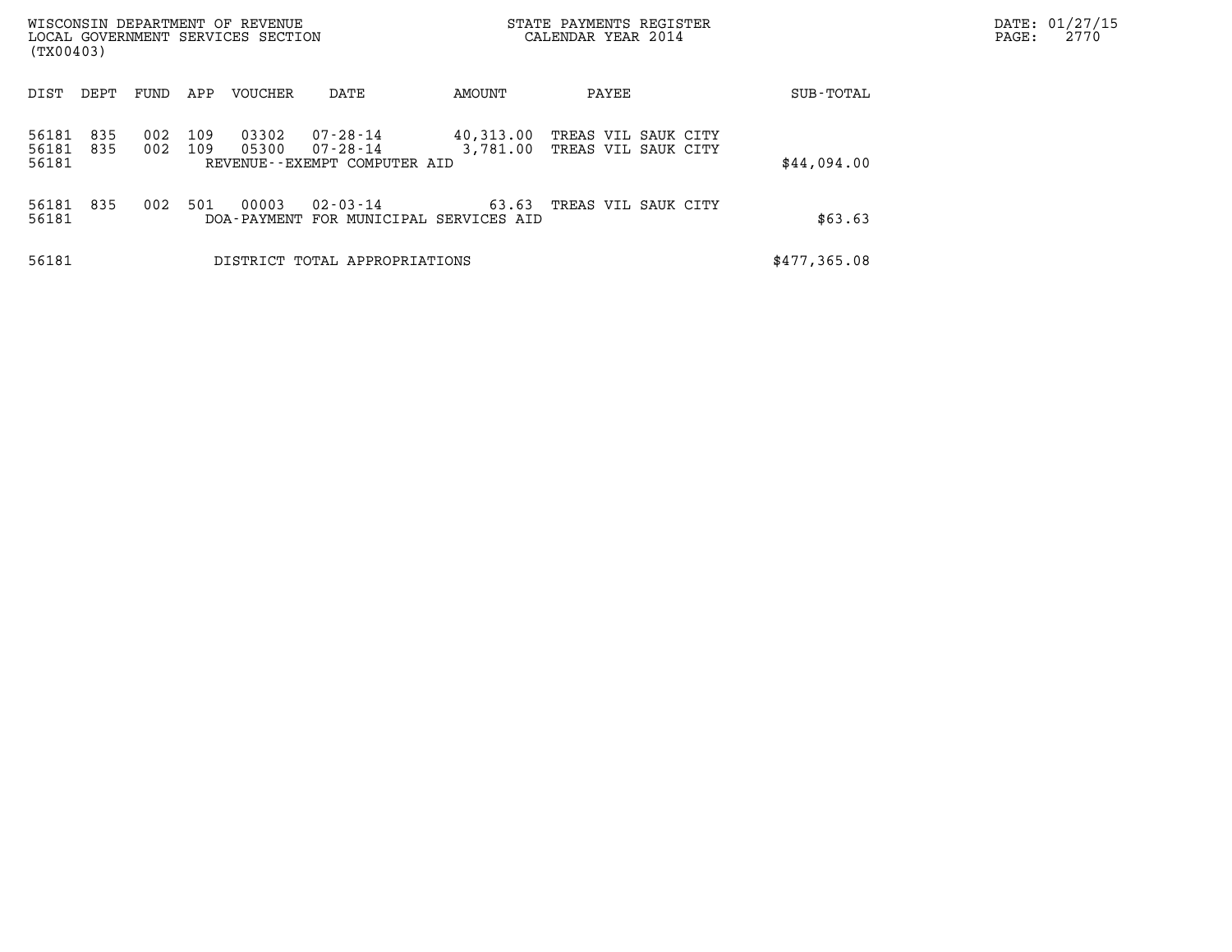WISCONSIN DEPARTMENT OF REVENUE
LOCAL GOVERNMENT SERVICES SECTION
(TX00403)

STATE PAYMENTS REGISTER
CALENDAR YEAR 2014

| DIST | DEPT | FUND | APP | VOUCHER | DATE | AMOUNT | PAYEE | SUB-TOTAL |
|---|---|---|---|---|---|---|---|---|
| 56181 | 835 | 002 | 109 | 03302 | 07-28-14 | 40,313.00 | TREAS VIL SAUK CITY | |
| 56181 | 835 | 002 | 109 | 05300 | 07-28-14 | 3,781.00 | TREAS VIL SAUK CITY | |
| 56181 | | | | REVENUE--EXEMPT COMPUTER AID | | | | $44,094.00 |
| 56181 | 835 | 002 | 501 | 00003 | 02-03-14 | 63.63 | TREAS VIL SAUK CITY | |
| 56181 | | | | DOA-PAYMENT FOR MUNICIPAL SERVICES AID | | | | $63.63 |
| 56181 | | | | DISTRICT TOTAL APPROPRIATIONS | | | | $477,365.08 |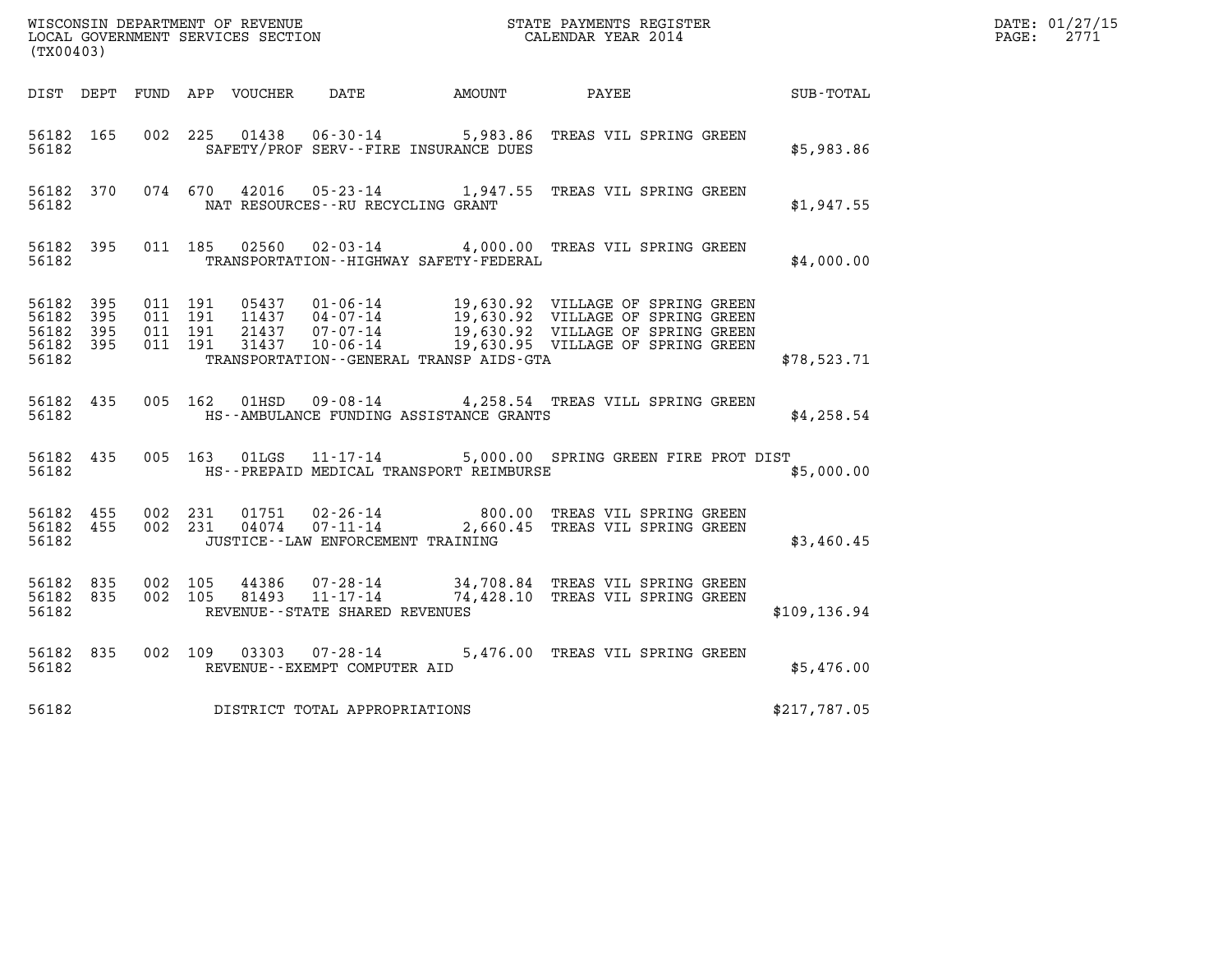WISCONSIN DEPARTMENT OF REVENUE
LOCAL GOVERNMENT SERVICES SECTION
(TX00403)

STATE PAYMENTS REGISTER
CALENDAR YEAR 2014

| DIST | DEPT | FUND | APP | VOUCHER | DATE | AMOUNT | PAYEE | SUB-TOTAL |
|---|---|---|---|---|---|---|---|---|
| 56182 | 165 | 002 | 225 | 01438 | 06-30-14 | 5,983.86 | TREAS VIL SPRING GREEN | |
| 56182 | | | | | SAFETY/PROF SERV--FIRE INSURANCE DUES | | | $5,983.86 |
| 56182 | 370 | 074 | 670 | 42016 | 05-23-14 | 1,947.55 | TREAS VIL SPRING GREEN | |
| 56182 | | | | | NAT RESOURCES--RU RECYCLING GRANT | | | $1,947.55 |
| 56182 | 395 | 011 | 185 | 02560 | 02-03-14 | 4,000.00 | TREAS VIL SPRING GREEN | |
| 56182 | | | | | TRANSPORTATION--HIGHWAY SAFETY-FEDERAL | | | $4,000.00 |
| 56182 | 395 | 011 | 191 | 05437 | 01-06-14 | 19,630.92 | VILLAGE OF SPRING GREEN | |
| 56182 | 395 | 011 | 191 | 11437 | 04-07-14 | 19,630.92 | VILLAGE OF SPRING GREEN | |
| 56182 | 395 | 011 | 191 | 21437 | 07-07-14 | 19,630.92 | VILLAGE OF SPRING GREEN | |
| 56182 | 395 | 011 | 191 | 31437 | 10-06-14 | 19,630.95 | VILLAGE OF SPRING GREEN | |
| 56182 | | | | | TRANSPORTATION--GENERAL TRANSP AIDS-GTA | | | $78,523.71 |
| 56182 | 435 | 005 | 162 | 01HSD | 09-08-14 | 4,258.54 | TREAS VILL SPRING GREEN | |
| 56182 | | | | | HS--AMBULANCE FUNDING ASSISTANCE GRANTS | | | $4,258.54 |
| 56182 | 435 | 005 | 163 | 01LGS | 11-17-14 | 5,000.00 | SPRING GREEN FIRE PROT DIST | |
| 56182 | | | | | HS--PREPAID MEDICAL TRANSPORT REIMBURSE | | | $5,000.00 |
| 56182 | 455 | 002 | 231 | 01751 | 02-26-14 | 800.00 | TREAS VIL SPRING GREEN | |
| 56182 | 455 | 002 | 231 | 04074 | 07-11-14 | 2,660.45 | TREAS VIL SPRING GREEN | |
| 56182 | | | | | JUSTICE--LAW ENFORCEMENT TRAINING | | | $3,460.45 |
| 56182 | 835 | 002 | 105 | 44386 | 07-28-14 | 34,708.84 | TREAS VIL SPRING GREEN | |
| 56182 | 835 | 002 | 105 | 81493 | 11-17-14 | 74,428.10 | TREAS VIL SPRING GREEN | |
| 56182 | | | | | REVENUE--STATE SHARED REVENUES | | | $109,136.94 |
| 56182 | 835 | 002 | 109 | 03303 | 07-28-14 | 5,476.00 | TREAS VIL SPRING GREEN | |
| 56182 | | | | | REVENUE--EXEMPT COMPUTER AID | | | $5,476.00 |
| 56182 | | | | | DISTRICT TOTAL APPROPRIATIONS | | | $217,787.05 |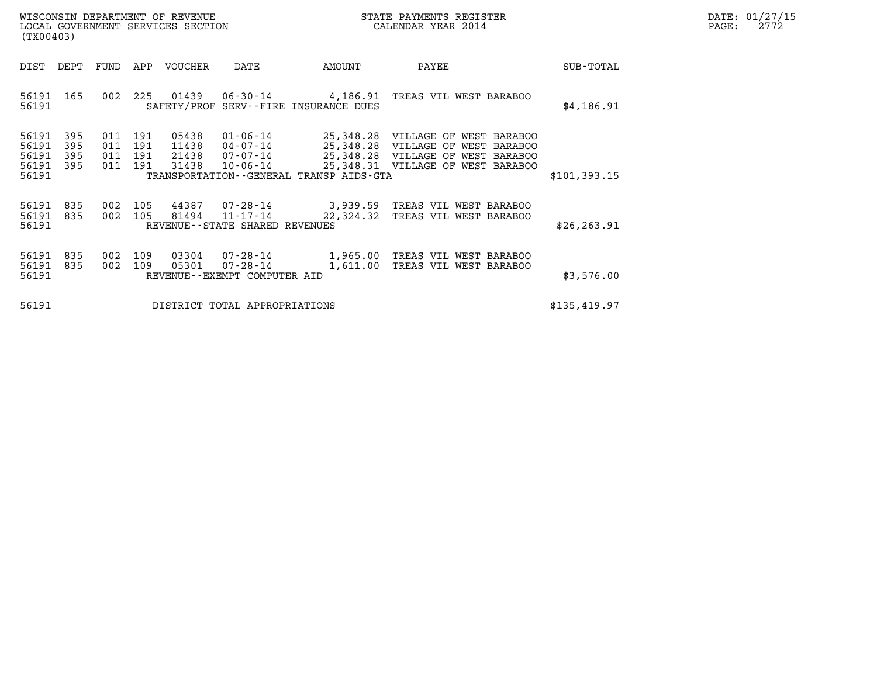WISCONSIN DEPARTMENT OF REVENUE
LOCAL GOVERNMENT SERVICES SECTION
(TX00403)

STATE PAYMENTS REGISTER
CALENDAR YEAR 2014

DATE: 01/27/15
PAGE: 2772

| DIST | DEPT | FUND | APP | VOUCHER | DATE | AMOUNT | PAYEE | SUB-TOTAL |
|---|---|---|---|---|---|---|---|---|
| 56191 | 165 | 002 | 225 | 01439 | 06-30-14 | 4,186.91 | TREAS VIL WEST BARABOO | |
| 56191 | | | | SAFETY/PROF SERV--FIRE INSURANCE DUES | | | | $4,186.91 |
| 56191 | 395 | 011 | 191 | 05438 | 01-06-14 | 25,348.28 | VILLAGE OF WEST BARABOO | |
| 56191 | 395 | 011 | 191 | 11438 | 04-07-14 | 25,348.28 | VILLAGE OF WEST BARABOO | |
| 56191 | 395 | 011 | 191 | 21438 | 07-07-14 | 25,348.28 | VILLAGE OF WEST BARABOO | |
| 56191 | 395 | 011 | 191 | 31438 | 10-06-14 | 25,348.31 | VILLAGE OF WEST BARABOO | |
| 56191 | | | | TRANSPORTATION--GENERAL TRANSP AIDS-GTA | | | | $101,393.15 |
| 56191 | 835 | 002 | 105 | 44387 | 07-28-14 | 3,939.59 | TREAS VIL WEST BARABOO | |
| 56191 | 835 | 002 | 105 | 81494 | 11-17-14 | 22,324.32 | TREAS VIL WEST BARABOO | |
| 56191 | | | | REVENUE--STATE SHARED REVENUES | | | | $26,263.91 |
| 56191 | 835 | 002 | 109 | 03304 | 07-28-14 | 1,965.00 | TREAS VIL WEST BARABOO | |
| 56191 | 835 | 002 | 109 | 05301 | 07-28-14 | 1,611.00 | TREAS VIL WEST BARABOO | |
| 56191 | | | | REVENUE--EXEMPT COMPUTER AID | | | | $3,576.00 |
| 56191 | | | | DISTRICT TOTAL APPROPRIATIONS | | | | $135,419.97 |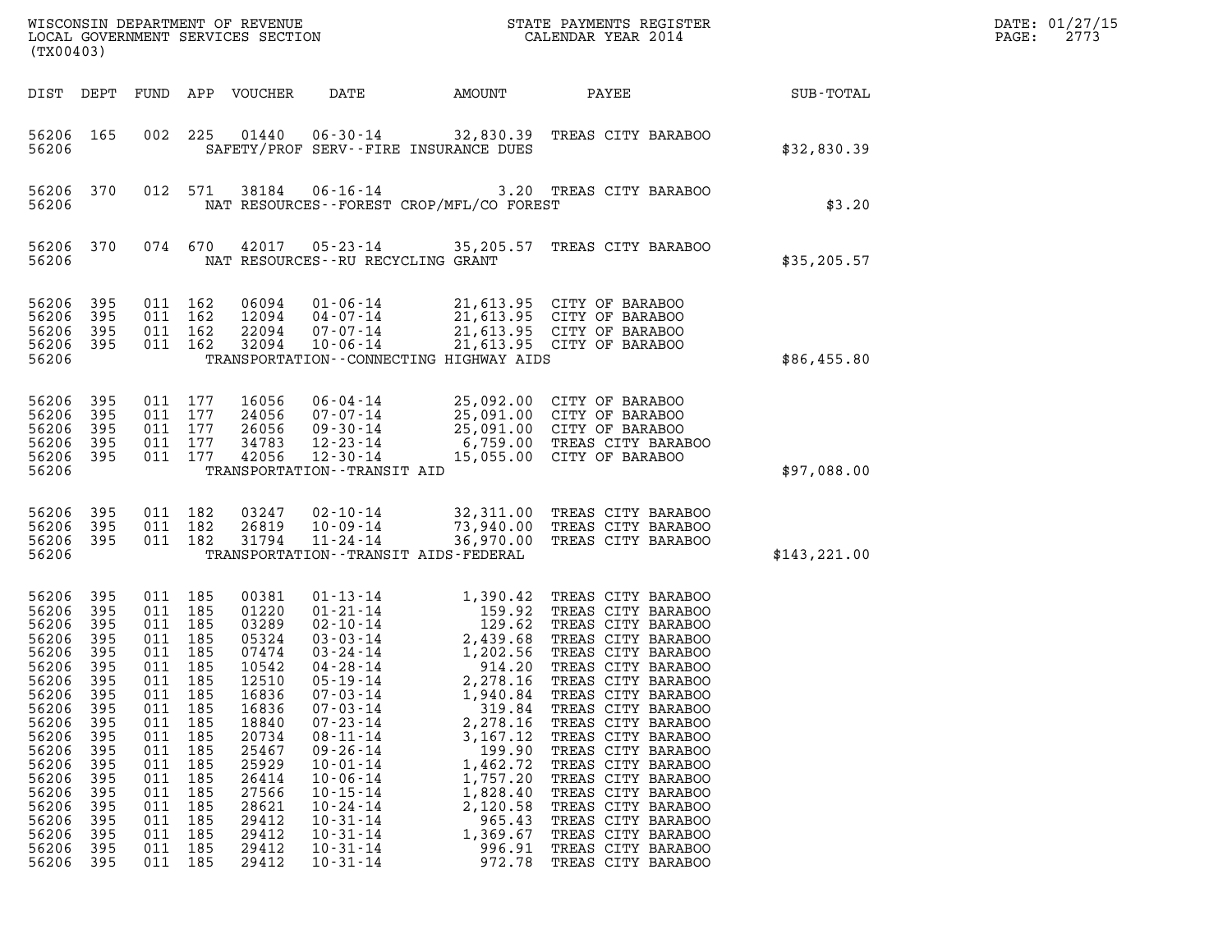WISCONSIN DEPARTMENT OF REVENUE
LOCAL GOVERNMENT SERVICES SECTION
(TX00403)

STATE PAYMENTS REGISTER
CALENDAR YEAR 2014

DATE: 01/27/15

| DIST | DEPT | FUND | APP | VOUCHER | DATE | AMOUNT | PAYEE | SUB-TOTAL |
|---|---|---|---|---|---|---|---|---|
| 56206 | 165 | 002 | 225 | 01440 | 06-30-14 | 32,830.39 | TREAS CITY BARABOO | |
| 56206 | | | | | SAFETY/PROF SERV--FIRE INSURANCE DUES | | | $32,830.39 |
| 56206 | 370 | 012 | 571 | 38184 | 06-16-14 | 3.20 | TREAS CITY BARABOO | |
| 56206 | | | | | NAT RESOURCES--FOREST CROP/MFL/CO FOREST | | | $3.20 |
| 56206 | 370 | 074 | 670 | 42017 | 05-23-14 | 35,205.57 | TREAS CITY BARABOO | |
| 56206 | | | | | NAT RESOURCES--RU RECYCLING GRANT | | | $35,205.57 |
| 56206 | 395 | 011 | 162 | 06094 | 01-06-14 | 21,613.95 | CITY OF BARABOO | |
| 56206 | 395 | 011 | 162 | 12094 | 04-07-14 | 21,613.95 | CITY OF BARABOO | |
| 56206 | 395 | 011 | 162 | 22094 | 07-07-14 | 21,613.95 | CITY OF BARABOO | |
| 56206 | 395 | 011 | 162 | 32094 | 10-06-14 | 21,613.95 | CITY OF BARABOO | |
| 56206 | | | | | TRANSPORTATION--CONNECTING HIGHWAY AIDS | | | $86,455.80 |
| 56206 | 395 | 011 | 177 | 16056 | 06-04-14 | 25,092.00 | CITY OF BARABOO | |
| 56206 | 395 | 011 | 177 | 24056 | 07-07-14 | 25,091.00 | CITY OF BARABOO | |
| 56206 | 395 | 011 | 177 | 26056 | 09-30-14 | 25,091.00 | CITY OF BARABOO | |
| 56206 | 395 | 011 | 177 | 34783 | 12-23-14 | 6,759.00 | TREAS CITY BARABOO | |
| 56206 | 395 | 011 | 177 | 42056 | 12-30-14 | 15,055.00 | CITY OF BARABOO | |
| 56206 | | | | | TRANSPORTATION--TRANSIT AID | | | $97,088.00 |
| 56206 | 395 | 011 | 182 | 03247 | 02-10-14 | 32,311.00 | TREAS CITY BARABOO | |
| 56206 | 395 | 011 | 182 | 26819 | 10-09-14 | 73,940.00 | TREAS CITY BARABOO | |
| 56206 | 395 | 011 | 182 | 31794 | 11-24-14 | 36,970.00 | TREAS CITY BARABOO | |
| 56206 | | | | | TRANSPORTATION--TRANSIT AIDS-FEDERAL | | | $143,221.00 |
| 56206 | 395 | 011 | 185 | 00381 | 01-13-14 | 1,390.42 | TREAS CITY BARABOO | |
| 56206 | 395 | 011 | 185 | 01220 | 01-21-14 | 159.92 | TREAS CITY BARABOO | |
| 56206 | 395 | 011 | 185 | 03289 | 02-10-14 | 129.62 | TREAS CITY BARABOO | |
| 56206 | 395 | 011 | 185 | 05324 | 03-03-14 | 2,439.68 | TREAS CITY BARABOO | |
| 56206 | 395 | 011 | 185 | 07474 | 03-24-14 | 1,202.56 | TREAS CITY BARABOO | |
| 56206 | 395 | 011 | 185 | 10542 | 04-28-14 | 914.20 | TREAS CITY BARABOO | |
| 56206 | 395 | 011 | 185 | 12510 | 05-19-14 | 2,278.16 | TREAS CITY BARABOO | |
| 56206 | 395 | 011 | 185 | 16836 | 07-03-14 | 1,940.84 | TREAS CITY BARABOO | |
| 56206 | 395 | 011 | 185 | 16836 | 07-03-14 | 319.84 | TREAS CITY BARABOO | |
| 56206 | 395 | 011 | 185 | 18840 | 07-23-14 | 2,278.16 | TREAS CITY BARABOO | |
| 56206 | 395 | 011 | 185 | 20734 | 08-11-14 | 3,167.12 | TREAS CITY BARABOO | |
| 56206 | 395 | 011 | 185 | 25467 | 09-26-14 | 199.90 | TREAS CITY BARABOO | |
| 56206 | 395 | 011 | 185 | 25929 | 10-01-14 | 1,462.72 | TREAS CITY BARABOO | |
| 56206 | 395 | 011 | 185 | 26414 | 10-06-14 | 1,757.20 | TREAS CITY BARABOO | |
| 56206 | 395 | 011 | 185 | 27566 | 10-15-14 | 1,828.40 | TREAS CITY BARABOO | |
| 56206 | 395 | 011 | 185 | 28621 | 10-24-14 | 2,120.58 | TREAS CITY BARABOO | |
| 56206 | 395 | 011 | 185 | 29412 | 10-31-14 | 965.43 | TREAS CITY BARABOO | |
| 56206 | 395 | 011 | 185 | 29412 | 10-31-14 | 1,369.67 | TREAS CITY BARABOO | |
| 56206 | 395 | 011 | 185 | 29412 | 10-31-14 | 996.91 | TREAS CITY BARABOO | |
| 56206 | 395 | 011 | 185 | 29412 | 10-31-14 | 972.78 | TREAS CITY BARABOO | |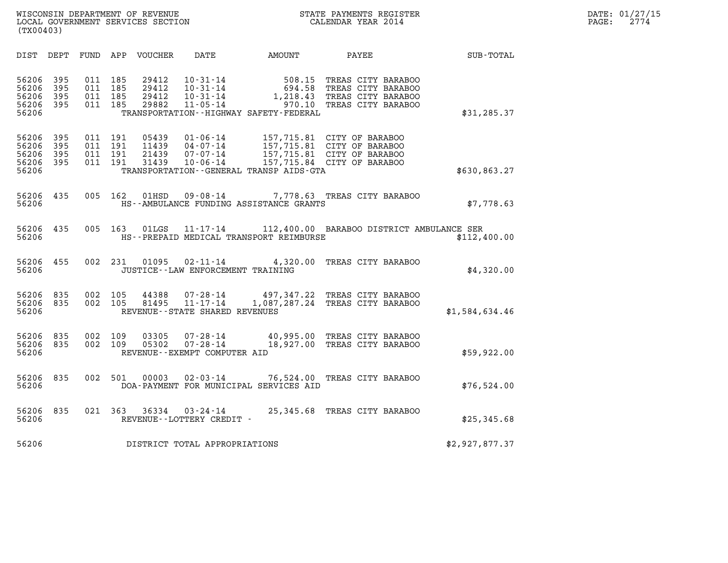WISCONSIN DEPARTMENT OF REVENUE
LOCAL GOVERNMENT SERVICES SECTION
(TX00403)

STATE PAYMENTS REGISTER
CALENDAR YEAR 2014

DATE: 01/27/15
PAGE: 2774

| DIST | DEPT | FUND | APP | VOUCHER | DATE | AMOUNT | PAYEE | SUB-TOTAL |
|---|---|---|---|---|---|---|---|---|
| 56206 | 395 | 011 | 185 | 29412 | 10-31-14 | 508.15 | TREAS CITY BARABOO | |
| 56206 | 395 | 011 | 185 | 29412 | 10-31-14 | 694.58 | TREAS CITY BARABOO | |
| 56206 | 395 | 011 | 185 | 29412 | 10-31-14 | 1,218.43 | TREAS CITY BARABOO | |
| 56206 | 395 | 011 | 185 | 29882 | 11-05-14 | 970.10 | TREAS CITY BARABOO | |
| 56206 | | | | | TRANSPORTATION--HIGHWAY SAFETY-FEDERAL | | | $31,285.37 |
| 56206 | 395 | 011 | 191 | 05439 | 01-06-14 | 157,715.81 | CITY OF BARABOO | |
| 56206 | 395 | 011 | 191 | 11439 | 04-07-14 | 157,715.81 | CITY OF BARABOO | |
| 56206 | 395 | 011 | 191 | 21439 | 07-07-14 | 157,715.81 | CITY OF BARABOO | |
| 56206 | 395 | 011 | 191 | 31439 | 10-06-14 | 157,715.84 | CITY OF BARABOO | |
| 56206 | | | | | TRANSPORTATION--GENERAL TRANSP AIDS-GTA | | | $630,863.27 |
| 56206 | 435 | 005 | 162 | 01HSD | 09-08-14 | 7,778.63 | TREAS CITY BARABOO | |
| 56206 | | | | | HS--AMBULANCE FUNDING ASSISTANCE GRANTS | | | $7,778.63 |
| 56206 | 435 | 005 | 163 | 01LGS | 11-17-14 | 112,400.00 | BARABOO DISTRICT AMBULANCE SER | |
| 56206 | | | | | HS--PREPAID MEDICAL TRANSPORT REIMBURSE | | | $112,400.00 |
| 56206 | 455 | 002 | 231 | 01095 | 02-11-14 | 4,320.00 | TREAS CITY BARABOO | |
| 56206 | | | | | JUSTICE--LAW ENFORCEMENT TRAINING | | | $4,320.00 |
| 56206 | 835 | 002 | 105 | 44388 | 07-28-14 | 497,347.22 | TREAS CITY BARABOO | |
| 56206 | 835 | 002 | 105 | 81495 | 11-17-14 | 1,087,287.24 | TREAS CITY BARABOO | |
| 56206 | | | | | REVENUE--STATE SHARED REVENUES | | | $1,584,634.46 |
| 56206 | 835 | 002 | 109 | 03305 | 07-28-14 | 40,995.00 | TREAS CITY BARABOO | |
| 56206 | 835 | 002 | 109 | 05302 | 07-28-14 | 18,927.00 | TREAS CITY BARABOO | |
| 56206 | | | | | REVENUE--EXEMPT COMPUTER AID | | | $59,922.00 |
| 56206 | 835 | 002 | 501 | 00003 | 02-03-14 | 76,524.00 | TREAS CITY BARABOO | |
| 56206 | | | | | DOA-PAYMENT FOR MUNICIPAL SERVICES AID | | | $76,524.00 |
| 56206 | 835 | 021 | 363 | 36334 | 03-24-14 | 25,345.68 | TREAS CITY BARABOO | |
| 56206 | | | | | REVENUE--LOTTERY CREDIT - | | | $25,345.68 |
| 56206 | | | | | DISTRICT TOTAL APPROPRIATIONS | | | $2,927,877.37 |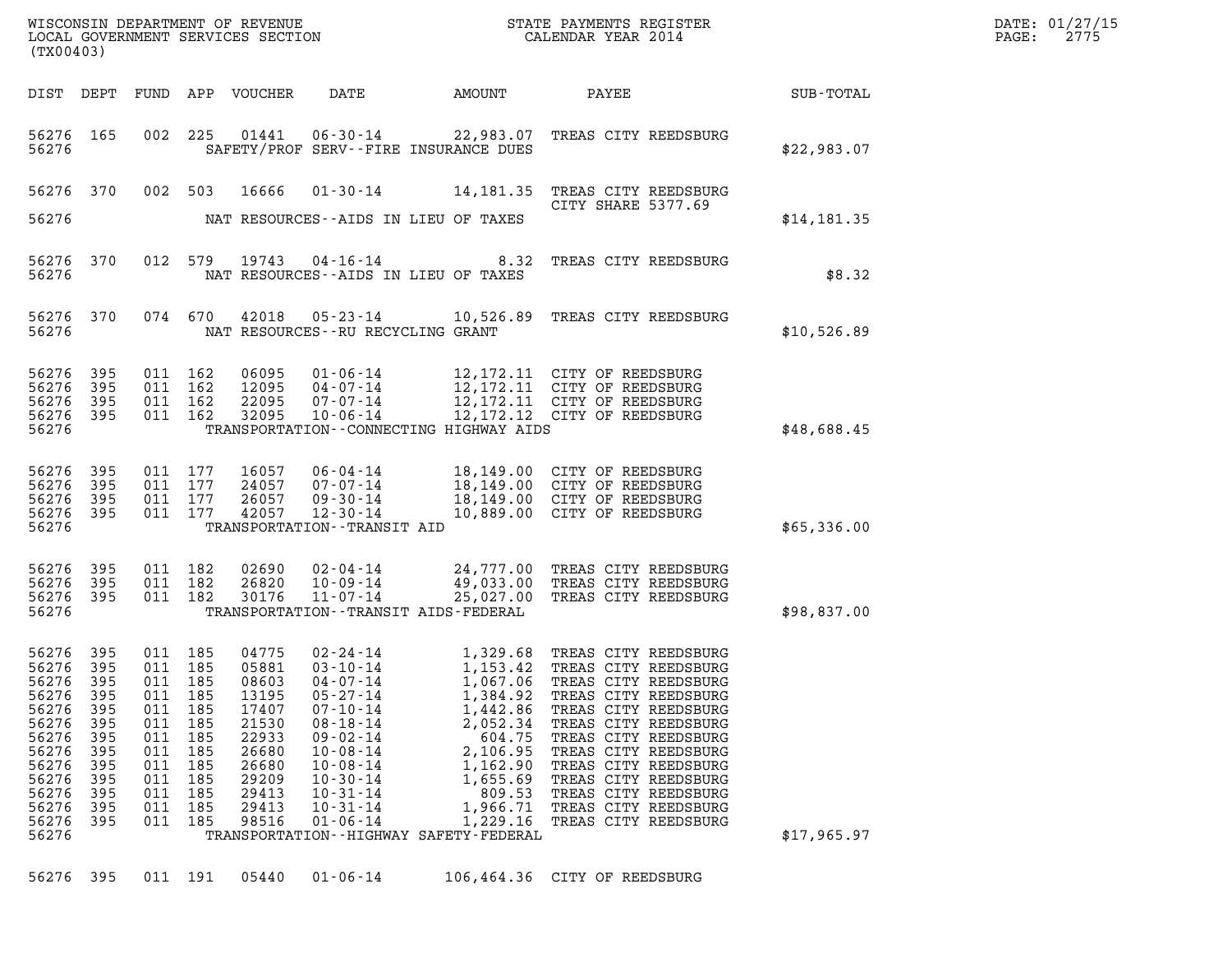WISCONSIN DEPARTMENT OF REVENUE
LOCAL GOVERNMENT SERVICES SECTION
(TX00403)

STATE PAYMENTS REGISTER
CALENDAR YEAR 2014

DATE: 01/27/15
PAGE: 2775

| DIST | DEPT | FUND | APP | VOUCHER | DATE | AMOUNT | PAYEE | SUB-TOTAL |
|---|---|---|---|---|---|---|---|---|
| 56276 | 165 | 002 | 225 | 01441 | 06-30-14 | 22,983.07 | TREAS CITY REEDSBURG | |
| 56276 | | | | | SAFETY/PROF SERV--FIRE INSURANCE DUES | | | $22,983.07 |
| 56276 | 370 | 002 | 503 | 16666 | 01-30-14 | 14,181.35 | TREAS CITY REEDSBURG CITY SHARE 5377.69 | |
| 56276 | | | | | NAT RESOURCES--AIDS IN LIEU OF TAXES | | | $14,181.35 |
| 56276 | 370 | 012 | 579 | 19743 | 04-16-14 | 8.32 | TREAS CITY REEDSBURG | |
| 56276 | | | | | NAT RESOURCES--AIDS IN LIEU OF TAXES | | | $8.32 |
| 56276 | 370 | 074 | 670 | 42018 | 05-23-14 | 10,526.89 | TREAS CITY REEDSBURG | |
| 56276 | | | | | NAT RESOURCES--RU RECYCLING GRANT | | | $10,526.89 |
| 56276 | 395 | 011 | 162 | 06095 | 01-06-14 | 12,172.11 | CITY OF REEDSBURG | |
| 56276 | 395 | 011 | 162 | 12095 | 04-07-14 | 12,172.11 | CITY OF REEDSBURG | |
| 56276 | 395 | 011 | 162 | 22095 | 07-07-14 | 12,172.11 | CITY OF REEDSBURG | |
| 56276 | 395 | 011 | 162 | 32095 | 10-06-14 | 12,172.12 | CITY OF REEDSBURG | |
| 56276 | | | | | TRANSPORTATION--CONNECTING HIGHWAY AIDS | | | $48,688.45 |
| 56276 | 395 | 011 | 177 | 16057 | 06-04-14 | 18,149.00 | CITY OF REEDSBURG | |
| 56276 | 395 | 011 | 177 | 24057 | 07-07-14 | 18,149.00 | CITY OF REEDSBURG | |
| 56276 | 395 | 011 | 177 | 26057 | 09-30-14 | 18,149.00 | CITY OF REEDSBURG | |
| 56276 | 395 | 011 | 177 | 42057 | 12-30-14 | 10,889.00 | CITY OF REEDSBURG | |
| 56276 | | | | | TRANSPORTATION--TRANSIT AID | | | $65,336.00 |
| 56276 | 395 | 011 | 182 | 02690 | 02-04-14 | 24,777.00 | TREAS CITY REEDSBURG | |
| 56276 | 395 | 011 | 182 | 26820 | 10-09-14 | 49,033.00 | TREAS CITY REEDSBURG | |
| 56276 | 395 | 011 | 182 | 30176 | 11-07-14 | 25,027.00 | TREAS CITY REEDSBURG | |
| 56276 | | | | | TRANSPORTATION--TRANSIT AIDS-FEDERAL | | | $98,837.00 |
| 56276 | 395 | 011 | 185 | 04775 | 02-24-14 | 1,329.68 | TREAS CITY REEDSBURG | |
| 56276 | 395 | 011 | 185 | 05881 | 03-10-14 | 1,153.42 | TREAS CITY REEDSBURG | |
| 56276 | 395 | 011 | 185 | 08603 | 04-07-14 | 1,067.06 | TREAS CITY REEDSBURG | |
| 56276 | 395 | 011 | 185 | 13195 | 05-27-14 | 1,384.92 | TREAS CITY REEDSBURG | |
| 56276 | 395 | 011 | 185 | 17407 | 07-10-14 | 1,442.86 | TREAS CITY REEDSBURG | |
| 56276 | 395 | 011 | 185 | 21530 | 08-18-14 | 2,052.34 | TREAS CITY REEDSBURG | |
| 56276 | 395 | 011 | 185 | 22933 | 09-02-14 | 604.75 | TREAS CITY REEDSBURG | |
| 56276 | 395 | 011 | 185 | 26680 | 10-08-14 | 2,106.95 | TREAS CITY REEDSBURG | |
| 56276 | 395 | 011 | 185 | 26680 | 10-08-14 | 1,162.90 | TREAS CITY REEDSBURG | |
| 56276 | 395 | 011 | 185 | 29209 | 10-30-14 | 1,655.69 | TREAS CITY REEDSBURG | |
| 56276 | 395 | 011 | 185 | 29413 | 10-31-14 | 809.53 | TREAS CITY REEDSBURG | |
| 56276 | 395 | 011 | 185 | 29413 | 10-31-14 | 1,966.71 | TREAS CITY REEDSBURG | |
| 56276 | 395 | 011 | 185 | 98516 | 01-06-14 | 1,229.16 | TREAS CITY REEDSBURG | |
| 56276 | | | | | TRANSPORTATION--HIGHWAY SAFETY-FEDERAL | | | $17,965.97 |
| 56276 | 395 | 011 | 191 | 05440 | 01-06-14 | 106,464.36 | CITY OF REEDSBURG | |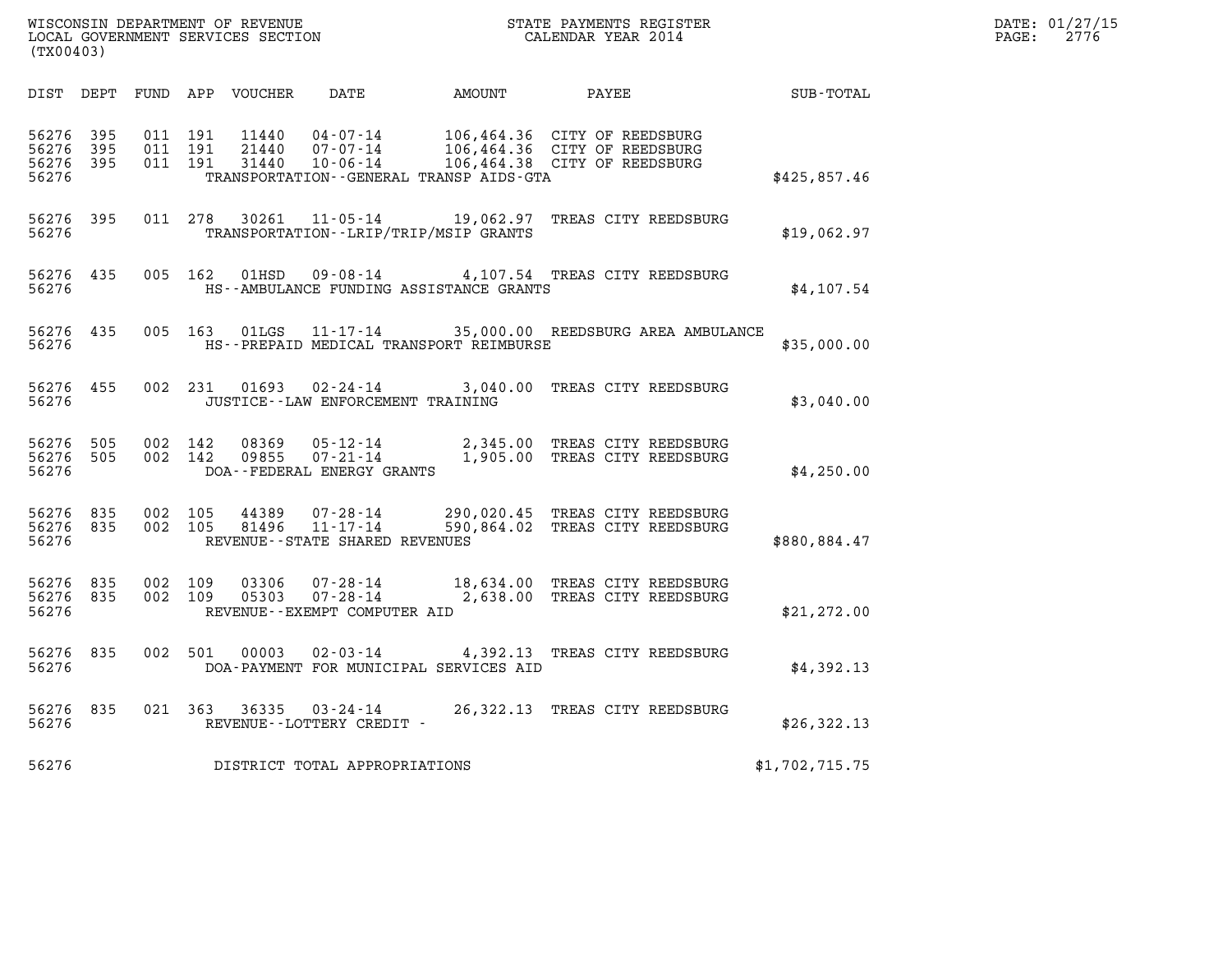WISCONSIN DEPARTMENT OF REVENUE
LOCAL GOVERNMENT SERVICES SECTION
(TX00403)

STATE PAYMENTS REGISTER
CALENDAR YEAR 2014

DATE: 01/27/15
PAGE: 2776

| DIST | DEPT | FUND | APP | VOUCHER | DATE | AMOUNT | PAYEE | SUB-TOTAL |
|---|---|---|---|---|---|---|---|---|
| 56276 | 395 | 011 | 191 | 11440 | 04-07-14 | 106,464.36 | CITY OF REEDSBURG | |
| 56276 | 395 | 011 | 191 | 21440 | 07-07-14 | 106,464.36 | CITY OF REEDSBURG | |
| 56276 | 395 | 011 | 191 | 31440 | 10-06-14 | 106,464.38 | CITY OF REEDSBURG | |
| 56276 | | | | TRANSPORTATION--GENERAL TRANSP AIDS-GTA | | | | $425,857.46 |
| 56276 | 395 | 011 | 278 | 30261 | 11-05-14 | 19,062.97 | TREAS CITY REEDSBURG | |
| 56276 | | | | TRANSPORTATION--LRIP/TRIP/MSIP GRANTS | | | | $19,062.97 |
| 56276 | 435 | 005 | 162 | 01HSD | 09-08-14 | 4,107.54 | TREAS CITY REEDSBURG | |
| 56276 | | | | HS--AMBULANCE FUNDING ASSISTANCE GRANTS | | | | $4,107.54 |
| 56276 | 435 | 005 | 163 | 01LGS | 11-17-14 | 35,000.00 | REEDSBURG AREA AMBULANCE | |
| 56276 | | | | HS--PREPAID MEDICAL TRANSPORT REIMBURSE | | | | $35,000.00 |
| 56276 | 455 | 002 | 231 | 01693 | 02-24-14 | 3,040.00 | TREAS CITY REEDSBURG | |
| 56276 | | | | JUSTICE--LAW ENFORCEMENT TRAINING | | | | $3,040.00 |
| 56276 | 505 | 002 | 142 | 08369 | 05-12-14 | 2,345.00 | TREAS CITY REEDSBURG | |
| 56276 | 505 | 002 | 142 | 09855 | 07-21-14 | 1,905.00 | TREAS CITY REEDSBURG | |
| 56276 | | | | DOA--FEDERAL ENERGY GRANTS | | | | $4,250.00 |
| 56276 | 835 | 002 | 105 | 44389 | 07-28-14 | 290,020.45 | TREAS CITY REEDSBURG | |
| 56276 | 835 | 002 | 105 | 81496 | 11-17-14 | 590,864.02 | TREAS CITY REEDSBURG | |
| 56276 | | | | REVENUE--STATE SHARED REVENUES | | | | $880,884.47 |
| 56276 | 835 | 002 | 109 | 03306 | 07-28-14 | 18,634.00 | TREAS CITY REEDSBURG | |
| 56276 | 835 | 002 | 109 | 05303 | 07-28-14 | 2,638.00 | TREAS CITY REEDSBURG | |
| 56276 | | | | REVENUE--EXEMPT COMPUTER AID | | | | $21,272.00 |
| 56276 | 835 | 002 | 501 | 00003 | 02-03-14 | 4,392.13 | TREAS CITY REEDSBURG | |
| 56276 | | | | DOA-PAYMENT FOR MUNICIPAL SERVICES AID | | | | $4,392.13 |
| 56276 | 835 | 021 | 363 | 36335 | 03-24-14 | 26,322.13 | TREAS CITY REEDSBURG | |
| 56276 | | | | REVENUE--LOTTERY CREDIT - | | | | $26,322.13 |
| 56276 | | | | DISTRICT TOTAL APPROPRIATIONS | | | | $1,702,715.75 |